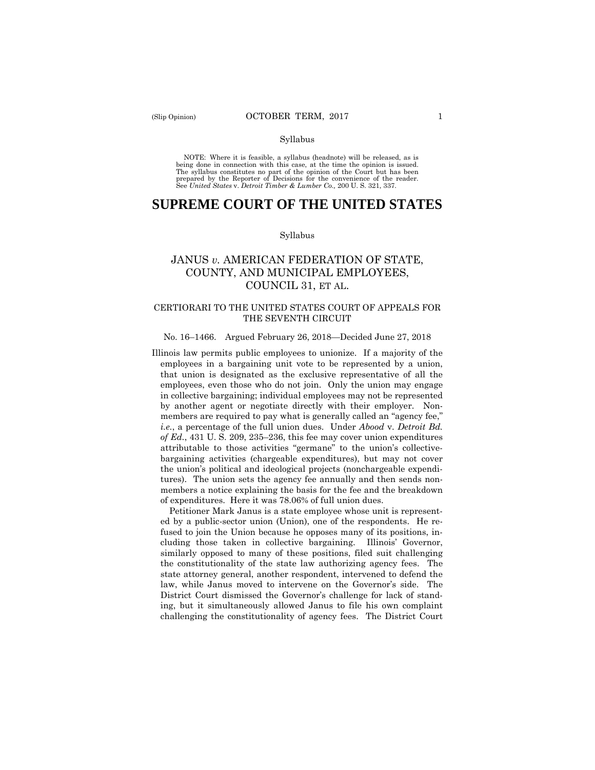Syllabus

NOTE: Where it is feasible, a syllabus (headnote) will be released, as is being done in connection with this case, at the time the opinion is issued. The syllabus constitutes no part of the opinion of the Court but has been prepared by the Reporter of Decisions for the convenience of the reader. See *United States* v. *Detroit Timber & Lumber Co.,* 200 U. S. 321, 337.

# SUPREME COURT OF THE UNITED STATES

Syllabus

## JANUS *v.* AMERICAN FEDERATION OF STATE, COUNTY, AND MUNICIPAL EMPLOYEES, COUNCIL 31, ET AL.

### CERTIORARI TO THE UNITED STATES COURT OF APPEALS FOR THE SEVENTH CIRCUIT

No. 16–1466. Argued February 26, 2018—Decided June 27, 2018

Illinois law permits public employees to unionize. If a majority of the employees in a bargaining unit vote to be represented by a union, that union is designated as the exclusive representative of all the employees, even those who do not join. Only the union may engage in collective bargaining; individual employees may not be represented by another agent or negotiate directly with their employer. Nonmembers are required to pay what is generally called an "agency fee," *i.e.*, a percentage of the full union dues. Under *Abood* v. *Detroit Bd. of Ed.*, 431 U. S. 209, 235–236, this fee may cover union expenditures attributable to those activities "germane" to the union's collective-bargaining activities (chargeable expenditures), but may not cover the union's political and ideological projects (nonchargeable expenditures). The union sets the agency fee annually and then sends nonmembers a notice explaining the basis for the fee and the breakdown of expenditures. Here it was 78.06% of full union dues.

Petitioner Mark Janus is a state employee whose unit is represented by a public-sector union (Union), one of the respondents. He refused to join the Union because he opposes many of its positions, including those taken in collective bargaining. Illinois' Governor, similarly opposed to many of these positions, filed suit challenging the constitutionality of the state law authorizing agency fees. The state attorney general, another respondent, intervened to defend the law, while Janus moved to intervene on the Governor's side. The District Court dismissed the Governor's challenge for lack of standing, but it simultaneously allowed Janus to file his own complaint challenging the constitutionality of agency fees. The District Court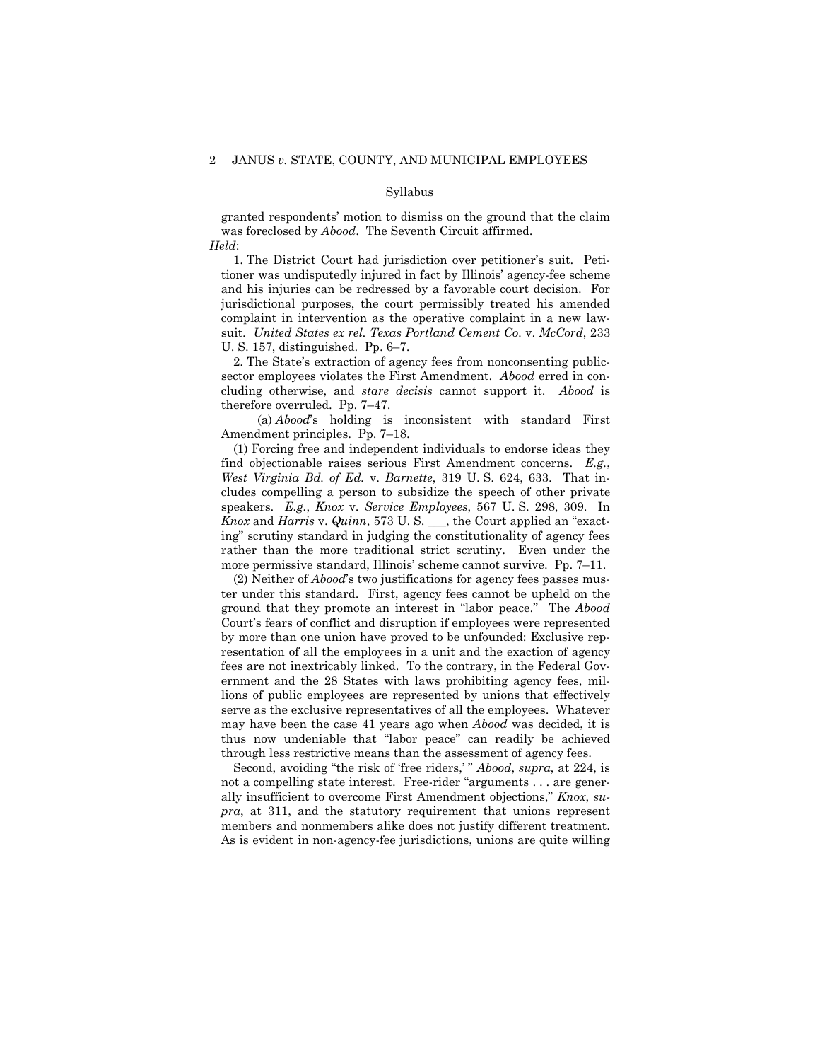Syllabus

granted respondents' motion to dismiss on the ground that the claim was foreclosed by *Abood*. The Seventh Circuit affirmed.

*Held*:

1. The District Court had jurisdiction over petitioner's suit. Petitioner was undisputedly injured in fact by Illinois' agency-fee scheme and his injuries can be redressed by a favorable court decision. For jurisdictional purposes, the court permissibly treated his amended complaint in intervention as the operative complaint in a new lawsuit. *United States ex rel. Texas Portland Cement Co.* v. *McCord*, 233 U. S. 157, distinguished. Pp. 6–7.

2. The State's extraction of agency fees from nonconsenting public-sector employees violates the First Amendment. *Abood* erred in concluding otherwise, and *stare decisis* cannot support it. *Abood* is therefore overruled. Pp. 7–47.

(a) *Abood*'s holding is inconsistent with standard First Amendment principles. Pp. 7–18.

(1) Forcing free and independent individuals to endorse ideas they find objectionable raises serious First Amendment concerns. *E.g.*, *West Virginia Bd. of Ed.* v. *Barnette*, 319 U. S. 624, 633. That includes compelling a person to subsidize the speech of other private speakers. *E.g.*, *Knox* v. *Service Employees*, 567 U. S. 298, 309. In *Knox* and *Harris* v. *Quinn*, 573 U. S. ___, the Court applied an "exacting" scrutiny standard in judging the constitutionality of agency fees rather than the more traditional strict scrutiny. Even under the more permissive standard, Illinois' scheme cannot survive. Pp. 7–11.

(2) Neither of *Abood*'s two justifications for agency fees passes muster under this standard. First, agency fees cannot be upheld on the ground that they promote an interest in "labor peace." The *Abood* Court's fears of conflict and disruption if employees were represented by more than one union have proved to be unfounded: Exclusive representation of all the employees in a unit and the exaction of agency fees are not inextricably linked. To the contrary, in the Federal Government and the 28 States with laws prohibiting agency fees, millions of public employees are represented by unions that effectively serve as the exclusive representatives of all the employees. Whatever may have been the case 41 years ago when *Abood* was decided, it is thus now undeniable that "labor peace" can readily be achieved through less restrictive means than the assessment of agency fees.

Second, avoiding "the risk of 'free riders,'" *Abood*, *supra*, at 224, is not a compelling state interest. Free-rider "arguments . . . are generally insufficient to overcome First Amendment objections," *Knox*, *supra*, at 311, and the statutory requirement that unions represent members and nonmembers alike does not justify different treatment. As is evident in non-agency-fee jurisdictions, unions are quite willing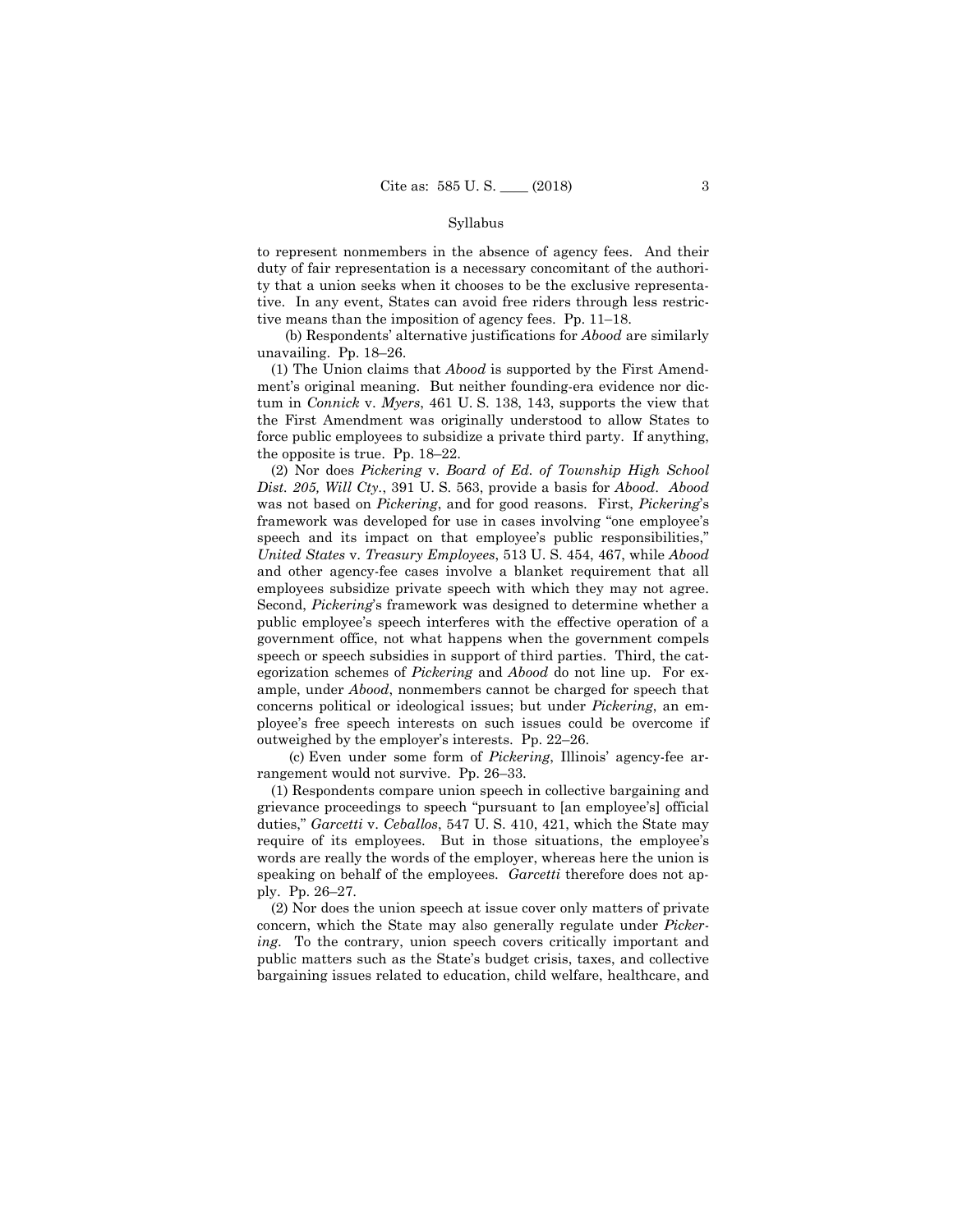to represent nonmembers in the absence of agency fees. And their duty of fair representation is a necessary concomitant of the authority that a union seeks when it chooses to be the exclusive representative. In any event, States can avoid free riders through less restrictive means than the imposition of agency fees. Pp. 11–18.

(b) Respondents' alternative justifications for *Abood* are similarly unavailing. Pp. 18–26.

(1) The Union claims that *Abood* is supported by the First Amendment's original meaning. But neither founding-era evidence nor dictum in *Connick* v. *Myers*, 461 U. S. 138, 143, supports the view that the First Amendment was originally understood to allow States to force public employees to subsidize a private third party. If anything, the opposite is true. Pp. 18–22.

(2) Nor does *Pickering* v. *Board of Ed. of Township High School Dist. 205, Will Cty.*, 391 U. S. 563, provide a basis for *Abood*. *Abood* was not based on *Pickering*, and for good reasons. First, *Pickering*'s framework was developed for use in cases involving "one employee's speech and its impact on that employee's public responsibilities," *United States* v. *Treasury Employees*, 513 U. S. 454, 467, while *Abood* and other agency-fee cases involve a blanket requirement that all employees subsidize private speech with which they may not agree. Second, *Pickering*'s framework was designed to determine whether a public employee's speech interferes with the effective operation of a government office, not what happens when the government compels speech or speech subsidies in support of third parties. Third, the categorization schemes of *Pickering* and *Abood* do not line up. For example, under *Abood*, nonmembers cannot be charged for speech that concerns political or ideological issues; but under *Pickering*, an employee's free speech interests on such issues could be overcome if outweighed by the employer's interests. Pp. 22–26.

(c) Even under some form of *Pickering*, Illinois' agency-fee arrangement would not survive. Pp. 26–33.

(1) Respondents compare union speech in collective bargaining and grievance proceedings to speech "pursuant to [an employee's] official duties," *Garcetti* v. *Ceballos*, 547 U. S. 410, 421, which the State may require of its employees. But in those situations, the employee's words are really the words of the employer, whereas here the union is speaking on behalf of the employees. *Garcetti* therefore does not apply. Pp. 26–27.

(2) Nor does the union speech at issue cover only matters of private concern, which the State may also generally regulate under *Pickering*. To the contrary, union speech covers critically important and public matters such as the State's budget crisis, taxes, and collective bargaining issues related to education, child welfare, healthcare, and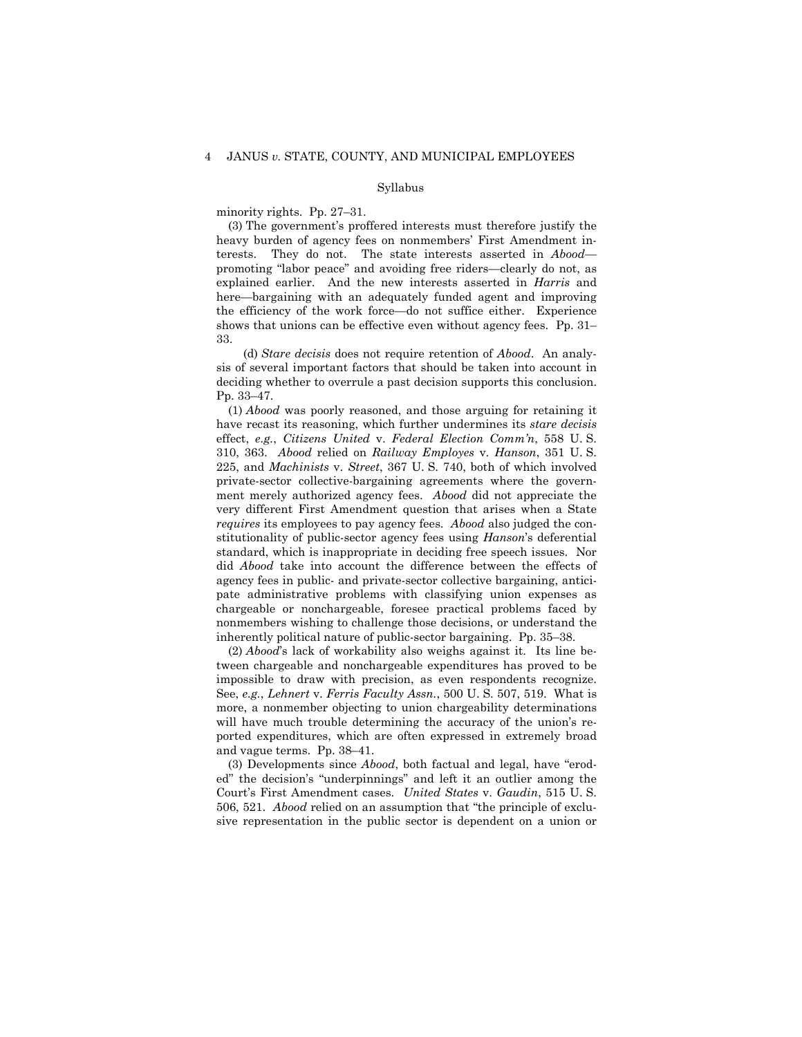minority rights. Pp. 27–31.

(3) The government's proffered interests must therefore justify the heavy burden of agency fees on nonmembers' First Amendment interests. They do not. The state interests asserted in *Abood*—promoting "labor peace" and avoiding free riders—clearly do not, as explained earlier. And the new interests asserted in *Harris* and here—bargaining with an adequately funded agent and improving the efficiency of the work force—do not suffice either. Experience shows that unions can be effective even without agency fees. Pp. 31–33.

(d) *Stare decisis* does not require retention of *Abood*. An analysis of several important factors that should be taken into account in deciding whether to overrule a past decision supports this conclusion. Pp. 33–47.

(1) *Abood* was poorly reasoned, and those arguing for retaining it have recast its reasoning, which further undermines its *stare decisis* effect, *e.g.*, *Citizens United* v. *Federal Election Comm'n*, 558 U. S. 310, 363. *Abood* relied on *Railway Employes* v. *Hanson*, 351 U. S. 225, and *Machinists* v. *Street*, 367 U. S. 740, both of which involved private-sector collective-bargaining agreements where the government merely authorized agency fees. *Abood* did not appreciate the very different First Amendment question that arises when a State *requires* its employees to pay agency fees. *Abood* also judged the constitutionality of public-sector agency fees using *Hanson*'s deferential standard, which is inappropriate in deciding free speech issues. Nor did *Abood* take into account the difference between the effects of agency fees in public- and private-sector collective bargaining, anticipate administrative problems with classifying union expenses as chargeable or nonchargeable, foresee practical problems faced by nonmembers wishing to challenge those decisions, or understand the inherently political nature of public-sector bargaining. Pp. 35–38.

(2) *Abood*'s lack of workability also weighs against it. Its line between chargeable and nonchargeable expenditures has proved to be impossible to draw with precision, as even respondents recognize. See, *e.g.*, *Lehnert* v. *Ferris Faculty Assn.*, 500 U. S. 507, 519. What is more, a nonmember objecting to union chargeability determinations will have much trouble determining the accuracy of the union's reported expenditures, which are often expressed in extremely broad and vague terms. Pp. 38–41.

(3) Developments since *Abood*, both factual and legal, have "eroded" the decision's "underpinnings" and left it an outlier among the Court's First Amendment cases. *United States* v. *Gaudin*, 515 U. S. 506, 521. *Abood* relied on an assumption that "the principle of exclusive representation in the public sector is dependent on a union or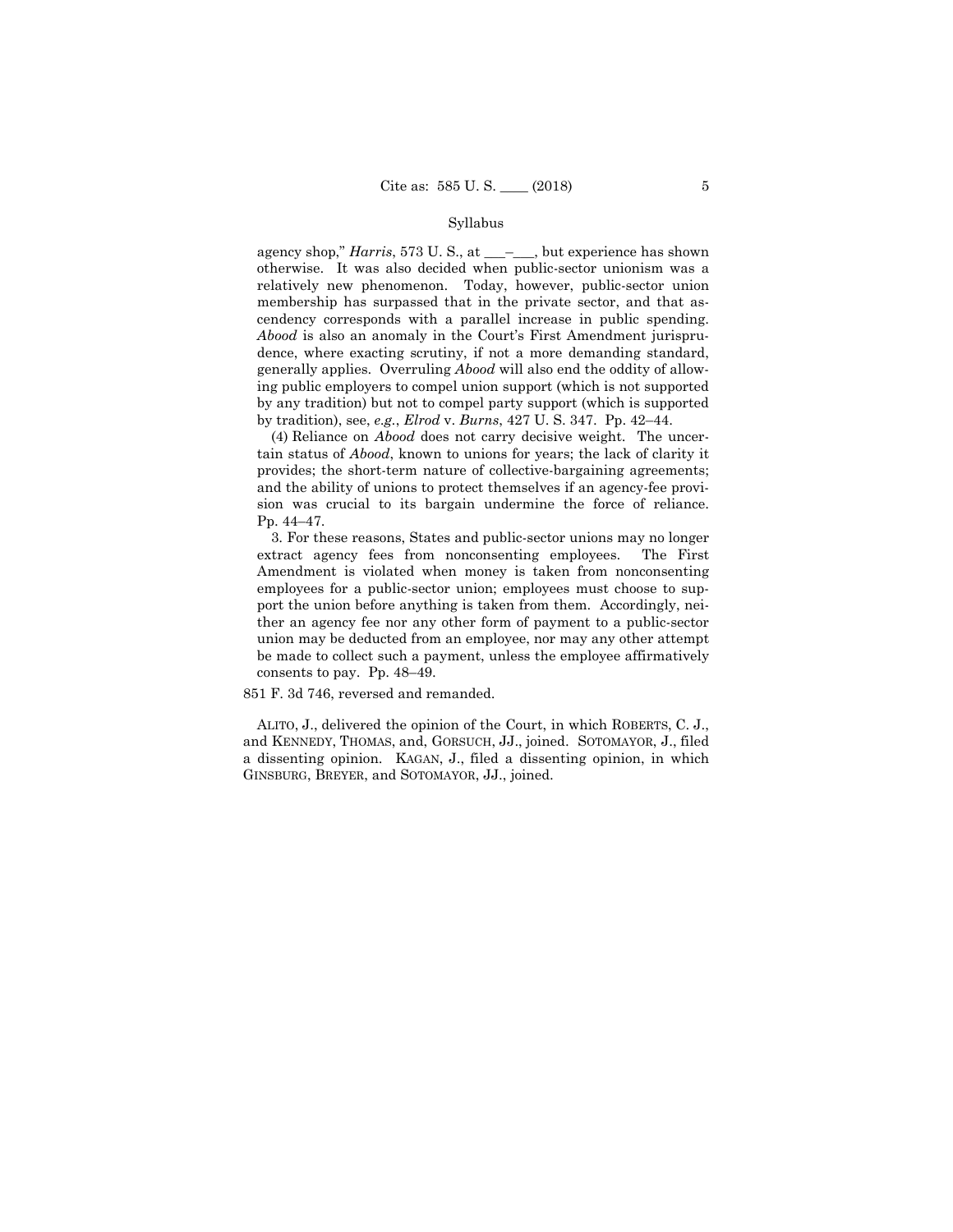agency shop," *Harris*, 573 U. S., at \_\_\_–\_\_\_, but experience has shown otherwise. It was also decided when public-sector unionism was a relatively new phenomenon. Today, however, public-sector union membership has surpassed that in the private sector, and that ascendency corresponds with a parallel increase in public spending. *Abood* is also an anomaly in the Court's First Amendment jurisprudence, where exacting scrutiny, if not a more demanding standard, generally applies. Overruling *Abood* will also end the oddity of allowing public employers to compel union support (which is not supported by any tradition) but not to compel party support (which is supported by tradition), see, *e.g.*, *Elrod* v. *Burns*, 427 U. S. 347. Pp. 42–44.

(4) Reliance on *Abood* does not carry decisive weight. The uncertain status of *Abood*, known to unions for years; the lack of clarity it provides; the short-term nature of collective-bargaining agreements; and the ability of unions to protect themselves if an agency-fee provision was crucial to its bargain undermine the force of reliance. Pp. 44–47.

3. For these reasons, States and public-sector unions may no longer extract agency fees from nonconsenting employees. The First Amendment is violated when money is taken from nonconsenting employees for a public-sector union; employees must choose to support the union before anything is taken from them. Accordingly, neither an agency fee nor any other form of payment to a public-sector union may be deducted from an employee, nor may any other attempt be made to collect such a payment, unless the employee affirmatively consents to pay. Pp. 48–49.

851 F. 3d 746, reversed and remanded.

ALITO, J., delivered the opinion of the Court, in which ROBERTS, C. J., and KENNEDY, THOMAS, and, GORSUCH, JJ., joined. SOTOMAYOR, J., filed a dissenting opinion. KAGAN, J., filed a dissenting opinion, in which GINSBURG, BREYER, and SOTOMAYOR, JJ., joined.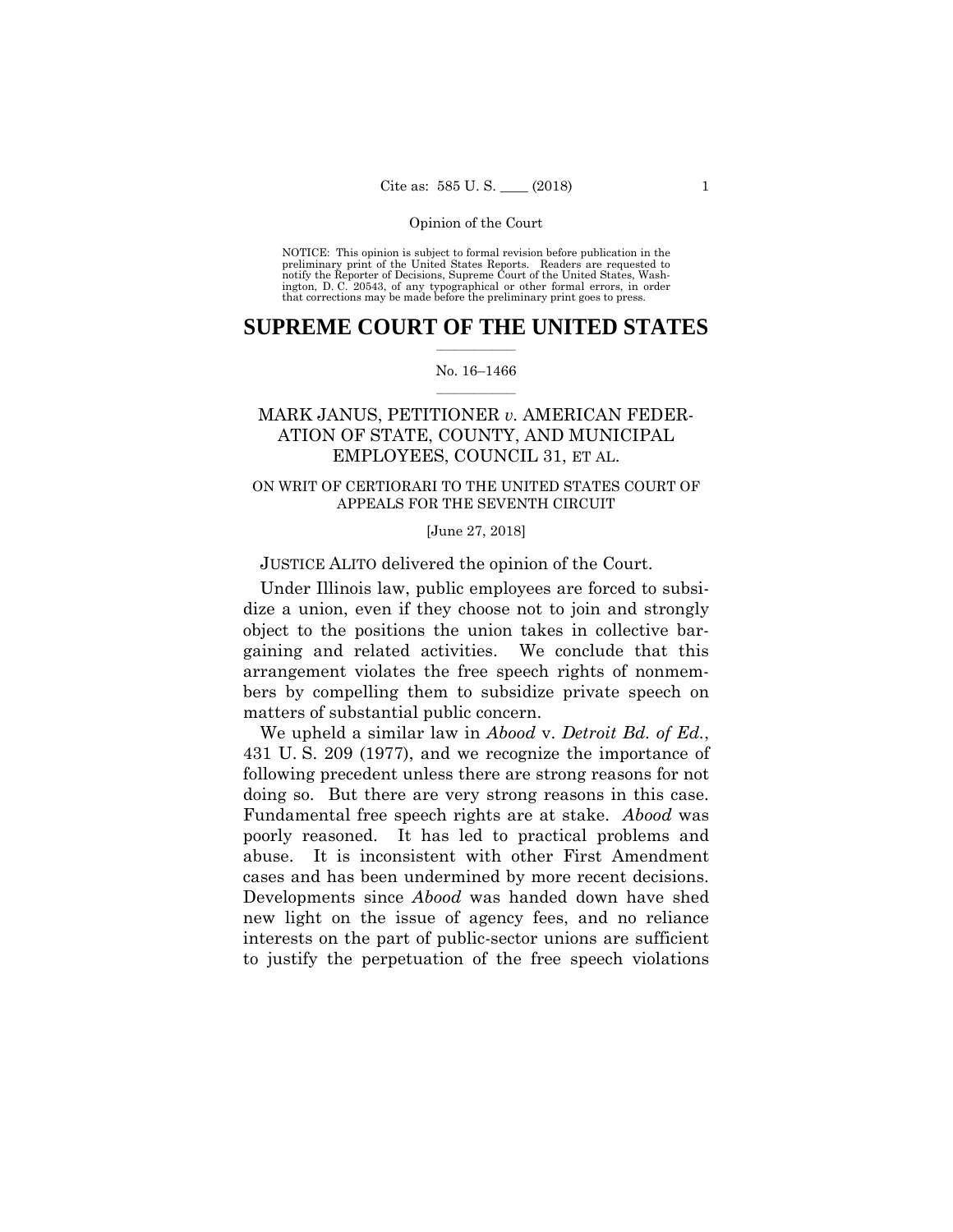Opinion of the Court

NOTICE: This opinion is subject to formal revision before publication in the preliminary print of the United States Reports. Readers are requested to notify the Reporter of Decisions, Supreme Court of the United States, Washington, D. C. 20543, of any typographical or other formal errors, in order that corrections may be made before the preliminary print goes to press.

# SUPREME COURT OF THE UNITED STATES

No. 16–1466

## MARK JANUS, PETITIONER *v.* AMERICAN FEDERATION OF STATE, COUNTY, AND MUNICIPAL EMPLOYEES, COUNCIL 31, ET AL.

ON WRIT OF CERTIORARI TO THE UNITED STATES COURT OF APPEALS FOR THE SEVENTH CIRCUIT

[June 27, 2018]

JUSTICE ALITO delivered the opinion of the Court.

Under Illinois law, public employees are forced to subsidize a union, even if they choose not to join and strongly object to the positions the union takes in collective bargaining and related activities. We conclude that this arrangement violates the free speech rights of nonmembers by compelling them to subsidize private speech on matters of substantial public concern.

We upheld a similar law in *Abood* v. *Detroit Bd. of Ed.*, 431 U. S. 209 (1977), and we recognize the importance of following precedent unless there are strong reasons for not doing so. But there are very strong reasons in this case. Fundamental free speech rights are at stake. *Abood* was poorly reasoned. It has led to practical problems and abuse. It is inconsistent with other First Amendment cases and has been undermined by more recent decisions. Developments since *Abood* was handed down have shed new light on the issue of agency fees, and no reliance interests on the part of public-sector unions are sufficient to justify the perpetuation of the free speech violations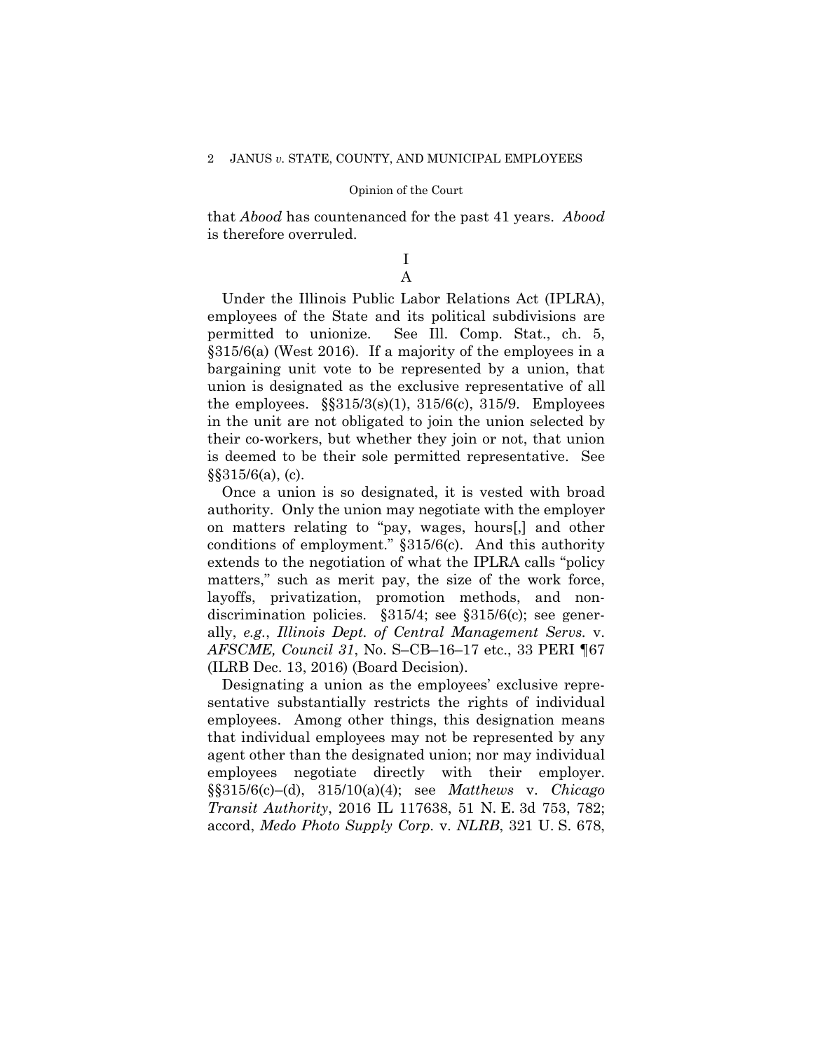that *Abood* has countenanced for the past 41 years. *Abood* is therefore overruled.

# I

## A

Under the Illinois Public Labor Relations Act (IPLRA), employees of the State and its political subdivisions are permitted to unionize. See Ill. Comp. Stat., ch. 5, §315/6(a) (West 2016). If a majority of the employees in a bargaining unit vote to be represented by a union, that union is designated as the exclusive representative of all the employees. §§315/3(s)(1), 315/6(c), 315/9. Employees in the unit are not obligated to join the union selected by their co-workers, but whether they join or not, that union is deemed to be their sole permitted representative. See §§315/6(a), (c).

Once a union is so designated, it is vested with broad authority. Only the union may negotiate with the employer on matters relating to "pay, wages, hours[,] and other conditions of employment." §315/6(c). And this authority extends to the negotiation of what the IPLRA calls "policy matters," such as merit pay, the size of the work force, layoffs, privatization, promotion methods, and non-discrimination policies. §315/4; see §315/6(c); see generally, *e.g.*, *Illinois Dept. of Central Management Servs.* v. *AFSCME, Council 31*, No. S–CB–16–17 etc., 33 PERI ¶67 (ILRB Dec. 13, 2016) (Board Decision).

Designating a union as the employees' exclusive representative substantially restricts the rights of individual employees. Among other things, this designation means that individual employees may not be represented by any agent other than the designated union; nor may individual employees negotiate directly with their employer. §§315/6(c)–(d), 315/10(a)(4); see *Matthews* v. *Chicago Transit Authority*, 2016 IL 117638, 51 N. E. 3d 753, 782; accord, *Medo Photo Supply Corp.* v. *NLRB*, 321 U. S. 678,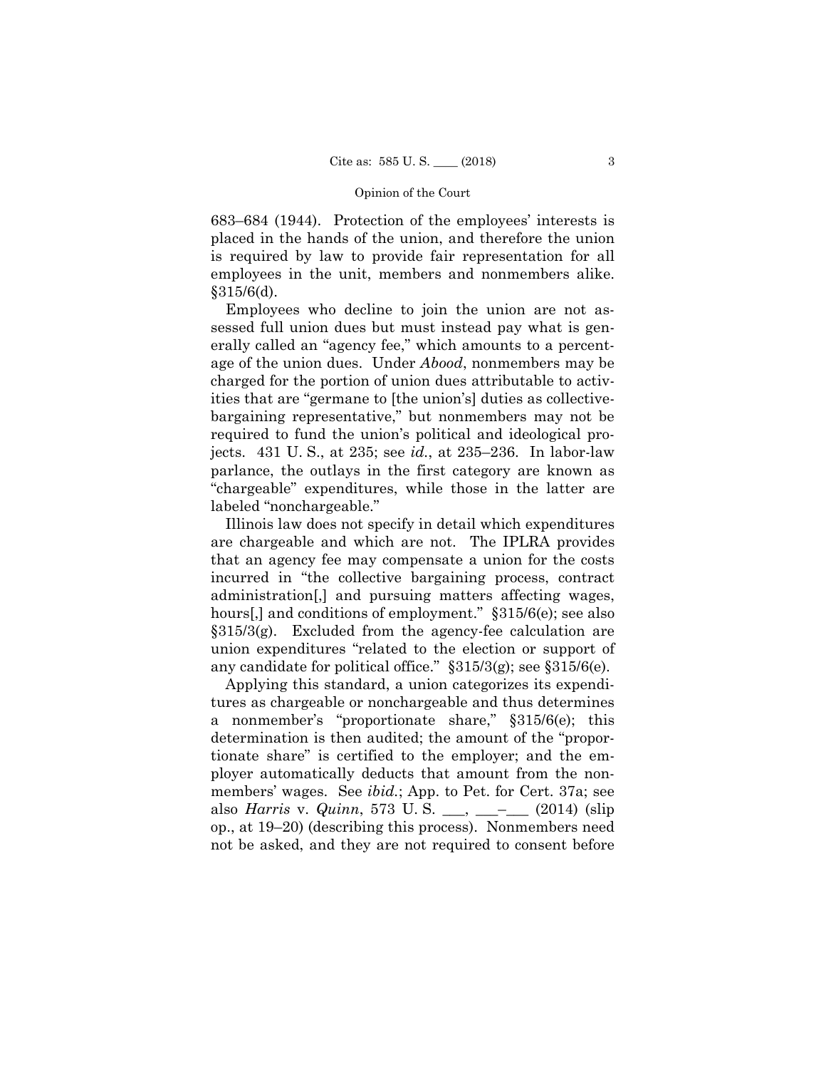683–684 (1944). Protection of the employees' interests is placed in the hands of the union, and therefore the union is required by law to provide fair representation for all employees in the unit, members and nonmembers alike. §315/6(d).

Employees who decline to join the union are not assessed full union dues but must instead pay what is generally called an "agency fee," which amounts to a percentage of the union dues. Under *Abood*, nonmembers may be charged for the portion of union dues attributable to activities that are "germane to [the union's] duties as collective-bargaining representative," but nonmembers may not be required to fund the union's political and ideological projects. 431 U. S., at 235; see *id.*, at 235–236. In labor-law parlance, the outlays in the first category are known as "chargeable" expenditures, while those in the latter are labeled "nonchargeable."

Illinois law does not specify in detail which expenditures are chargeable and which are not. The IPLRA provides that an agency fee may compensate a union for the costs incurred in "the collective bargaining process, contract administration[,] and pursuing matters affecting wages, hours[,] and conditions of employment." §315/6(e); see also §315/3(g). Excluded from the agency-fee calculation are union expenditures "related to the election or support of any candidate for political office." §315/3(g); see §315/6(e).

Applying this standard, a union categorizes its expenditures as chargeable or nonchargeable and thus determines a nonmember's "proportionate share," §315/6(e); this determination is then audited; the amount of the "proportionate share" is certified to the employer; and the employer automatically deducts that amount from the nonmembers' wages. See *ibid.*; App. to Pet. for Cert. 37a; see also *Harris* v. *Quinn*, 573 U. S. \_\_\_, \_\_\_–\_\_\_ (2014) (slip op., at 19–20) (describing this process). Nonmembers need not be asked, and they are not required to consent before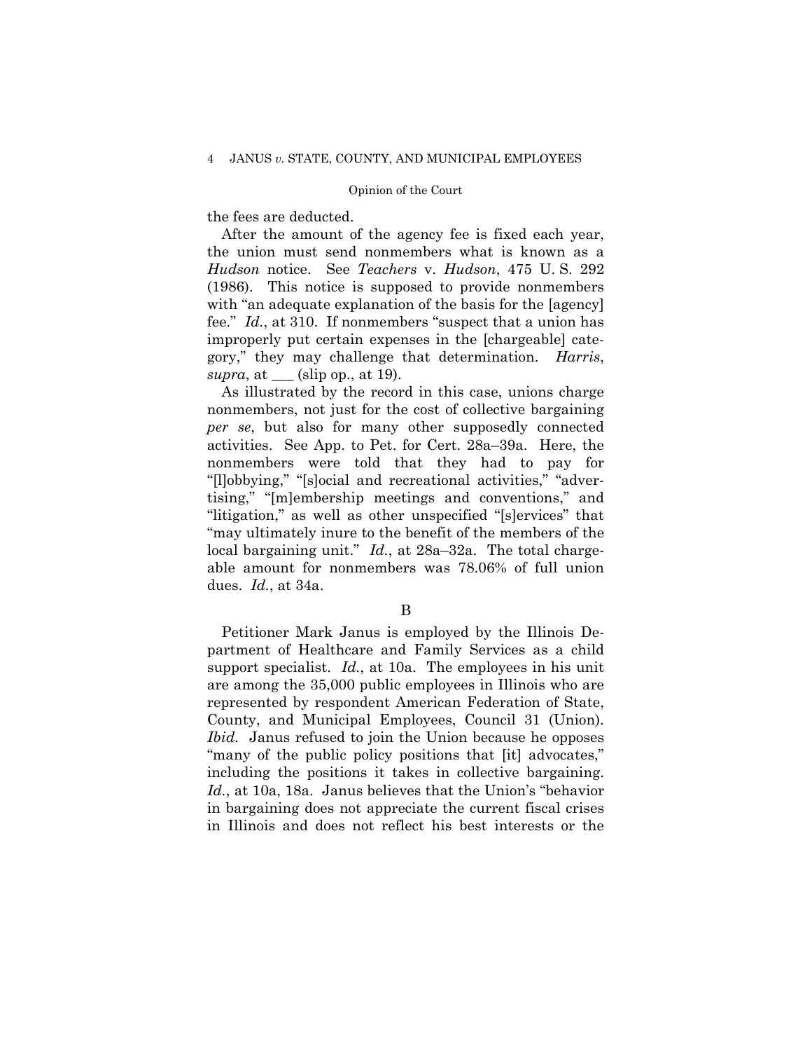the fees are deducted.

After the amount of the agency fee is fixed each year, the union must send nonmembers what is known as a *Hudson* notice. See *Teachers* v. *Hudson*, 475 U. S. 292 (1986). This notice is supposed to provide nonmembers with "an adequate explanation of the basis for the [agency] fee." *Id.*, at 310. If nonmembers "suspect that a union has improperly put certain expenses in the [chargeable] category," they may challenge that determination. *Harris*, *supra*, at ___ (slip op., at 19).

As illustrated by the record in this case, unions charge nonmembers, not just for the cost of collective bargaining *per se*, but also for many other supposedly connected activities. See App. to Pet. for Cert. 28a–39a. Here, the nonmembers were told that they had to pay for "[l]obbying," "[s]ocial and recreational activities," "advertising," "[m]embership meetings and conventions," and "litigation," as well as other unspecified "[s]ervices" that "may ultimately inure to the benefit of the members of the local bargaining unit." *Id.*, at 28a–32a. The total chargeable amount for nonmembers was 78.06% of full union dues. *Id.*, at 34a.

B

Petitioner Mark Janus is employed by the Illinois Department of Healthcare and Family Services as a child support specialist. *Id.*, at 10a. The employees in his unit are among the 35,000 public employees in Illinois who are represented by respondent American Federation of State, County, and Municipal Employees, Council 31 (Union). *Ibid.* Janus refused to join the Union because he opposes "many of the public policy positions that [it] advocates," including the positions it takes in collective bargaining. *Id.*, at 10a, 18a. Janus believes that the Union's "behavior in bargaining does not appreciate the current fiscal crises in Illinois and does not reflect his best interests or the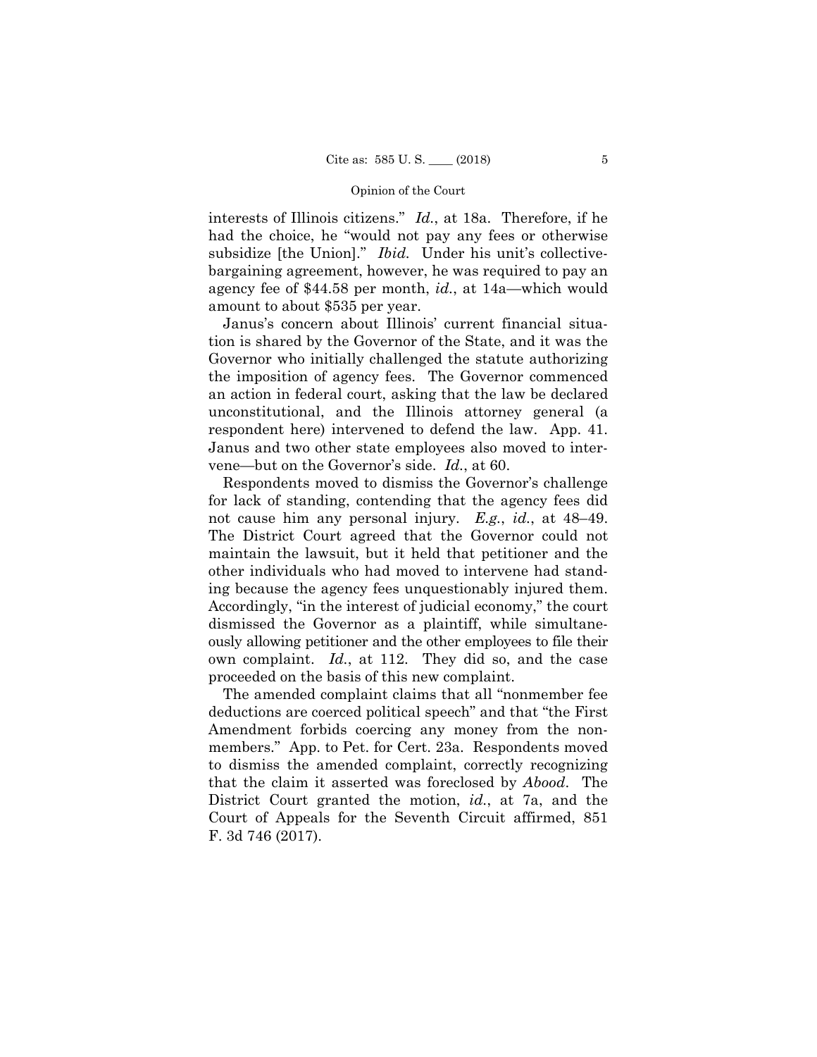interests of Illinois citizens." *Id.*, at 18a. Therefore, if he had the choice, he "would not pay any fees or otherwise subsidize [the Union]." *Ibid.* Under his unit's collective-bargaining agreement, however, he was required to pay an agency fee of $44.58 per month, *id.*, at 14a—which would amount to about $535 per year.

Janus's concern about Illinois' current financial situation is shared by the Governor of the State, and it was the Governor who initially challenged the statute authorizing the imposition of agency fees. The Governor commenced an action in federal court, asking that the law be declared unconstitutional, and the Illinois attorney general (a respondent here) intervened to defend the law. App. 41. Janus and two other state employees also moved to intervene—but on the Governor's side. *Id.*, at 60.

Respondents moved to dismiss the Governor's challenge for lack of standing, contending that the agency fees did not cause him any personal injury. *E.g.*, *id.*, at 48–49. The District Court agreed that the Governor could not maintain the lawsuit, but it held that petitioner and the other individuals who had moved to intervene had standing because the agency fees unquestionably injured them. Accordingly, "in the interest of judicial economy," the court dismissed the Governor as a plaintiff, while simultaneously allowing petitioner and the other employees to file their own complaint. *Id.*, at 112. They did so, and the case proceeded on the basis of this new complaint.

The amended complaint claims that all "nonmember fee deductions are coerced political speech" and that "the First Amendment forbids coercing any money from the nonmembers." App. to Pet. for Cert. 23a. Respondents moved to dismiss the amended complaint, correctly recognizing that the claim it asserted was foreclosed by *Abood*. The District Court granted the motion, *id.*, at 7a, and the Court of Appeals for the Seventh Circuit affirmed, 851 F. 3d 746 (2017).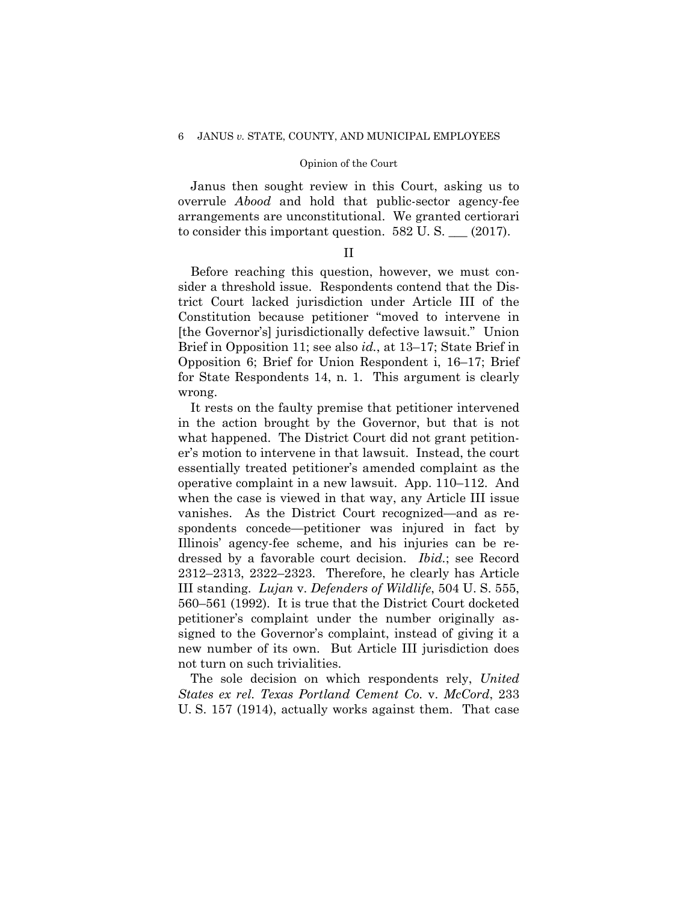Janus then sought review in this Court, asking us to overrule *Abood* and hold that public-sector agency-fee arrangements are unconstitutional. We granted certiorari to consider this important question. 582 U. S. ___ (2017).

## II

Before reaching this question, however, we must consider a threshold issue. Respondents contend that the District Court lacked jurisdiction under Article III of the Constitution because petitioner "moved to intervene in [the Governor's] jurisdictionally defective lawsuit." Union Brief in Opposition 11; see also *id.*, at 13–17; State Brief in Opposition 6; Brief for Union Respondent i, 16–17; Brief for State Respondents 14, n. 1. This argument is clearly wrong.

It rests on the faulty premise that petitioner intervened in the action brought by the Governor, but that is not what happened. The District Court did not grant petitioner's motion to intervene in that lawsuit. Instead, the court essentially treated petitioner's amended complaint as the operative complaint in a new lawsuit. App. 110–112. And when the case is viewed in that way, any Article III issue vanishes. As the District Court recognized—and as respondents concede—petitioner was injured in fact by Illinois' agency-fee scheme, and his injuries can be redressed by a favorable court decision. *Ibid.*; see Record 2312–2313, 2322–2323. Therefore, he clearly has Article III standing. *Lujan* v. *Defenders of Wildlife*, 504 U. S. 555, 560–561 (1992). It is true that the District Court docketed petitioner's complaint under the number originally assigned to the Governor's complaint, instead of giving it a new number of its own. But Article III jurisdiction does not turn on such trivialities.

The sole decision on which respondents rely, *United States ex rel. Texas Portland Cement Co.* v. *McCord*, 233 U. S. 157 (1914), actually works against them. That case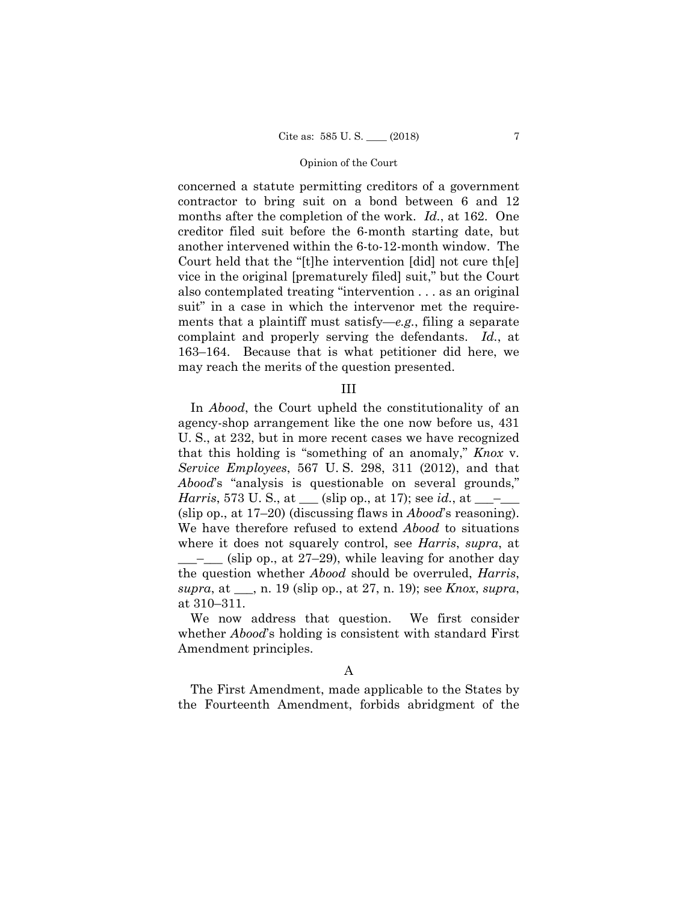concerned a statute permitting creditors of a government contractor to bring suit on a bond between 6 and 12 months after the completion of the work. *Id.*, at 162. One creditor filed suit before the 6-month starting date, but another intervened within the 6-to-12-month window. The Court held that the "[t]he intervention [did] not cure th[e] vice in the original [prematurely filed] suit," but the Court also contemplated treating "intervention . . . as an original suit" in a case in which the intervenor met the requirements that a plaintiff must satisfy—*e.g.*, filing a separate complaint and properly serving the defendants. *Id.*, at 163–164. Because that is what petitioner did here, we may reach the merits of the question presented.

## III

In *Abood*, the Court upheld the constitutionality of an agency-shop arrangement like the one now before us, 431 U. S., at 232, but in more recent cases we have recognized that this holding is "something of an anomaly," *Knox* v. *Service Employees*, 567 U. S. 298, 311 (2012), and that *Abood*'s "analysis is questionable on several grounds," *Harris*, 573 U. S., at ___ (slip op., at 17); see *id.*, at ___–___ (slip op., at 17–20) (discussing flaws in *Abood*'s reasoning). We have therefore refused to extend *Abood* to situations where it does not squarely control, see *Harris*, *supra*, at ___–___ (slip op., at 27–29), while leaving for another day the question whether *Abood* should be overruled, *Harris*, *supra*, at ___, n. 19 (slip op., at 27, n. 19); see *Knox*, *supra*, at 310–311.

We now address that question. We first consider whether *Abood*'s holding is consistent with standard First Amendment principles.

### A

The First Amendment, made applicable to the States by the Fourteenth Amendment, forbids abridgment of the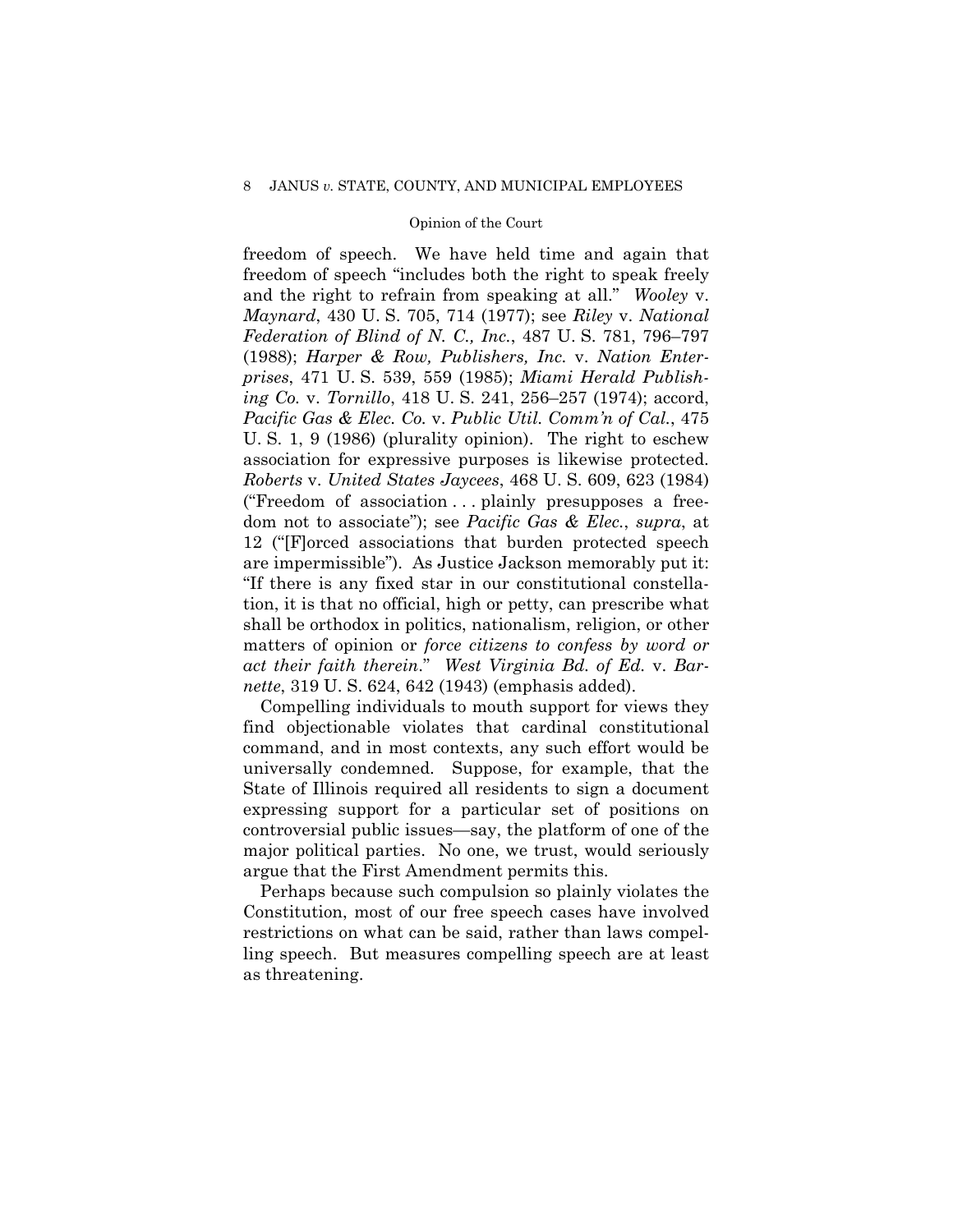freedom of speech. We have held time and again that freedom of speech "includes both the right to speak freely and the right to refrain from speaking at all." *Wooley* v. *Maynard*, 430 U. S. 705, 714 (1977); see *Riley* v. *National Federation of Blind of N. C., Inc.*, 487 U. S. 781, 796–797 (1988); *Harper & Row, Publishers, Inc.* v. *Nation Enterprises*, 471 U. S. 539, 559 (1985); *Miami Herald Publishing Co.* v. *Tornillo*, 418 U. S. 241, 256–257 (1974); accord, *Pacific Gas & Elec. Co.* v. *Public Util. Comm'n of Cal.*, 475 U. S. 1, 9 (1986) (plurality opinion). The right to eschew association for expressive purposes is likewise protected. *Roberts* v. *United States Jaycees*, 468 U. S. 609, 623 (1984) ("Freedom of association . . . plainly presupposes a freedom not to associate"); see *Pacific Gas & Elec.*, *supra*, at 12 ("[F]orced associations that burden protected speech are impermissible"). As Justice Jackson memorably put it: "If there is any fixed star in our constitutional constellation, it is that no official, high or petty, can prescribe what shall be orthodox in politics, nationalism, religion, or other matters of opinion or *force citizens to confess by word or act their faith therein*." *West Virginia Bd. of Ed.* v. *Barnette*, 319 U. S. 624, 642 (1943) (emphasis added).

Compelling individuals to mouth support for views they find objectionable violates that cardinal constitutional command, and in most contexts, any such effort would be universally condemned. Suppose, for example, that the State of Illinois required all residents to sign a document expressing support for a particular set of positions on controversial public issues—say, the platform of one of the major political parties. No one, we trust, would seriously argue that the First Amendment permits this.

Perhaps because such compulsion so plainly violates the Constitution, most of our free speech cases have involved restrictions on what can be said, rather than laws compelling speech. But measures compelling speech are at least as threatening.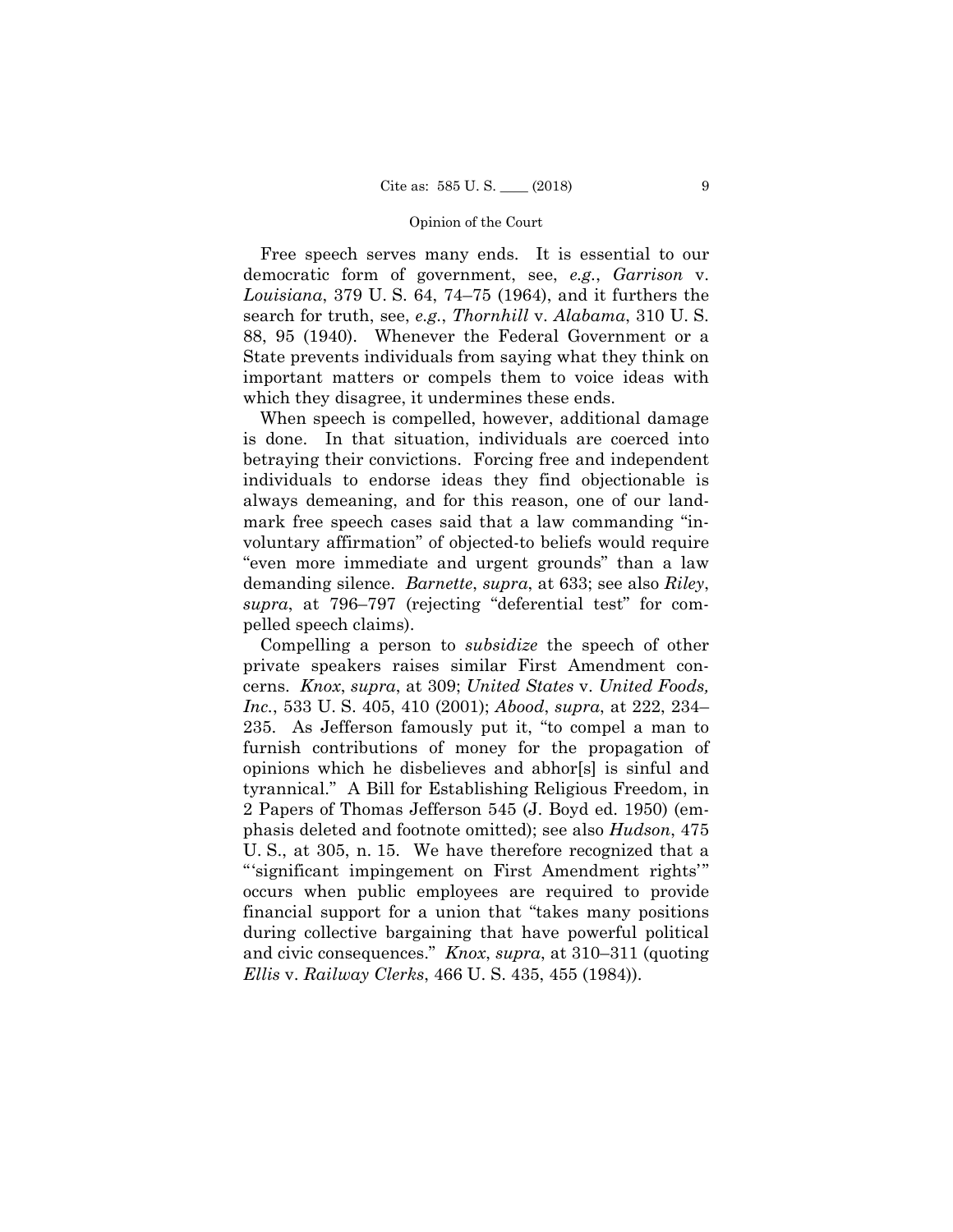Free speech serves many ends. It is essential to our democratic form of government, see, *e.g.*, *Garrison* v. *Louisiana*, 379 U. S. 64, 74–75 (1964), and it furthers the search for truth, see, *e.g.*, *Thornhill* v. *Alabama*, 310 U. S. 88, 95 (1940). Whenever the Federal Government or a State prevents individuals from saying what they think on important matters or compels them to voice ideas with which they disagree, it undermines these ends.

When speech is compelled, however, additional damage is done. In that situation, individuals are coerced into betraying their convictions. Forcing free and independent individuals to endorse ideas they find objectionable is always demeaning, and for this reason, one of our landmark free speech cases said that a law commanding "involuntary affirmation" of objected-to beliefs would require "even more immediate and urgent grounds" than a law demanding silence. *Barnette*, *supra*, at 633; see also *Riley*, *supra*, at 796–797 (rejecting "deferential test" for compelled speech claims).

Compelling a person to *subsidize* the speech of other private speakers raises similar First Amendment concerns. *Knox*, *supra*, at 309; *United States* v. *United Foods, Inc.*, 533 U. S. 405, 410 (2001); *Abood*, *supra*, at 222, 234–235. As Jefferson famously put it, "to compel a man to furnish contributions of money for the propagation of opinions which he disbelieves and abhor[s] is sinful and tyrannical." A Bill for Establishing Religious Freedom, in 2 Papers of Thomas Jefferson 545 (J. Boyd ed. 1950) (emphasis deleted and footnote omitted); see also *Hudson*, 475 U. S., at 305, n. 15. We have therefore recognized that a "'significant impingement on First Amendment rights'" occurs when public employees are required to provide financial support for a union that "takes many positions during collective bargaining that have powerful political and civic consequences." *Knox*, *supra*, at 310–311 (quoting *Ellis* v. *Railway Clerks*, 466 U. S. 435, 455 (1984)).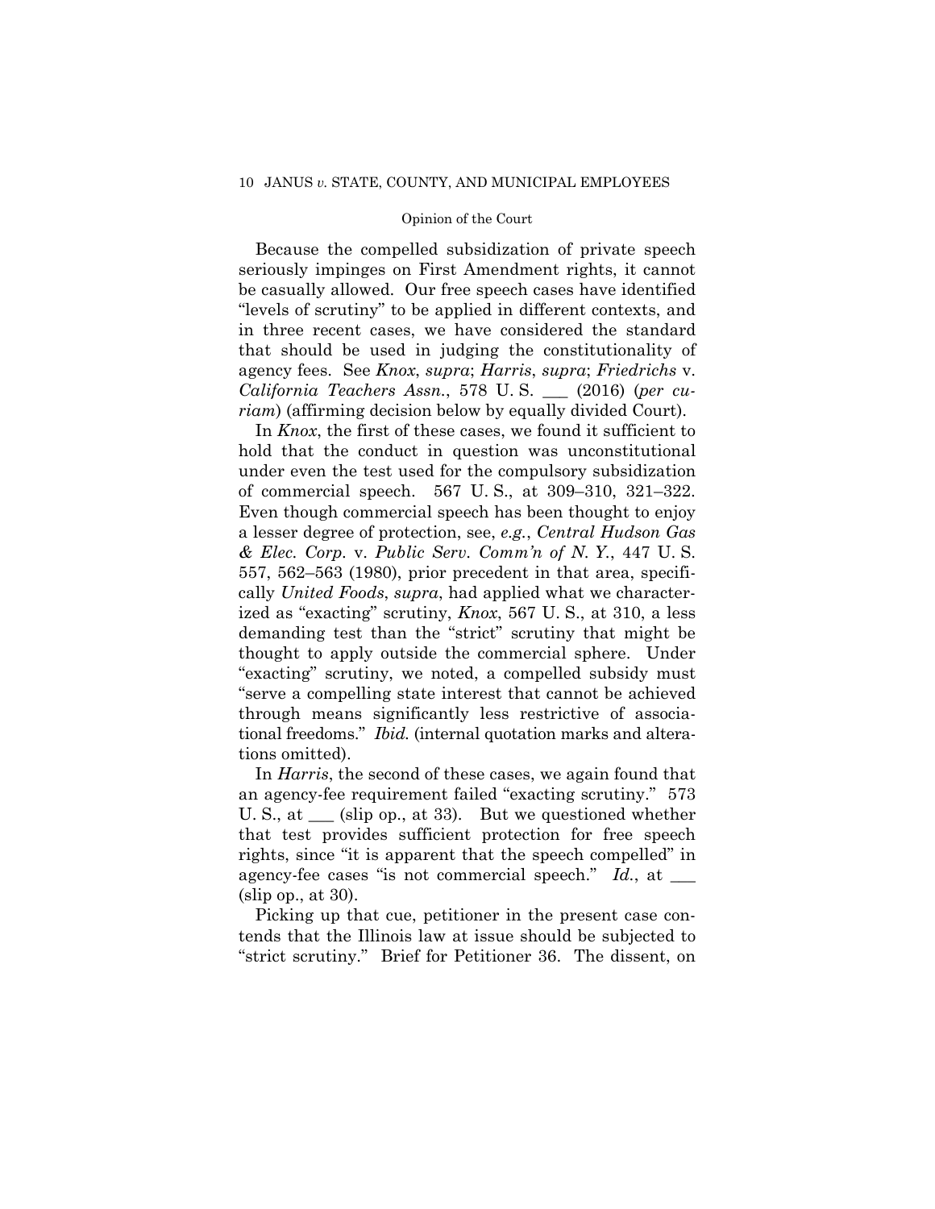Because the compelled subsidization of private speech seriously impinges on First Amendment rights, it cannot be casually allowed. Our free speech cases have identified "levels of scrutiny" to be applied in different contexts, and in three recent cases, we have considered the standard that should be used in judging the constitutionality of agency fees. See *Knox*, *supra*; *Harris*, *supra*; *Friedrichs* v. *California Teachers Assn.*, 578 U. S. ___ (2016) (*per curiam*) (affirming decision below by equally divided Court).

In *Knox*, the first of these cases, we found it sufficient to hold that the conduct in question was unconstitutional under even the test used for the compulsory subsidization of commercial speech. 567 U. S., at 309–310, 321–322. Even though commercial speech has been thought to enjoy a lesser degree of protection, see, *e.g.*, *Central Hudson Gas & Elec. Corp.* v. *Public Serv. Comm'n of N. Y.*, 447 U. S. 557, 562–563 (1980), prior precedent in that area, specifically *United Foods*, *supra*, had applied what we characterized as "exacting" scrutiny, *Knox*, 567 U. S., at 310, a less demanding test than the "strict" scrutiny that might be thought to apply outside the commercial sphere. Under "exacting" scrutiny, we noted, a compelled subsidy must "serve a compelling state interest that cannot be achieved through means significantly less restrictive of associational freedoms." *Ibid.* (internal quotation marks and alterations omitted).

In *Harris*, the second of these cases, we again found that an agency-fee requirement failed "exacting scrutiny." 573 U. S., at ___ (slip op., at 33). But we questioned whether that test provides sufficient protection for free speech rights, since "it is apparent that the speech compelled" in agency-fee cases "is not commercial speech." *Id.*, at ___ (slip op., at 30).

Picking up that cue, petitioner in the present case contends that the Illinois law at issue should be subjected to "strict scrutiny." Brief for Petitioner 36. The dissent, on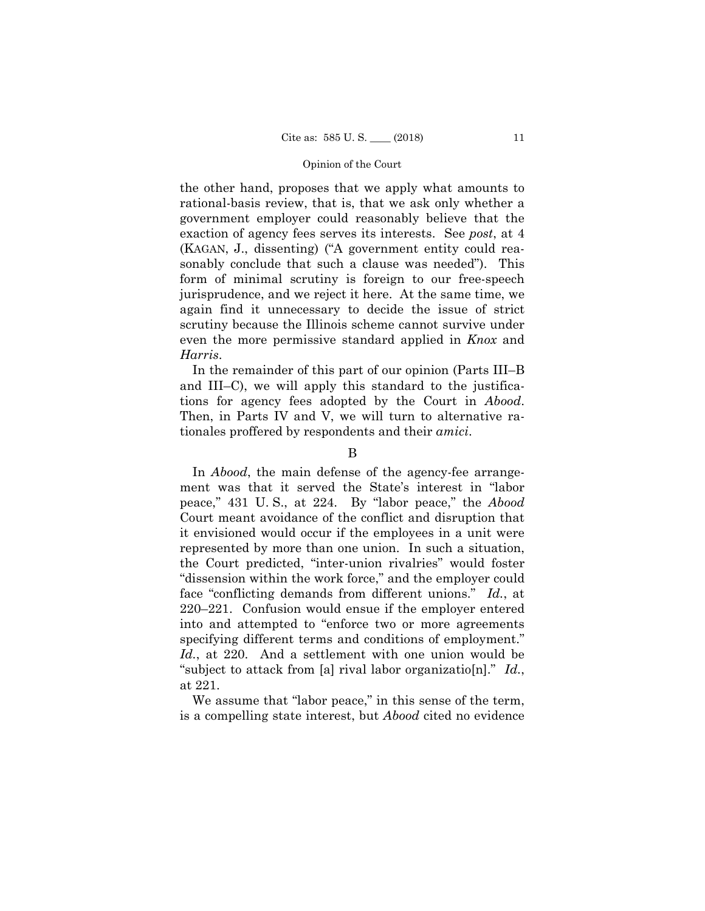the other hand, proposes that we apply what amounts to rational-basis review, that is, that we ask only whether a government employer could reasonably believe that the exaction of agency fees serves its interests. See *post*, at 4 (KAGAN, J., dissenting) ("A government entity could reasonably conclude that such a clause was needed"). This form of minimal scrutiny is foreign to our free-speech jurisprudence, and we reject it here. At the same time, we again find it unnecessary to decide the issue of strict scrutiny because the Illinois scheme cannot survive under even the more permissive standard applied in *Knox* and *Harris*.

In the remainder of this part of our opinion (Parts III–B and III–C), we will apply this standard to the justifications for agency fees adopted by the Court in *Abood*. Then, in Parts IV and V, we will turn to alternative rationales proffered by respondents and their *amici*.

B

In *Abood*, the main defense of the agency-fee arrangement was that it served the State's interest in "labor peace," 431 U. S., at 224. By "labor peace," the *Abood* Court meant avoidance of the conflict and disruption that it envisioned would occur if the employees in a unit were represented by more than one union. In such a situation, the Court predicted, "inter-union rivalries" would foster "dissension within the work force," and the employer could face "conflicting demands from different unions." *Id.*, at 220–221. Confusion would ensue if the employer entered into and attempted to "enforce two or more agreements specifying different terms and conditions of employment." *Id.*, at 220. And a settlement with one union would be "subject to attack from [a] rival labor organizatio[n]." *Id.*, at 221.

We assume that "labor peace," in this sense of the term, is a compelling state interest, but *Abood* cited no evidence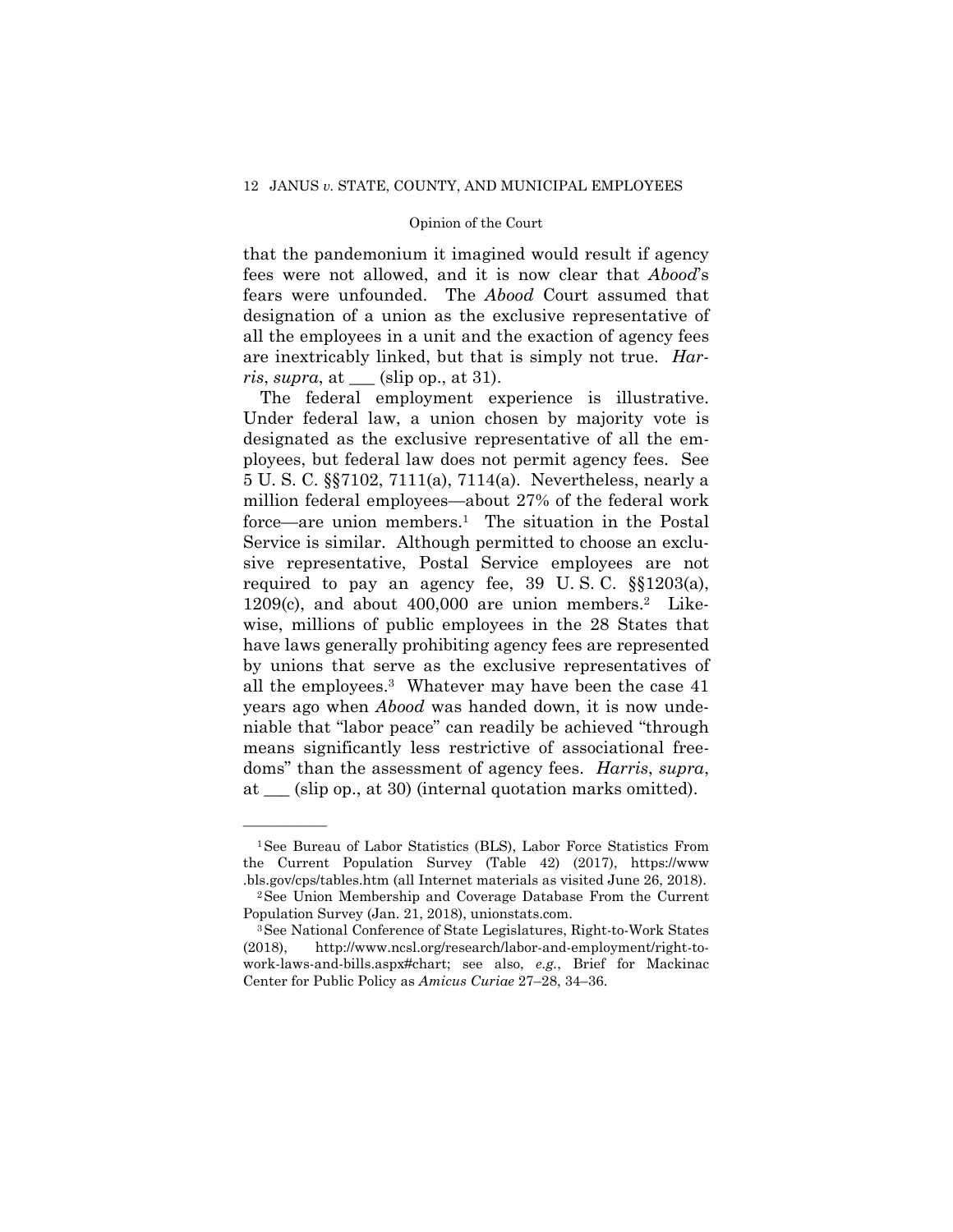that the pandemonium it imagined would result if agency fees were not allowed, and it is now clear that *Abood*'s fears were unfounded. The *Abood* Court assumed that designation of a union as the exclusive representative of all the employees in a unit and the exaction of agency fees are inextricably linked, but that is simply not true. *Harris*, *supra*, at ___ (slip op., at 31).

The federal employment experience is illustrative. Under federal law, a union chosen by majority vote is designated as the exclusive representative of all the employees, but federal law does not permit agency fees. See 5 U. S. C. §§7102, 7111(a), 7114(a). Nevertheless, nearly a million federal employees—about 27% of the federal work force—are union members.[1] The situation in the Postal Service is similar. Although permitted to choose an exclusive representative, Postal Service employees are not required to pay an agency fee, 39 U. S. C. §§1203(a), 1209(c), and about 400,000 are union members.[2] Likewise, millions of public employees in the 28 States that have laws generally prohibiting agency fees are represented by unions that serve as the exclusive representatives of all the employees.[3] Whatever may have been the case 41 years ago when *Abood* was handed down, it is now undeniable that "labor peace" can readily be achieved "through means significantly less restrictive of associational freedoms" than the assessment of agency fees. *Harris*, *supra*, at ___ (slip op., at 30) (internal quotation marks omitted).

---

[1] See Bureau of Labor Statistics (BLS), Labor Force Statistics From the Current Population Survey (Table 42) (2017), https://www.bls.gov/cps/tables.htm (all Internet materials as visited June 26, 2018).

[2] See Union Membership and Coverage Database From the Current Population Survey (Jan. 21, 2018), unionstats.com.

[3] See National Conference of State Legislatures, Right-to-Work States (2018), http://www.ncsl.org/research/labor-and-employment/right-to-work-laws-and-bills.aspx#chart; see also, *e.g.*, Brief for Mackinac Center for Public Policy as *Amicus Curiae* 27–28, 34–36.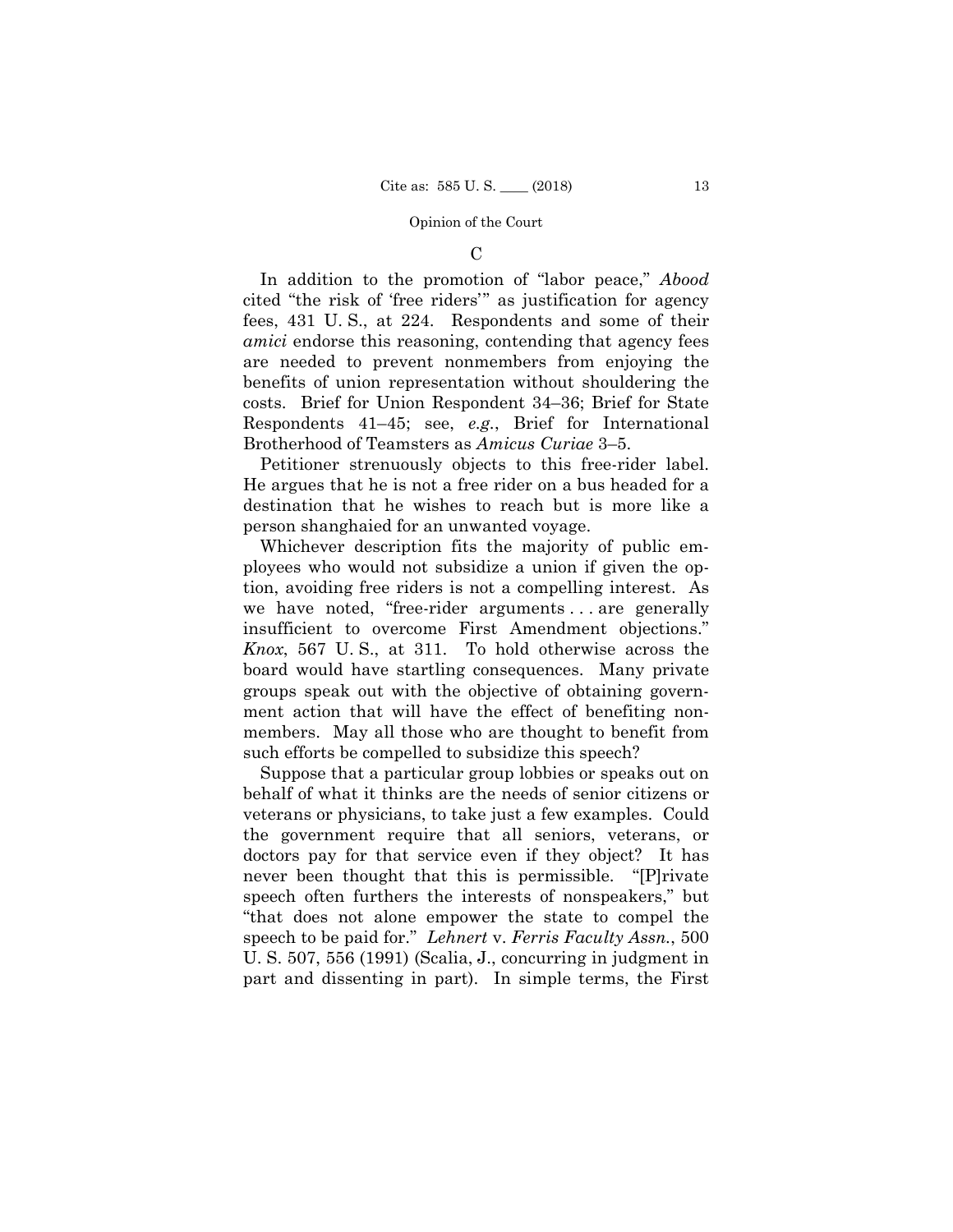### C

In addition to the promotion of "labor peace," *Abood* cited "the risk of 'free riders'" as justification for agency fees, 431 U. S., at 224. Respondents and some of their *amici* endorse this reasoning, contending that agency fees are needed to prevent nonmembers from enjoying the benefits of union representation without shouldering the costs. Brief for Union Respondent 34–36; Brief for State Respondents 41–45; see, *e.g.*, Brief for International Brotherhood of Teamsters as *Amicus Curiae* 3–5.

Petitioner strenuously objects to this free-rider label. He argues that he is not a free rider on a bus headed for a destination that he wishes to reach but is more like a person shanghaied for an unwanted voyage.

Whichever description fits the majority of public employees who would not subsidize a union if given the option, avoiding free riders is not a compelling interest. As we have noted, "free-rider arguments . . . are generally insufficient to overcome First Amendment objections." *Knox*, 567 U. S., at 311. To hold otherwise across the board would have startling consequences. Many private groups speak out with the objective of obtaining government action that will have the effect of benefiting nonmembers. May all those who are thought to benefit from such efforts be compelled to subsidize this speech?

Suppose that a particular group lobbies or speaks out on behalf of what it thinks are the needs of senior citizens or veterans or physicians, to take just a few examples. Could the government require that all seniors, veterans, or doctors pay for that service even if they object? It has never been thought that this is permissible. "[P]rivate speech often furthers the interests of nonspeakers," but "that does not alone empower the state to compel the speech to be paid for." *Lehnert* v. *Ferris Faculty Assn.*, 500 U. S. 507, 556 (1991) (Scalia, J., concurring in judgment in part and dissenting in part). In simple terms, the First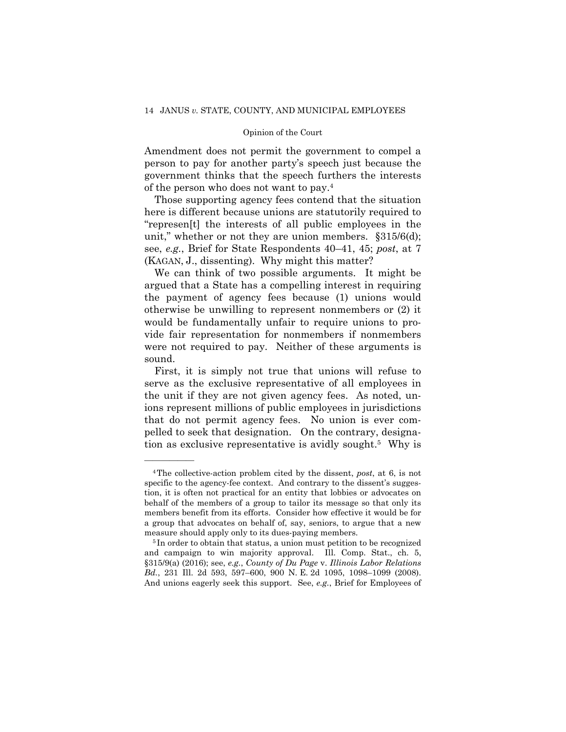Amendment does not permit the government to compel a person to pay for another party's speech just because the government thinks that the speech furthers the interests of the person who does not want to pay.[4]

Those supporting agency fees contend that the situation here is different because unions are statutorily required to "represen[t] the interests of all public employees in the unit," whether or not they are union members. §315/6(d); see, *e.g.*, Brief for State Respondents 40–41, 45; *post*, at 7 (KAGAN, J., dissenting). Why might this matter?

We can think of two possible arguments. It might be argued that a State has a compelling interest in requiring the payment of agency fees because (1) unions would otherwise be unwilling to represent nonmembers or (2) it would be fundamentally unfair to require unions to provide fair representation for nonmembers if nonmembers were not required to pay. Neither of these arguments is sound.

First, it is simply not true that unions will refuse to serve as the exclusive representative of all employees in the unit if they are not given agency fees. As noted, unions represent millions of public employees in jurisdictions that do not permit agency fees. No union is ever compelled to seek that designation. On the contrary, designation as exclusive representative is avidly sought.[5] Why is

---

[4] The collective-action problem cited by the dissent, *post*, at 6, is not specific to the agency-fee context. And contrary to the dissent's suggestion, it is often not practical for an entity that lobbies or advocates on behalf of the members of a group to tailor its message so that only its members benefit from its efforts. Consider how effective it would be for a group that advocates on behalf of, say, seniors, to argue that a new measure should apply only to its dues-paying members.

[5] In order to obtain that status, a union must petition to be recognized and campaign to win majority approval. Ill. Comp. Stat., ch. 5, §315/9(a) (2016); see, *e.g.*, *County of Du Page* v. *Illinois Labor Relations Bd.*, 231 Ill. 2d 593, 597–600, 900 N. E. 2d 1095, 1098–1099 (2008). And unions eagerly seek this support. See, *e.g.*, Brief for Employees of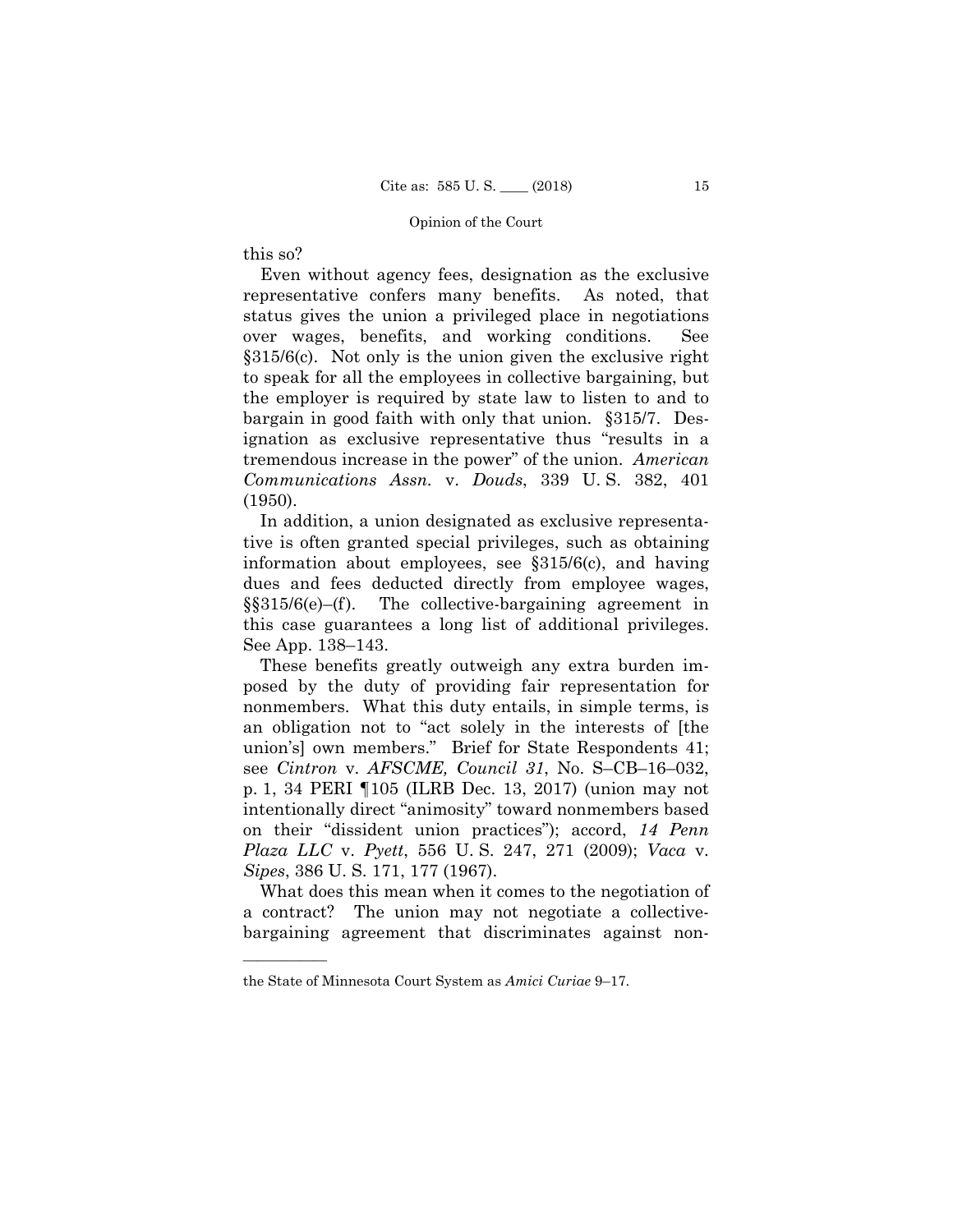this so?

Even without agency fees, designation as the exclusive representative confers many benefits. As noted, that status gives the union a privileged place in negotiations over wages, benefits, and working conditions. See §315/6(c). Not only is the union given the exclusive right to speak for all the employees in collective bargaining, but the employer is required by state law to listen to and to bargain in good faith with only that union. §315/7. Designation as exclusive representative thus "results in a tremendous increase in the power" of the union. *American Communications Assn.* v. *Douds*, 339 U. S. 382, 401 (1950).

In addition, a union designated as exclusive representative is often granted special privileges, such as obtaining information about employees, see §315/6(c), and having dues and fees deducted directly from employee wages, §§315/6(e)–(f). The collective-bargaining agreement in this case guarantees a long list of additional privileges. See App. 138–143.

These benefits greatly outweigh any extra burden imposed by the duty of providing fair representation for nonmembers. What this duty entails, in simple terms, is an obligation not to "act solely in the interests of [the union's] own members." Brief for State Respondents 41; see *Cintron* v. *AFSCME, Council 31*, No. S–CB–16–032, p. 1, 34 PERI ¶105 (ILRB Dec. 13, 2017) (union may not intentionally direct "animosity" toward nonmembers based on their "dissident union practices"); accord, *14 Penn Plaza LLC* v. *Pyett*, 556 U. S. 247, 271 (2009); *Vaca* v. *Sipes*, 386 U. S. 171, 177 (1967).

What does this mean when it comes to the negotiation of a contract? The union may not negotiate a collective-bargaining agreement that discriminates against non-

---

the State of Minnesota Court System as *Amici Curiae* 9–17.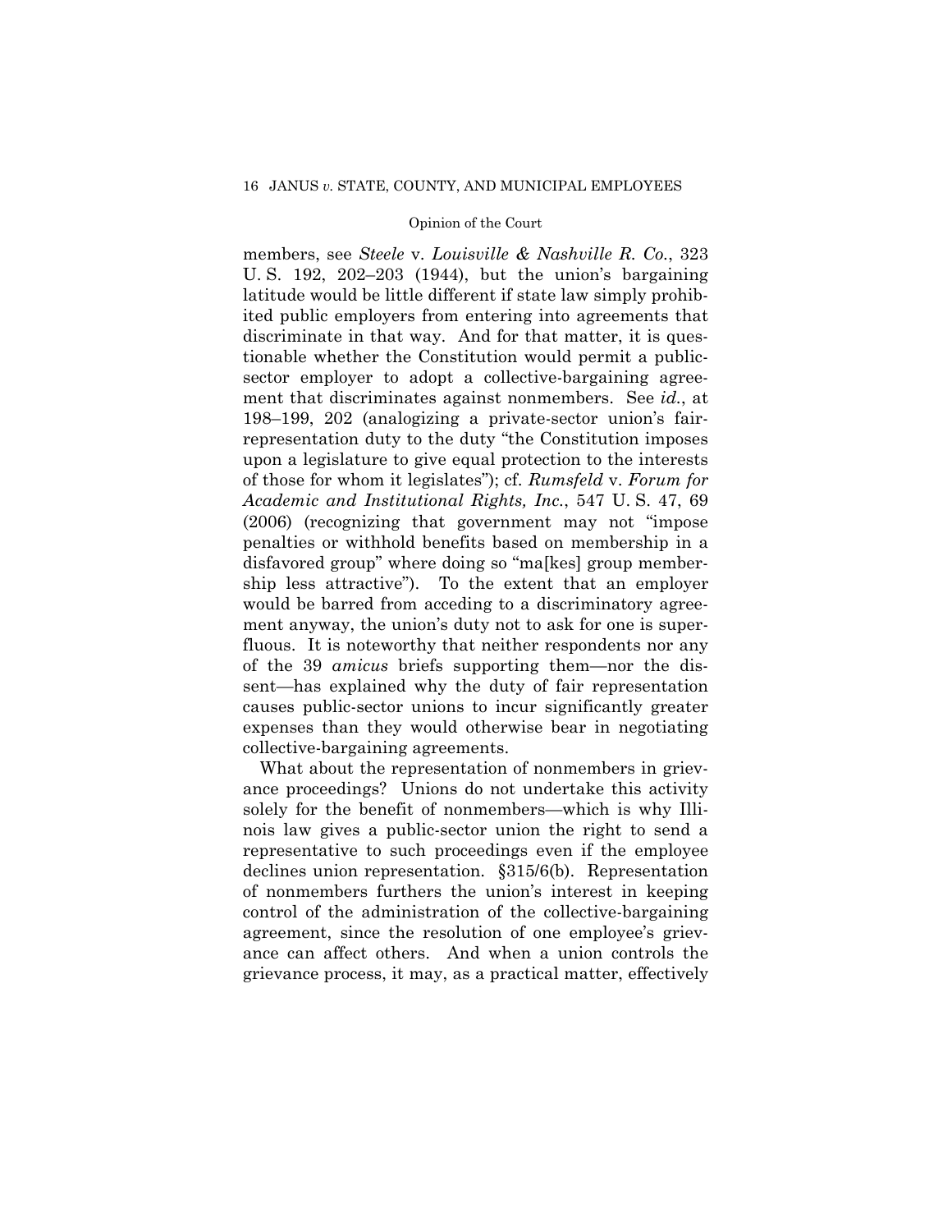members, see *Steele* v. *Louisville & Nashville R. Co.*, 323 U. S. 192, 202–203 (1944), but the union's bargaining latitude would be little different if state law simply prohibited public employers from entering into agreements that discriminate in that way. And for that matter, it is questionable whether the Constitution would permit a public-sector employer to adopt a collective-bargaining agreement that discriminates against nonmembers. See *id.*, at 198–199, 202 (analogizing a private-sector union's fair-representation duty to the duty "the Constitution imposes upon a legislature to give equal protection to the interests of those for whom it legislates"); cf. *Rumsfeld* v. *Forum for Academic and Institutional Rights, Inc.*, 547 U. S. 47, 69 (2006) (recognizing that government may not "impose penalties or withhold benefits based on membership in a disfavored group" where doing so "ma[kes] group membership less attractive"). To the extent that an employer would be barred from acceding to a discriminatory agreement anyway, the union's duty not to ask for one is superfluous. It is noteworthy that neither respondents nor any of the 39 *amicus* briefs supporting them—nor the dissent—has explained why the duty of fair representation causes public-sector unions to incur significantly greater expenses than they would otherwise bear in negotiating collective-bargaining agreements.

What about the representation of nonmembers in grievance proceedings? Unions do not undertake this activity solely for the benefit of nonmembers—which is why Illinois law gives a public-sector union the right to send a representative to such proceedings even if the employee declines union representation. §315/6(b). Representation of nonmembers furthers the union's interest in keeping control of the administration of the collective-bargaining agreement, since the resolution of one employee's grievance can affect others. And when a union controls the grievance process, it may, as a practical matter, effectively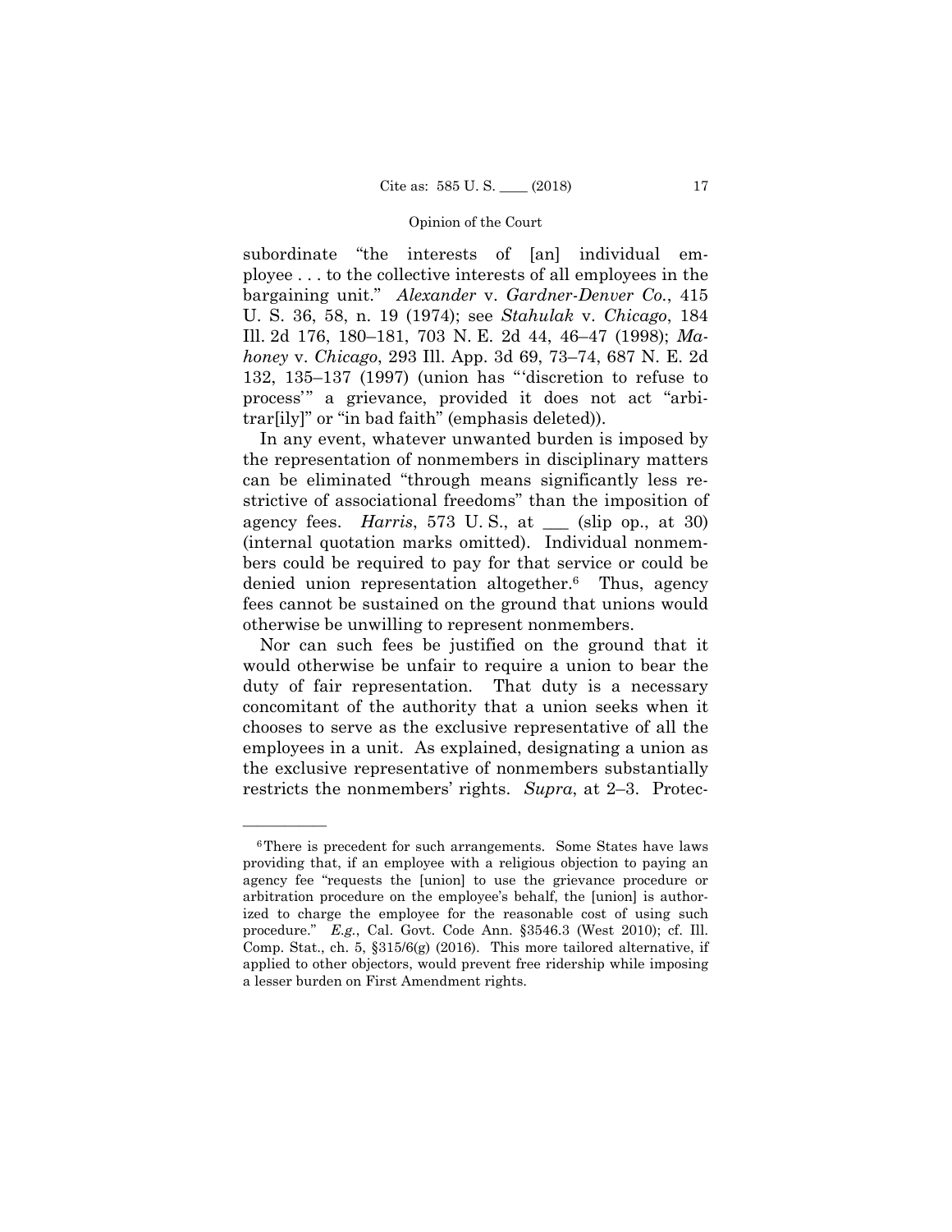subordinate "the interests of [an] individual employee . . . to the collective interests of all employees in the bargaining unit." *Alexander* v. *Gardner-Denver Co.*, 415 U. S. 36, 58, n. 19 (1974); see *Stahulak* v. *Chicago*, 184 Ill. 2d 176, 180–181, 703 N. E. 2d 44, 46–47 (1998); *Mahoney* v. *Chicago*, 293 Ill. App. 3d 69, 73–74, 687 N. E. 2d 132, 135–137 (1997) (union has "'discretion to refuse to process'" a grievance, provided it does not act "arbitrar[ily]" or "in bad faith" (emphasis deleted)).

In any event, whatever unwanted burden is imposed by the representation of nonmembers in disciplinary matters can be eliminated "through means significantly less restrictive of associational freedoms" than the imposition of agency fees. *Harris*, 573 U. S., at ___ (slip op., at 30) (internal quotation marks omitted). Individual nonmembers could be required to pay for that service or could be denied union representation altogether.[6] Thus, agency fees cannot be sustained on the ground that unions would otherwise be unwilling to represent nonmembers.

Nor can such fees be justified on the ground that it would otherwise be unfair to require a union to bear the duty of fair representation. That duty is a necessary concomitant of the authority that a union seeks when it chooses to serve as the exclusive representative of all the employees in a unit. As explained, designating a union as the exclusive representative of nonmembers substantially restricts the nonmembers' rights. *Supra*, at 2–3. Protec-

---

[6] There is precedent for such arrangements. Some States have laws providing that, if an employee with a religious objection to paying an agency fee "requests the [union] to use the grievance procedure or arbitration procedure on the employee's behalf, the [union] is authorized to charge the employee for the reasonable cost of using such procedure." *E.g.*, Cal. Govt. Code Ann. §3546.3 (West 2010); cf. Ill. Comp. Stat., ch. 5, §315/6(g) (2016). This more tailored alternative, if applied to other objectors, would prevent free ridership while imposing a lesser burden on First Amendment rights.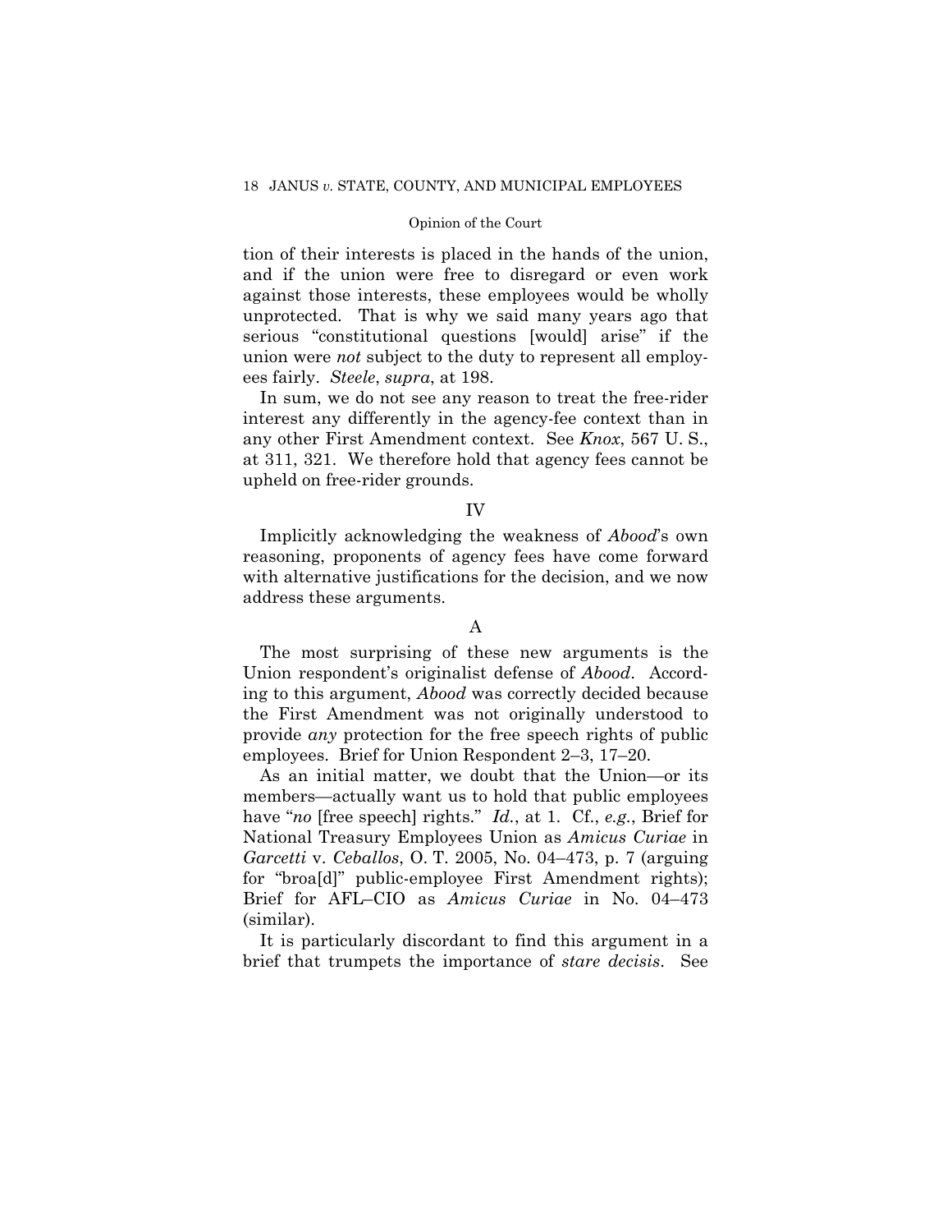tion of their interests is placed in the hands of the union, and if the union were free to disregard or even work against those interests, these employees would be wholly unprotected. That is why we said many years ago that serious "constitutional questions [would] arise" if the union were *not* subject to the duty to represent all employees fairly. *Steele*, *supra*, at 198.

In sum, we do not see any reason to treat the free-rider interest any differently in the agency-fee context than in any other First Amendment context. See *Knox*, 567 U. S., at 311, 321. We therefore hold that agency fees cannot be upheld on free-rider grounds.

## IV

Implicitly acknowledging the weakness of *Abood*'s own reasoning, proponents of agency fees have come forward with alternative justifications for the decision, and we now address these arguments.

### A

The most surprising of these new arguments is the Union respondent's originalist defense of *Abood*. According to this argument, *Abood* was correctly decided because the First Amendment was not originally understood to provide *any* protection for the free speech rights of public employees. Brief for Union Respondent 2–3, 17–20.

As an initial matter, we doubt that the Union—or its members—actually want us to hold that public employees have "*no* [free speech] rights." *Id.*, at 1. Cf., *e.g.*, Brief for National Treasury Employees Union as *Amicus Curiae* in *Garcetti* v. *Ceballos*, O. T. 2005, No. 04–473, p. 7 (arguing for "broa[d]" public-employee First Amendment rights); Brief for AFL–CIO as *Amicus Curiae* in No. 04–473 (similar).

It is particularly discordant to find this argument in a brief that trumpets the importance of *stare decisis*. See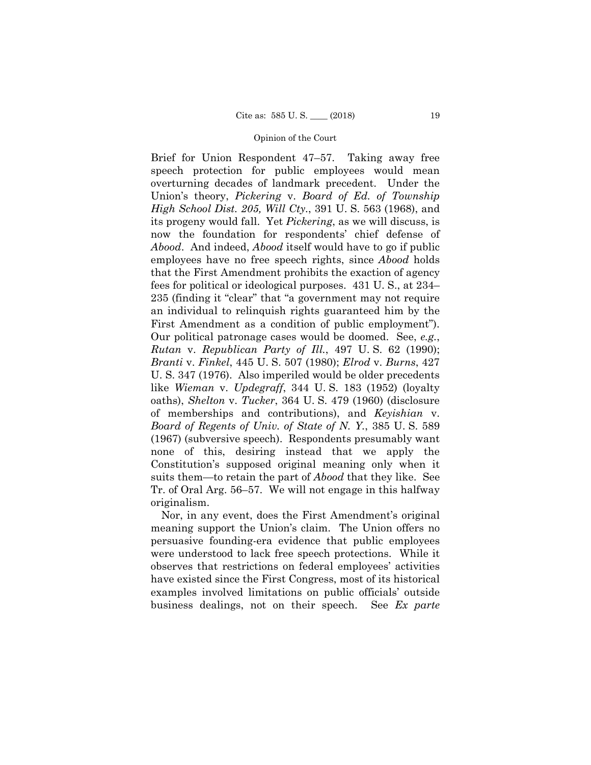Brief for Union Respondent 47–57. Taking away free speech protection for public employees would mean overturning decades of landmark precedent. Under the Union's theory, *Pickering* v. *Board of Ed. of Township High School Dist. 205, Will Cty.*, 391 U. S. 563 (1968), and its progeny would fall. Yet *Pickering*, as we will discuss, is now the foundation for respondents' chief defense of *Abood*. And indeed, *Abood* itself would have to go if public employees have no free speech rights, since *Abood* holds that the First Amendment prohibits the exaction of agency fees for political or ideological purposes. 431 U. S., at 234–235 (finding it "clear" that "a government may not require an individual to relinquish rights guaranteed him by the First Amendment as a condition of public employment"). Our political patronage cases would be doomed. See, *e.g.*, *Rutan* v. *Republican Party of Ill.*, 497 U. S. 62 (1990); *Branti* v. *Finkel*, 445 U. S. 507 (1980); *Elrod* v. *Burns*, 427 U. S. 347 (1976). Also imperiled would be older precedents like *Wieman* v. *Updegraff*, 344 U. S. 183 (1952) (loyalty oaths), *Shelton* v. *Tucker*, 364 U. S. 479 (1960) (disclosure of memberships and contributions), and *Keyishian* v. *Board of Regents of Univ. of State of N. Y.*, 385 U. S. 589 (1967) (subversive speech). Respondents presumably want none of this, desiring instead that we apply the Constitution's supposed original meaning only when it suits them—to retain the part of *Abood* that they like. See Tr. of Oral Arg. 56–57. We will not engage in this halfway originalism.

Nor, in any event, does the First Amendment's original meaning support the Union's claim. The Union offers no persuasive founding-era evidence that public employees were understood to lack free speech protections. While it observes that restrictions on federal employees' activities have existed since the First Congress, most of its historical examples involved limitations on public officials' outside business dealings, not on their speech. See *Ex parte*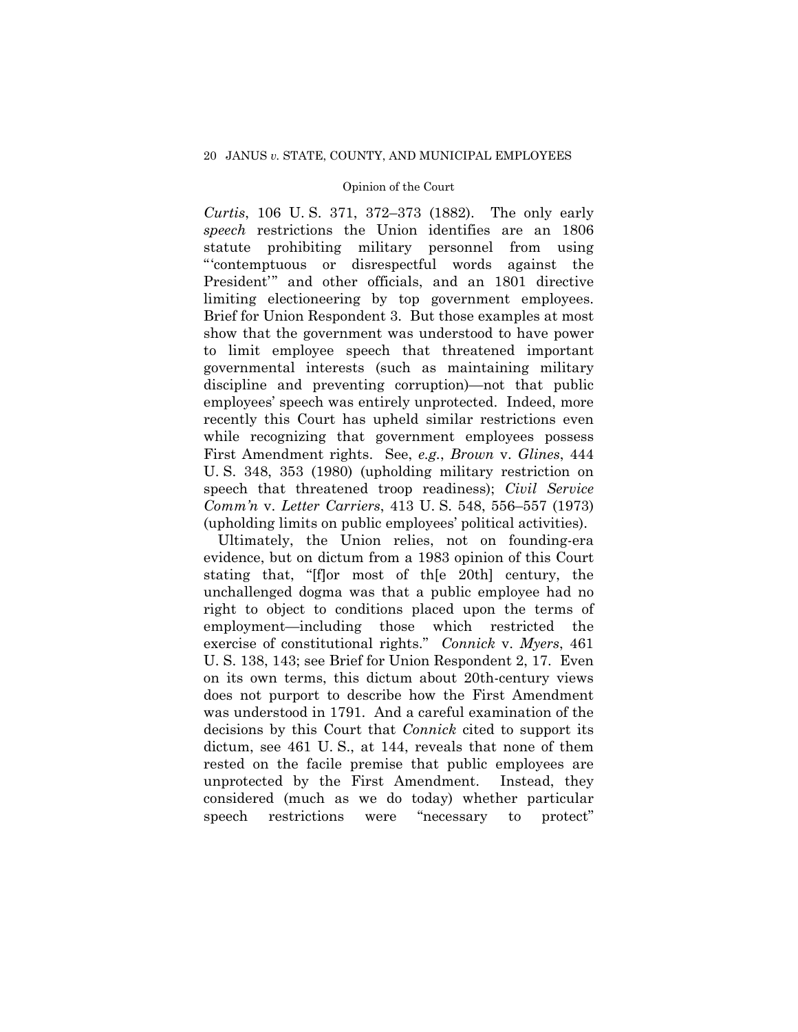*Curtis*, 106 U. S. 371, 372–373 (1882). The only early *speech* restrictions the Union identifies are an 1806 statute prohibiting military personnel from using "'contemptuous or disrespectful words against the President'" and other officials, and an 1801 directive limiting electioneering by top government employees. Brief for Union Respondent 3. But those examples at most show that the government was understood to have power to limit employee speech that threatened important governmental interests (such as maintaining military discipline and preventing corruption)—not that public employees' speech was entirely unprotected. Indeed, more recently this Court has upheld similar restrictions even while recognizing that government employees possess First Amendment rights. See, *e.g.*, *Brown* v. *Glines*, 444 U. S. 348, 353 (1980) (upholding military restriction on speech that threatened troop readiness); *Civil Service Comm'n* v. *Letter Carriers*, 413 U. S. 548, 556–557 (1973) (upholding limits on public employees' political activities).

Ultimately, the Union relies, not on founding-era evidence, but on dictum from a 1983 opinion of this Court stating that, "[f]or most of th[e 20th] century, the unchallenged dogma was that a public employee had no right to object to conditions placed upon the terms of employment—including those which restricted the exercise of constitutional rights." *Connick* v. *Myers*, 461 U. S. 138, 143; see Brief for Union Respondent 2, 17. Even on its own terms, this dictum about 20th-century views does not purport to describe how the First Amendment was understood in 1791. And a careful examination of the decisions by this Court that *Connick* cited to support its dictum, see 461 U. S., at 144, reveals that none of them rested on the facile premise that public employees are unprotected by the First Amendment. Instead, they considered (much as we do today) whether particular speech restrictions were "necessary to protect"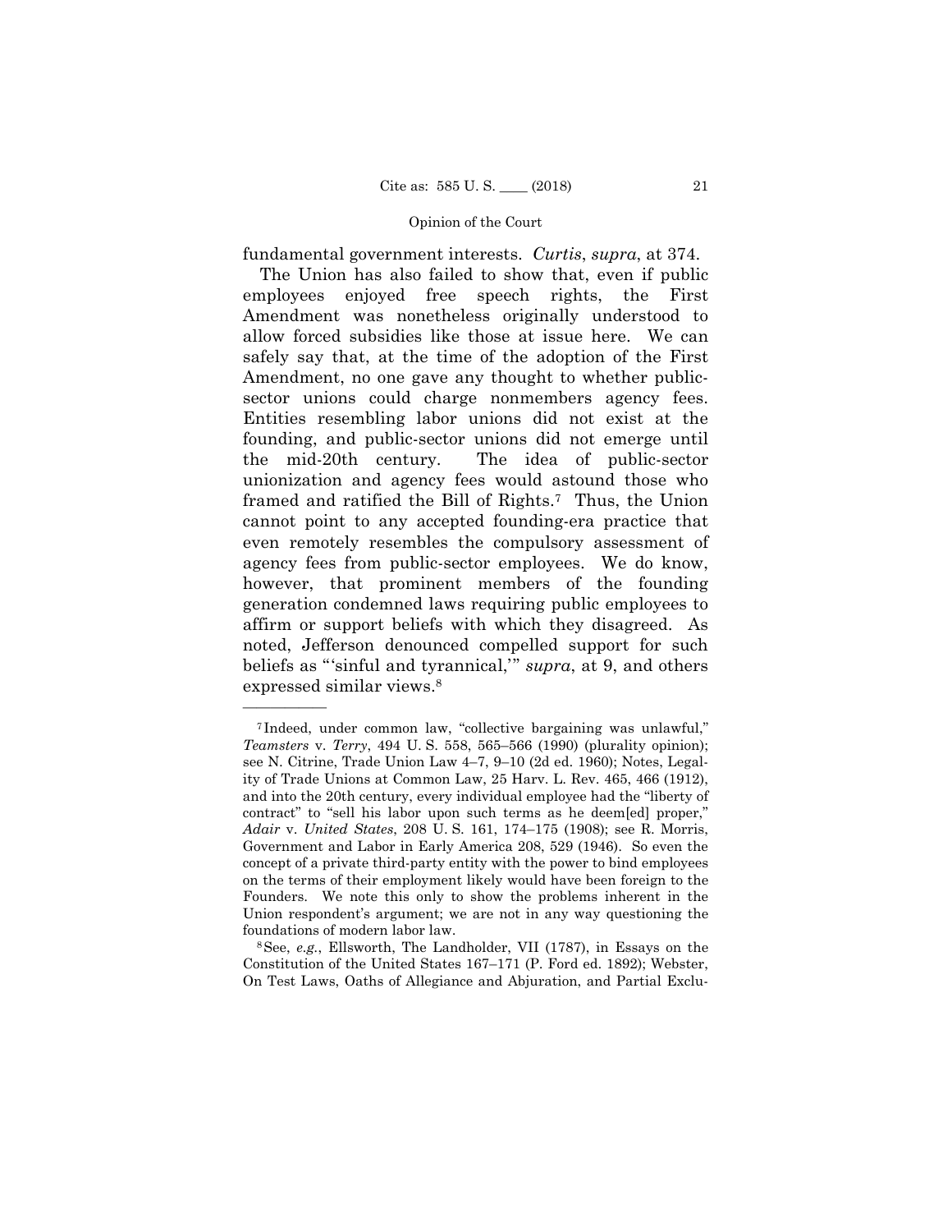fundamental government interests. *Curtis*, *supra*, at 374.

The Union has also failed to show that, even if public employees enjoyed free speech rights, the First Amendment was nonetheless originally understood to allow forced subsidies like those at issue here. We can safely say that, at the time of the adoption of the First Amendment, no one gave any thought to whether public-sector unions could charge nonmembers agency fees. Entities resembling labor unions did not exist at the founding, and public-sector unions did not emerge until the mid-20th century. The idea of public-sector unionization and agency fees would astound those who framed and ratified the Bill of Rights.[7] Thus, the Union cannot point to any accepted founding-era practice that even remotely resembles the compulsory assessment of agency fees from public-sector employees. We do know, however, that prominent members of the founding generation condemned laws requiring public employees to affirm or support beliefs with which they disagreed. As noted, Jefferson denounced compelled support for such beliefs as "'sinful and tyrannical,'" *supra*, at 9, and others expressed similar views.[8]

---

[7] Indeed, under common law, "collective bargaining was unlawful," *Teamsters* v. *Terry*, 494 U. S. 558, 565–566 (1990) (plurality opinion); see N. Citrine, Trade Union Law 4–7, 9–10 (2d ed. 1960); Notes, Legality of Trade Unions at Common Law, 25 Harv. L. Rev. 465, 466 (1912), and into the 20th century, every individual employee had the "liberty of contract" to "sell his labor upon such terms as he deem[ed] proper," *Adair* v. *United States*, 208 U. S. 161, 174–175 (1908); see R. Morris, Government and Labor in Early America 208, 529 (1946). So even the concept of a private third-party entity with the power to bind employees on the terms of their employment likely would have been foreign to the Founders. We note this only to show the problems inherent in the Union respondent's argument; we are not in any way questioning the foundations of modern labor law.

[8] See, *e.g.*, Ellsworth, The Landholder, VII (1787), in Essays on the Constitution of the United States 167–171 (P. Ford ed. 1892); Webster, On Test Laws, Oaths of Allegiance and Abjuration, and Partial Exclu-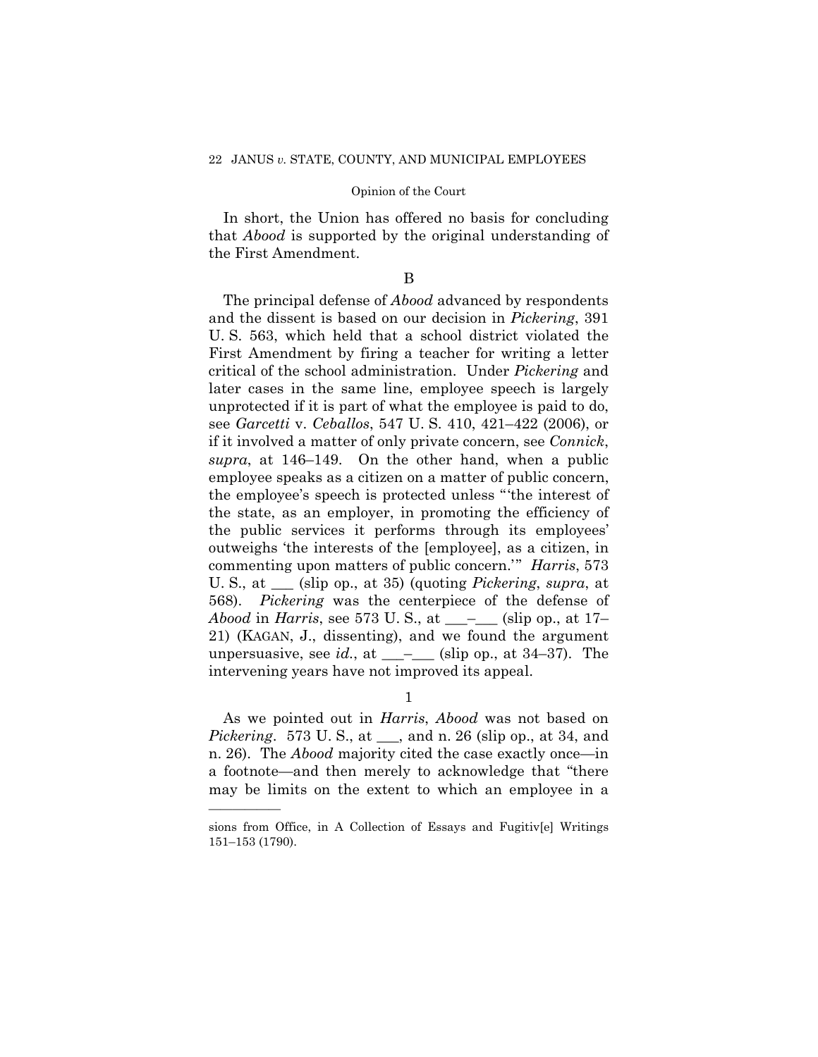In short, the Union has offered no basis for concluding that *Abood* is supported by the original understanding of the First Amendment.

B

The principal defense of *Abood* advanced by respondents and the dissent is based on our decision in *Pickering*, 391 U. S. 563, which held that a school district violated the First Amendment by firing a teacher for writing a letter critical of the school administration. Under *Pickering* and later cases in the same line, employee speech is largely unprotected if it is part of what the employee is paid to do, see *Garcetti* v. *Ceballos*, 547 U. S. 410, 421–422 (2006), or if it involved a matter of only private concern, see *Connick*, *supra*, at 146–149. On the other hand, when a public employee speaks as a citizen on a matter of public concern, the employee's speech is protected unless "'the interest of the state, as an employer, in promoting the efficiency of the public services it performs through its employees' outweighs 'the interests of the [employee], as a citizen, in commenting upon matters of public concern.'" *Harris*, 573 U. S., at ___ (slip op., at 35) (quoting *Pickering*, *supra*, at 568). *Pickering* was the centerpiece of the defense of *Abood* in *Harris*, see 573 U. S., at ___–___ (slip op., at 17–21) (KAGAN, J., dissenting), and we found the argument unpersuasive, see *id.*, at ___–___ (slip op., at 34–37). The intervening years have not improved its appeal.

1

As we pointed out in *Harris*, *Abood* was not based on *Pickering*. 573 U. S., at ___, and n. 26 (slip op., at 34, and n. 26). The *Abood* majority cited the case exactly once—in a footnote—and then merely to acknowledge that "there may be limits on the extent to which an employee in a

———————

sions from Office, in A Collection of Essays and Fugitiv[e] Writings 151–153 (1790).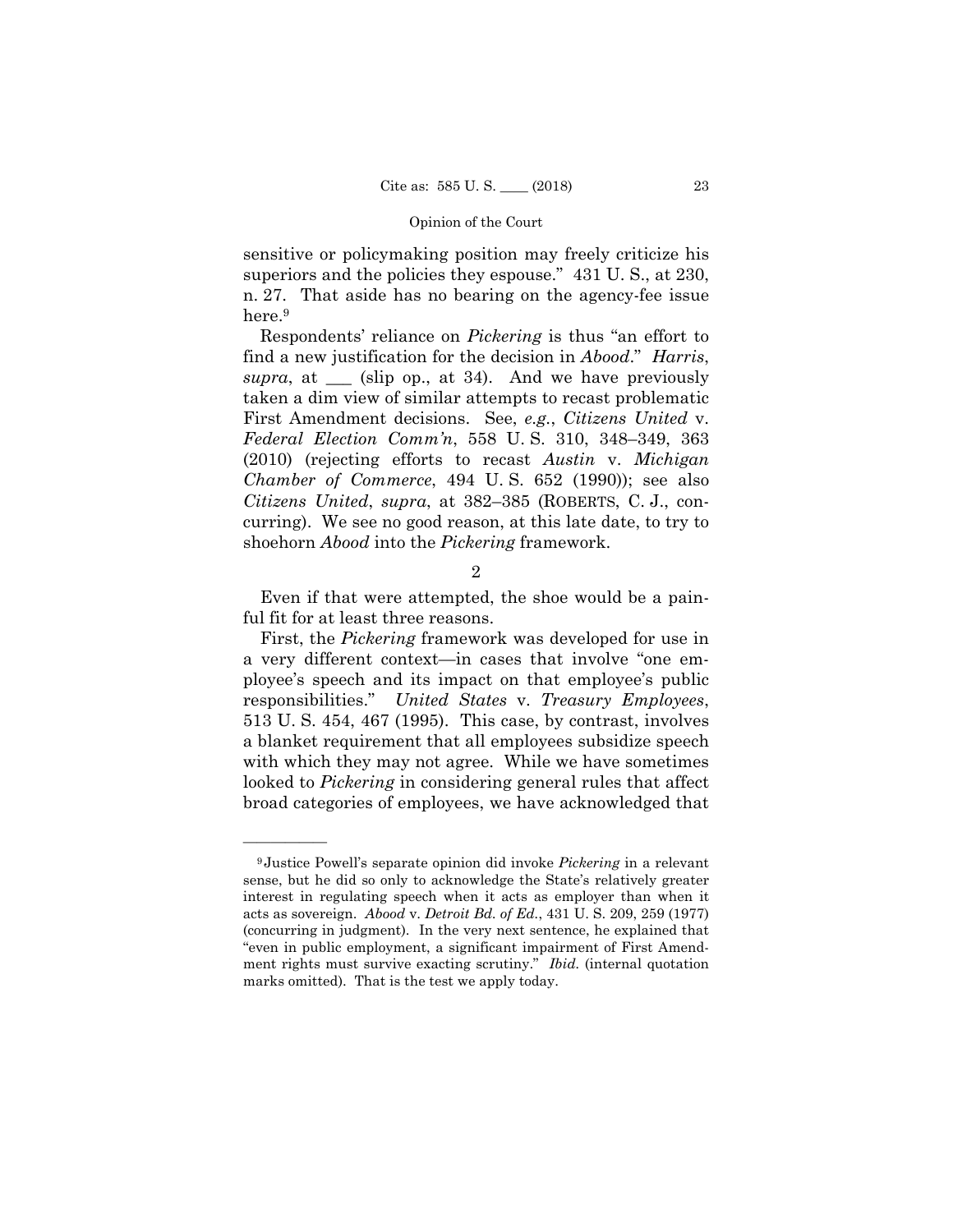sensitive or policymaking position may freely criticize his superiors and the policies they espouse." 431 U. S., at 230, n. 27. That aside has no bearing on the agency-fee issue here.[9]

Respondents' reliance on *Pickering* is thus "an effort to find a new justification for the decision in *Abood*." *Harris*, *supra*, at ___ (slip op., at 34). And we have previously taken a dim view of similar attempts to recast problematic First Amendment decisions. See, *e.g.*, *Citizens United* v. *Federal Election Comm'n*, 558 U. S. 310, 348–349, 363 (2010) (rejecting efforts to recast *Austin* v. *Michigan Chamber of Commerce*, 494 U. S. 652 (1990)); see also *Citizens United*, *supra*, at 382–385 (ROBERTS, C. J., concurring). We see no good reason, at this late date, to try to shoehorn *Abood* into the *Pickering* framework.

2

Even if that were attempted, the shoe would be a painful fit for at least three reasons.

First, the *Pickering* framework was developed for use in a very different context—in cases that involve "one employee's speech and its impact on that employee's public responsibilities." *United States* v. *Treasury Employees*, 513 U. S. 454, 467 (1995). This case, by contrast, involves a blanket requirement that all employees subsidize speech with which they may not agree. While we have sometimes looked to *Pickering* in considering general rules that affect broad categories of employees, we have acknowledged that

---

[9] Justice Powell's separate opinion did invoke *Pickering* in a relevant sense, but he did so only to acknowledge the State's relatively greater interest in regulating speech when it acts as employer than when it acts as sovereign. *Abood* v. *Detroit Bd. of Ed.*, 431 U. S. 209, 259 (1977) (concurring in judgment). In the very next sentence, he explained that "even in public employment, a significant impairment of First Amendment rights must survive exacting scrutiny." *Ibid.* (internal quotation marks omitted). That is the test we apply today.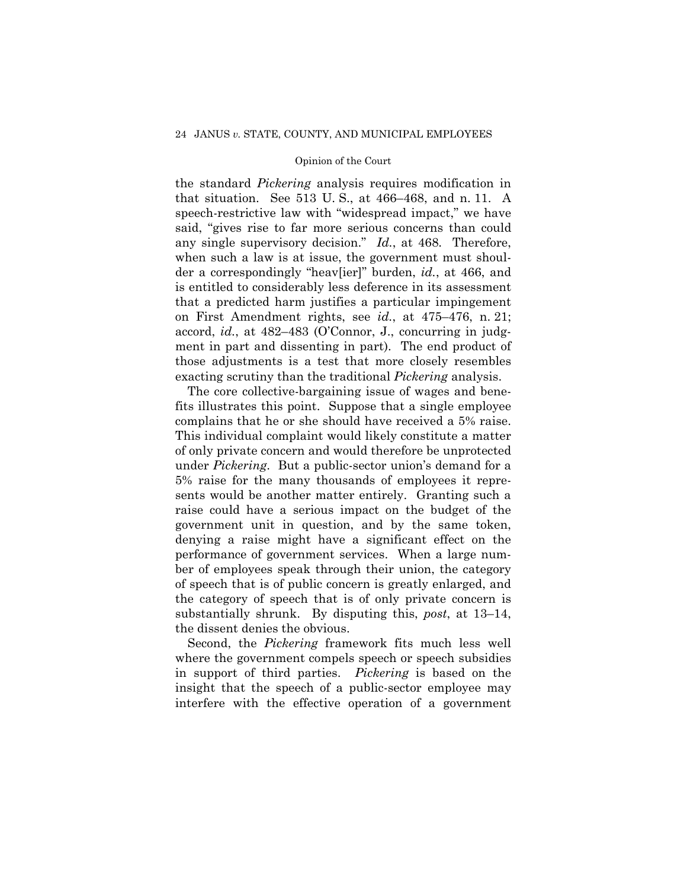the standard *Pickering* analysis requires modification in that situation. See 513 U. S., at 466–468, and n. 11. A speech-restrictive law with "widespread impact," we have said, "gives rise to far more serious concerns than could any single supervisory decision." *Id.*, at 468. Therefore, when such a law is at issue, the government must shoulder a correspondingly "heav[ier]" burden, *id.*, at 466, and is entitled to considerably less deference in its assessment that a predicted harm justifies a particular impingement on First Amendment rights, see *id.*, at 475–476, n. 21; accord, *id.*, at 482–483 (O'Connor, J., concurring in judgment in part and dissenting in part). The end product of those adjustments is a test that more closely resembles exacting scrutiny than the traditional *Pickering* analysis.

The core collective-bargaining issue of wages and benefits illustrates this point. Suppose that a single employee complains that he or she should have received a 5% raise. This individual complaint would likely constitute a matter of only private concern and would therefore be unprotected under *Pickering*. But a public-sector union's demand for a 5% raise for the many thousands of employees it represents would be another matter entirely. Granting such a raise could have a serious impact on the budget of the government unit in question, and by the same token, denying a raise might have a significant effect on the performance of government services. When a large number of employees speak through their union, the category of speech that is of public concern is greatly enlarged, and the category of speech that is of only private concern is substantially shrunk. By disputing this, *post*, at 13–14, the dissent denies the obvious.

Second, the *Pickering* framework fits much less well where the government compels speech or speech subsidies in support of third parties. *Pickering* is based on the insight that the speech of a public-sector employee may interfere with the effective operation of a government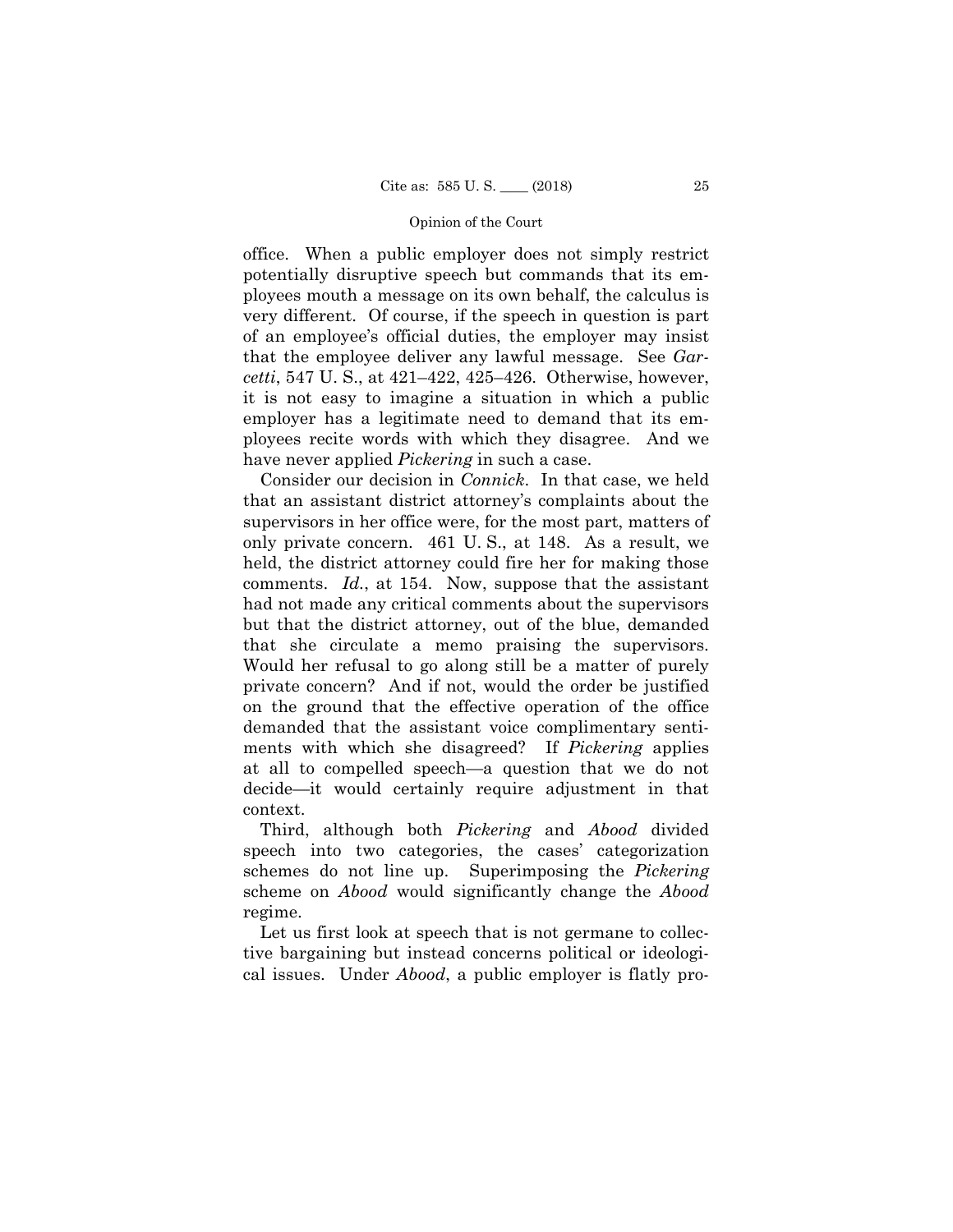office. When a public employer does not simply restrict potentially disruptive speech but commands that its employees mouth a message on its own behalf, the calculus is very different. Of course, if the speech in question is part of an employee's official duties, the employer may insist that the employee deliver any lawful message. See *Garcetti*, 547 U. S., at 421–422, 425–426. Otherwise, however, it is not easy to imagine a situation in which a public employer has a legitimate need to demand that its employees recite words with which they disagree. And we have never applied *Pickering* in such a case.

Consider our decision in *Connick*. In that case, we held that an assistant district attorney's complaints about the supervisors in her office were, for the most part, matters of only private concern. 461 U. S., at 148. As a result, we held, the district attorney could fire her for making those comments. *Id.*, at 154. Now, suppose that the assistant had not made any critical comments about the supervisors but that the district attorney, out of the blue, demanded that she circulate a memo praising the supervisors. Would her refusal to go along still be a matter of purely private concern? And if not, would the order be justified on the ground that the effective operation of the office demanded that the assistant voice complimentary sentiments with which she disagreed? If *Pickering* applies at all to compelled speech—a question that we do not decide—it would certainly require adjustment in that context.

Third, although both *Pickering* and *Abood* divided speech into two categories, the cases' categorization schemes do not line up. Superimposing the *Pickering* scheme on *Abood* would significantly change the *Abood* regime.

Let us first look at speech that is not germane to collective bargaining but instead concerns political or ideological issues. Under *Abood*, a public employer is flatly pro-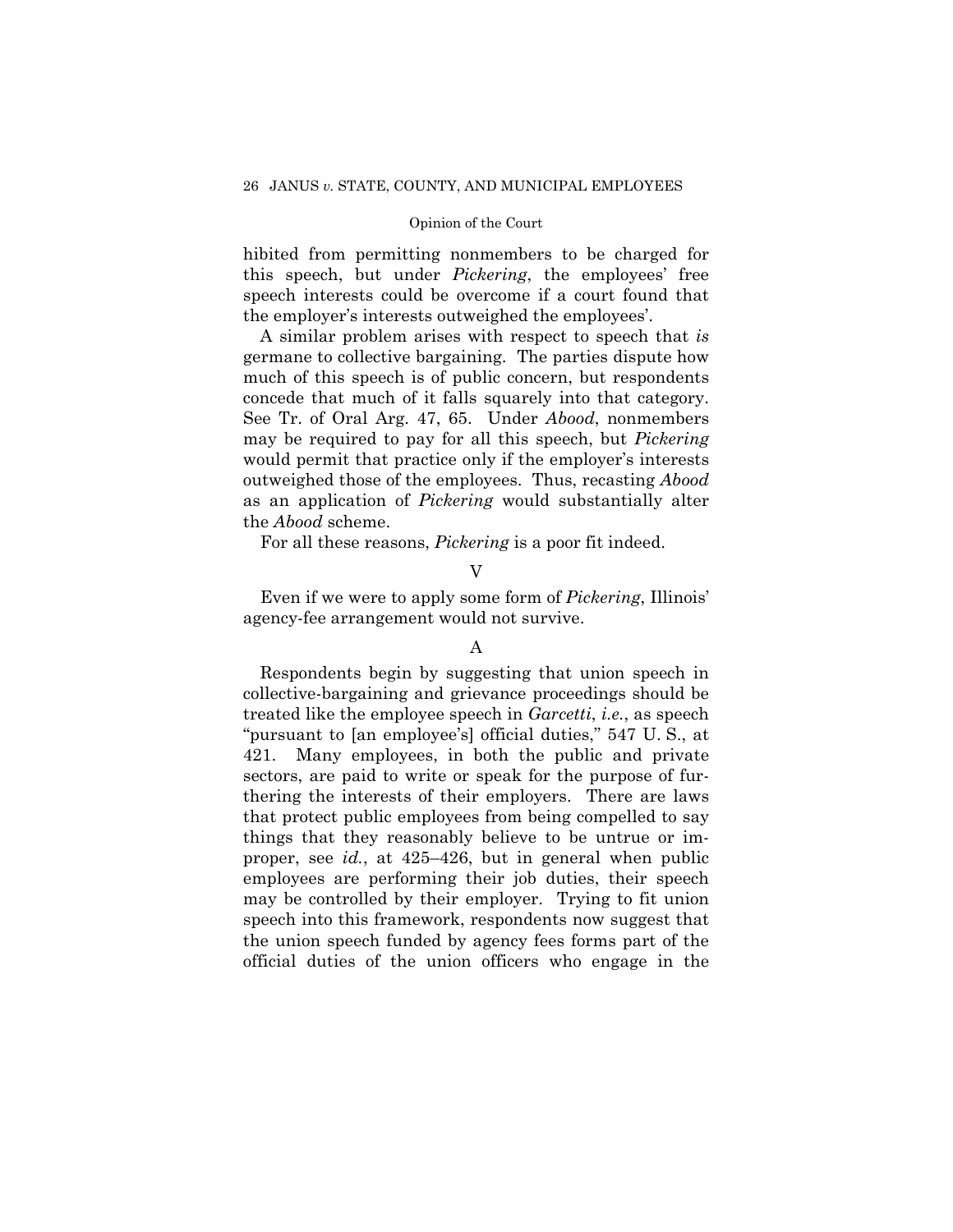hibited from permitting nonmembers to be charged for this speech, but under *Pickering*, the employees' free speech interests could be overcome if a court found that the employer's interests outweighed the employees'.

A similar problem arises with respect to speech that *is* germane to collective bargaining. The parties dispute how much of this speech is of public concern, but respondents concede that much of it falls squarely into that category. See Tr. of Oral Arg. 47, 65. Under *Abood*, nonmembers may be required to pay for all this speech, but *Pickering* would permit that practice only if the employer's interests outweighed those of the employees. Thus, recasting *Abood* as an application of *Pickering* would substantially alter the *Abood* scheme.

For all these reasons, *Pickering* is a poor fit indeed.

## V

Even if we were to apply some form of *Pickering*, Illinois' agency-fee arrangement would not survive.

### A

Respondents begin by suggesting that union speech in collective-bargaining and grievance proceedings should be treated like the employee speech in *Garcetti*, *i.e.*, as speech "pursuant to [an employee's] official duties," 547 U. S., at 421. Many employees, in both the public and private sectors, are paid to write or speak for the purpose of furthering the interests of their employers. There are laws that protect public employees from being compelled to say things that they reasonably believe to be untrue or improper, see *id.*, at 425–426, but in general when public employees are performing their job duties, their speech may be controlled by their employer. Trying to fit union speech into this framework, respondents now suggest that the union speech funded by agency fees forms part of the official duties of the union officers who engage in the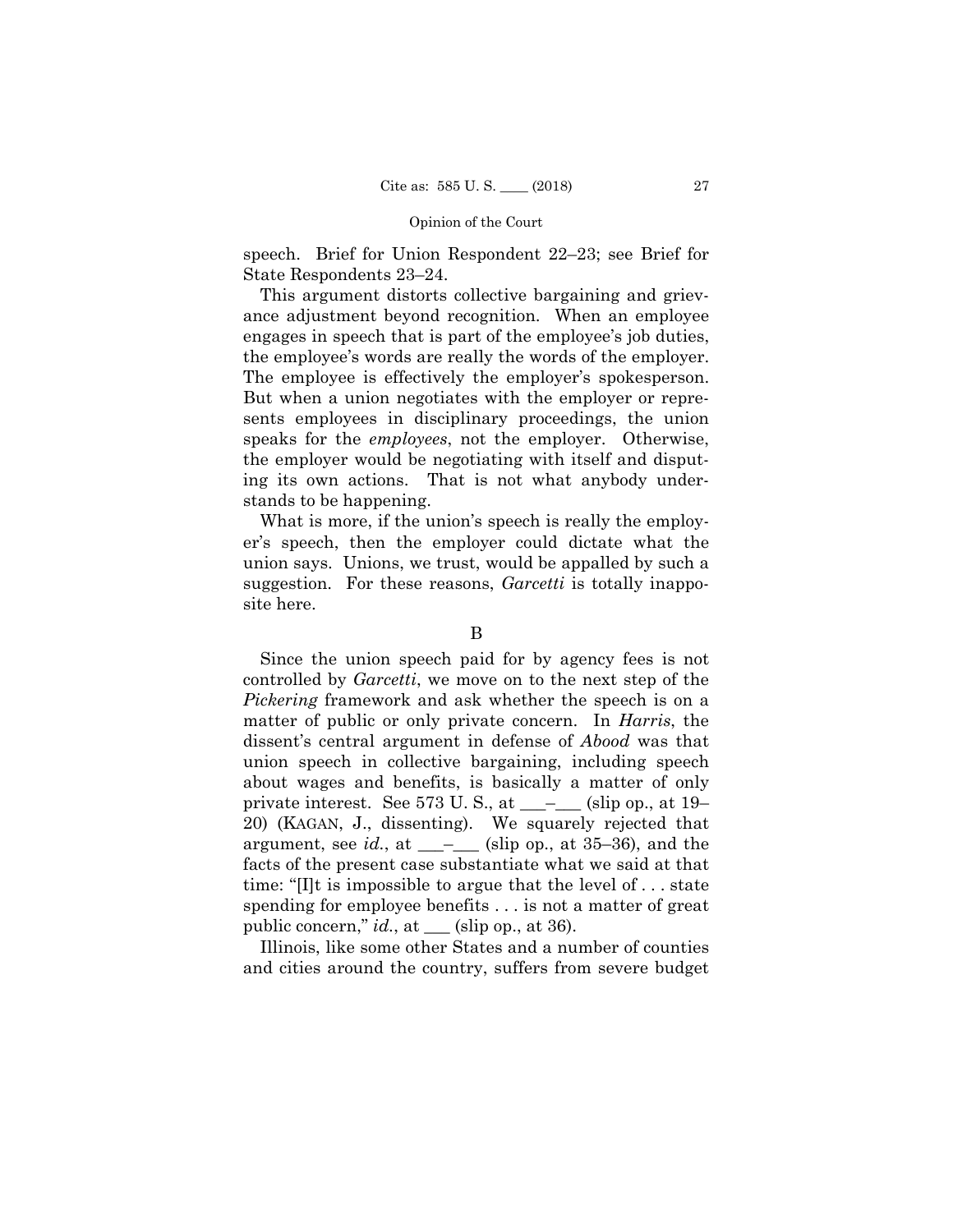speech. Brief for Union Respondent 22–23; see Brief for State Respondents 23–24.

This argument distorts collective bargaining and grievance adjustment beyond recognition. When an employee engages in speech that is part of the employee's job duties, the employee's words are really the words of the employer. The employee is effectively the employer's spokesperson. But when a union negotiates with the employer or represents employees in disciplinary proceedings, the union speaks for the *employees*, not the employer. Otherwise, the employer would be negotiating with itself and disputing its own actions. That is not what anybody understands to be happening.

What is more, if the union's speech is really the employer's speech, then the employer could dictate what the union says. Unions, we trust, would be appalled by such a suggestion. For these reasons, *Garcetti* is totally inapposite here.

B

Since the union speech paid for by agency fees is not controlled by *Garcetti*, we move on to the next step of the *Pickering* framework and ask whether the speech is on a matter of public or only private concern. In *Harris*, the dissent's central argument in defense of *Abood* was that union speech in collective bargaining, including speech about wages and benefits, is basically a matter of only private interest. See 573 U. S., at ___–___ (slip op., at 19–20) (KAGAN, J., dissenting). We squarely rejected that argument, see *id.*, at ___–___ (slip op., at 35–36), and the facts of the present case substantiate what we said at that time: "[I]t is impossible to argue that the level of . . . state spending for employee benefits . . . is not a matter of great public concern," *id.*, at ___ (slip op., at 36).

Illinois, like some other States and a number of counties and cities around the country, suffers from severe budget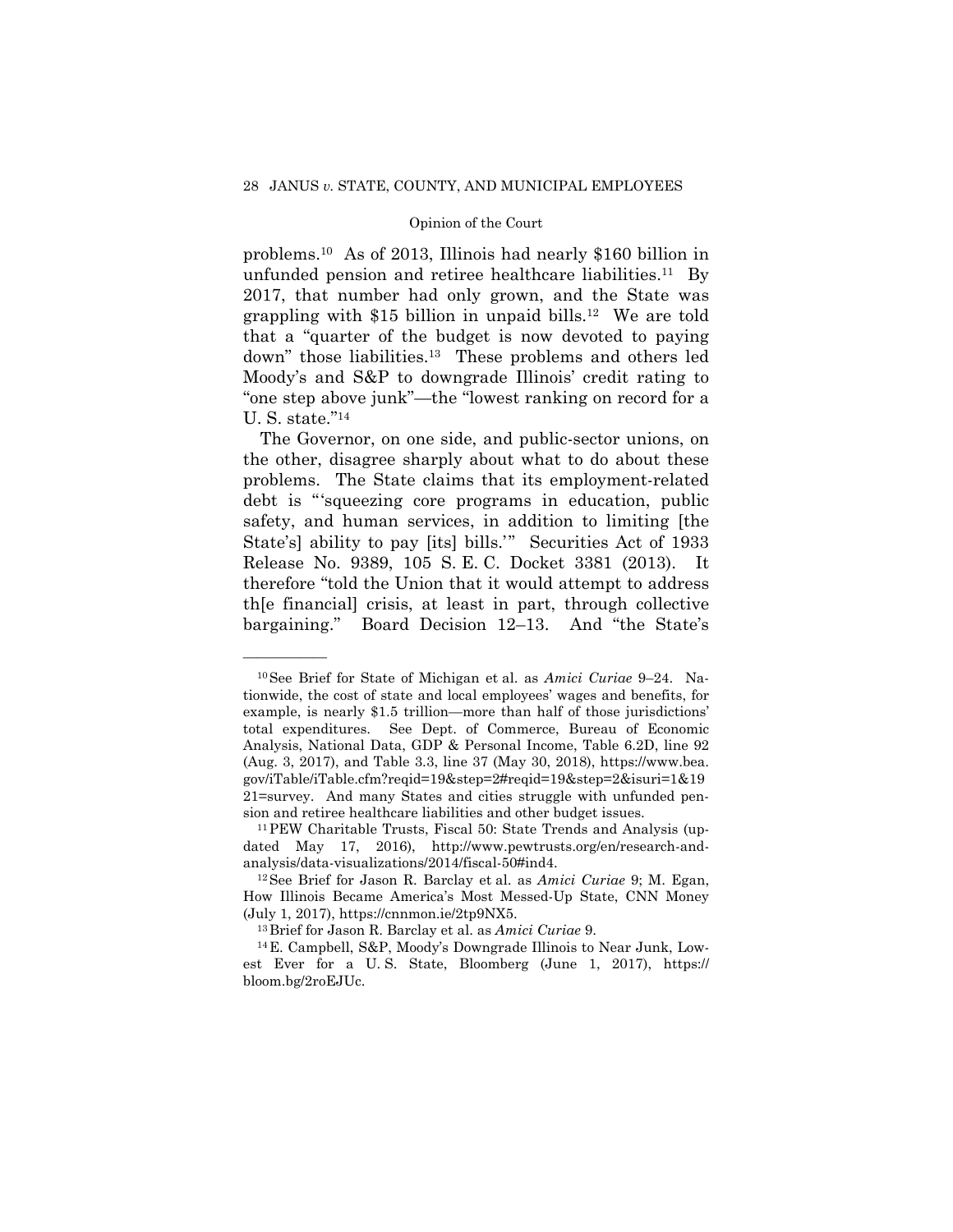problems.[10] As of 2013, Illinois had nearly $160 billion in unfunded pension and retiree healthcare liabilities.[11] By 2017, that number had only grown, and the State was grappling with $15 billion in unpaid bills.[12] We are told that a "quarter of the budget is now devoted to paying down" those liabilities.[13] These problems and others led Moody's and S&P to downgrade Illinois' credit rating to "one step above junk"—the "lowest ranking on record for a U. S. state."[14]

The Governor, on one side, and public-sector unions, on the other, disagree sharply about what to do about these problems. The State claims that its employment-related debt is "'squeezing core programs in education, public safety, and human services, in addition to limiting [the State's] ability to pay [its] bills.'" Securities Act of 1933 Release No. 9389, 105 S. E. C. Docket 3381 (2013). It therefore "told the Union that it would attempt to address th[e financial] crisis, at least in part, through collective bargaining." Board Decision 12–13. And "the State's

---

[10] See Brief for State of Michigan et al. as *Amici Curiae* 9–24. Nationwide, the cost of state and local employees' wages and benefits, for example, is nearly $1.5 trillion—more than half of those jurisdictions' total expenditures. See Dept. of Commerce, Bureau of Economic Analysis, National Data, GDP & Personal Income, Table 6.2D, line 92 (Aug. 3, 2017), and Table 3.3, line 37 (May 30, 2018), https://www.bea.gov/iTable/iTable.cfm?reqid=19&step=2#reqid=19&step=2&isuri=1&1921=survey. And many States and cities struggle with unfunded pension and retiree healthcare liabilities and other budget issues.

[11] PEW Charitable Trusts, Fiscal 50: State Trends and Analysis (updated May 17, 2016), http://www.pewtrusts.org/en/research-and-analysis/data-visualizations/2014/fiscal-50#ind4.

[12] See Brief for Jason R. Barclay et al. as *Amici Curiae* 9; M. Egan, How Illinois Became America's Most Messed-Up State, CNN Money (July 1, 2017), https://cnnmon.ie/2tp9NX5.

[13] Brief for Jason R. Barclay et al. as *Amici Curiae* 9.

[14] E. Campbell, S&P, Moody's Downgrade Illinois to Near Junk, Lowest Ever for a U. S. State, Bloomberg (June 1, 2017), https://bloom.bg/2roEJUc.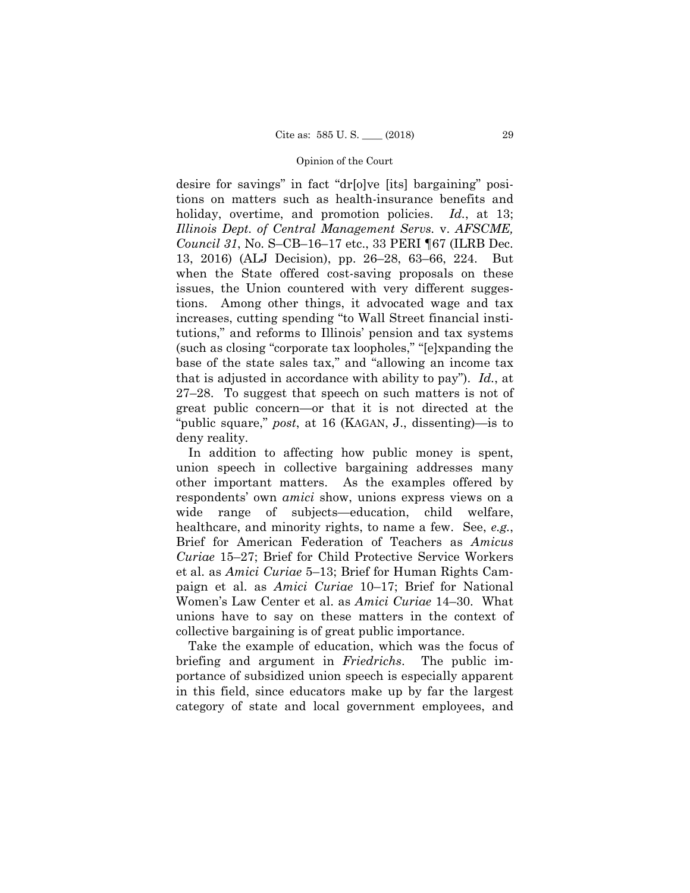desire for savings" in fact "dr[o]ve [its] bargaining" positions on matters such as health-insurance benefits and holiday, overtime, and promotion policies. *Id.*, at 13; *Illinois Dept. of Central Management Servs.* v. *AFSCME, Council 31*, No. S–CB–16–17 etc., 33 PERI ¶67 (ILRB Dec. 13, 2016) (ALJ Decision), pp. 26–28, 63–66, 224. But when the State offered cost-saving proposals on these issues, the Union countered with very different suggestions. Among other things, it advocated wage and tax increases, cutting spending "to Wall Street financial institutions," and reforms to Illinois' pension and tax systems (such as closing "corporate tax loopholes," "[e]xpanding the base of the state sales tax," and "allowing an income tax that is adjusted in accordance with ability to pay"). *Id.*, at 27–28. To suggest that speech on such matters is not of great public concern—or that it is not directed at the "public square," *post*, at 16 (KAGAN, J., dissenting)—is to deny reality.

In addition to affecting how public money is spent, union speech in collective bargaining addresses many other important matters. As the examples offered by respondents' own *amici* show, unions express views on a wide range of subjects—education, child welfare, healthcare, and minority rights, to name a few. See, *e.g.*, Brief for American Federation of Teachers as *Amicus Curiae* 15–27; Brief for Child Protective Service Workers et al. as *Amici Curiae* 5–13; Brief for Human Rights Campaign et al. as *Amici Curiae* 10–17; Brief for National Women's Law Center et al. as *Amici Curiae* 14–30. What unions have to say on these matters in the context of collective bargaining is of great public importance.

Take the example of education, which was the focus of briefing and argument in *Friedrichs*. The public importance of subsidized union speech is especially apparent in this field, since educators make up by far the largest category of state and local government employees, and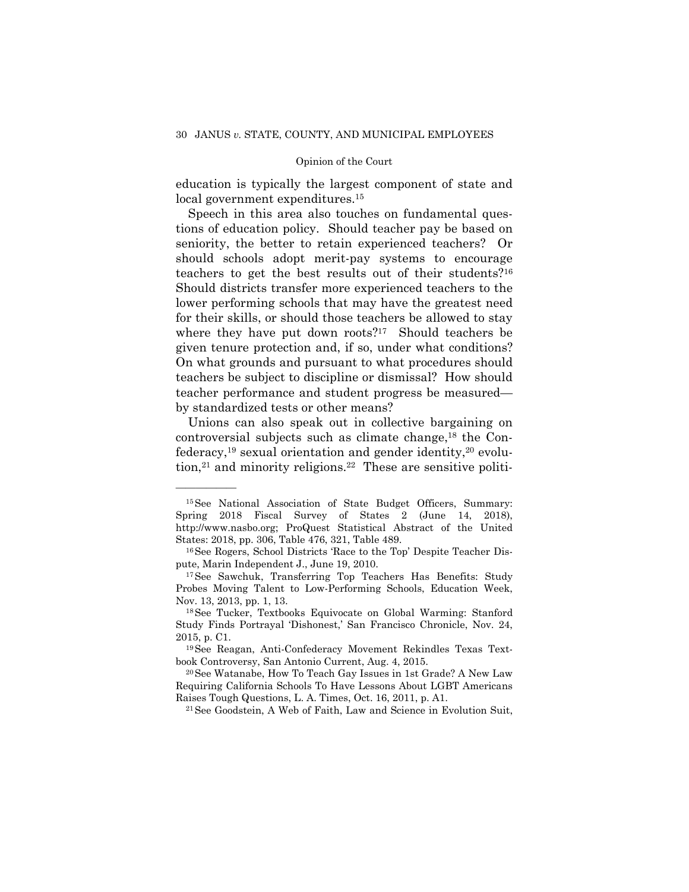education is typically the largest component of state and local government expenditures.[15]

Speech in this area also touches on fundamental questions of education policy. Should teacher pay be based on seniority, the better to retain experienced teachers? Or should schools adopt merit-pay systems to encourage teachers to get the best results out of their students?[16] Should districts transfer more experienced teachers to the lower performing schools that may have the greatest need for their skills, or should those teachers be allowed to stay where they have put down roots?[17] Should teachers be given tenure protection and, if so, under what conditions? On what grounds and pursuant to what procedures should teachers be subject to discipline or dismissal? How should teacher performance and student progress be measured—by standardized tests or other means?

Unions can also speak out in collective bargaining on controversial subjects such as climate change,[18] the Confederacy,[19] sexual orientation and gender identity,[20] evolution,[21] and minority religions.[22] These are sensitive politi-

---

[15] See National Association of State Budget Officers, Summary: Spring 2018 Fiscal Survey of States 2 (June 14, 2018), http://www.nasbo.org; ProQuest Statistical Abstract of the United States: 2018, pp. 306, Table 476, 321, Table 489.

[16] See Rogers, School Districts 'Race to the Top' Despite Teacher Dispute, Marin Independent J., June 19, 2010.

[17] See Sawchuk, Transferring Top Teachers Has Benefits: Study Probes Moving Talent to Low-Performing Schools, Education Week, Nov. 13, 2013, pp. 1, 13.

[18] See Tucker, Textbooks Equivocate on Global Warming: Stanford Study Finds Portrayal 'Dishonest,' San Francisco Chronicle, Nov. 24, 2015, p. C1.

[19] See Reagan, Anti-Confederacy Movement Rekindles Texas Textbook Controversy, San Antonio Current, Aug. 4, 2015.

[20] See Watanabe, How To Teach Gay Issues in 1st Grade? A New Law Requiring California Schools To Have Lessons About LGBT Americans Raises Tough Questions, L. A. Times, Oct. 16, 2011, p. A1.

[21] See Goodstein, A Web of Faith, Law and Science in Evolution Suit,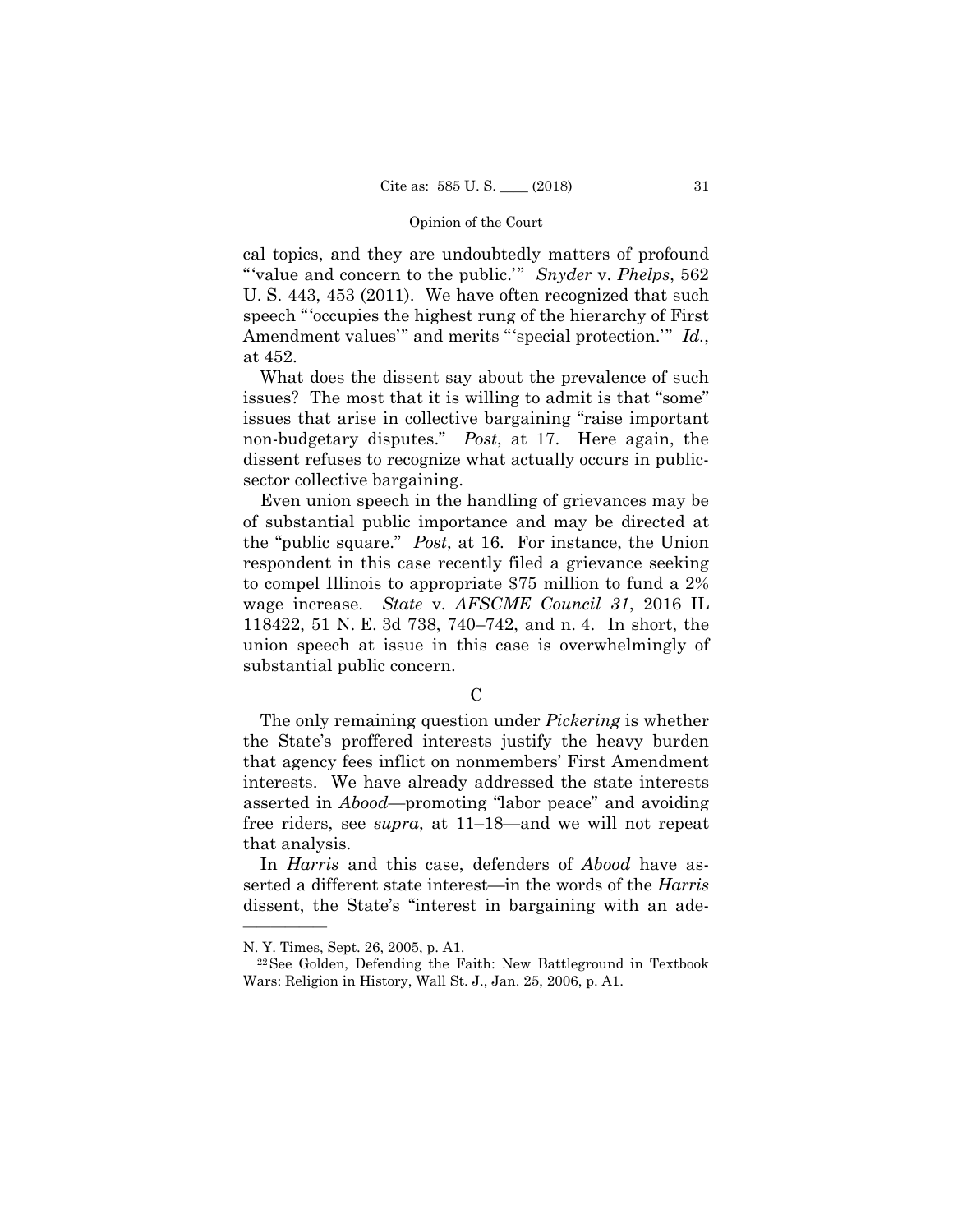cal topics, and they are undoubtedly matters of profound "'value and concern to the public.'" *Snyder* v. *Phelps*, 562 U. S. 443, 453 (2011). We have often recognized that such speech "'occupies the highest rung of the hierarchy of First Amendment values'" and merits "'special protection.'" *Id.*, at 452.

What does the dissent say about the prevalence of such issues? The most that it is willing to admit is that "some" issues that arise in collective bargaining "raise important non-budgetary disputes." *Post*, at 17. Here again, the dissent refuses to recognize what actually occurs in public-sector collective bargaining.

Even union speech in the handling of grievances may be of substantial public importance and may be directed at the "public square." *Post*, at 16. For instance, the Union respondent in this case recently filed a grievance seeking to compel Illinois to appropriate $75 million to fund a 2% wage increase. *State* v. *AFSCME Council 31*, 2016 IL 118422, 51 N. E. 3d 738, 740–742, and n. 4. In short, the union speech at issue in this case is overwhelmingly of substantial public concern.

C

The only remaining question under *Pickering* is whether the State's proffered interests justify the heavy burden that agency fees inflict on nonmembers' First Amendment interests. We have already addressed the state interests asserted in *Abood*—promoting "labor peace" and avoiding free riders, see *supra*, at 11–18—and we will not repeat that analysis.

In *Harris* and this case, defenders of *Abood* have asserted a different state interest—in the words of the *Harris* dissent, the State's "interest in bargaining with an ade-

---

N. Y. Times, Sept. 26, 2005, p. A1.

[22] See Golden, Defending the Faith: New Battleground in Textbook Wars: Religion in History, Wall St. J., Jan. 25, 2006, p. A1.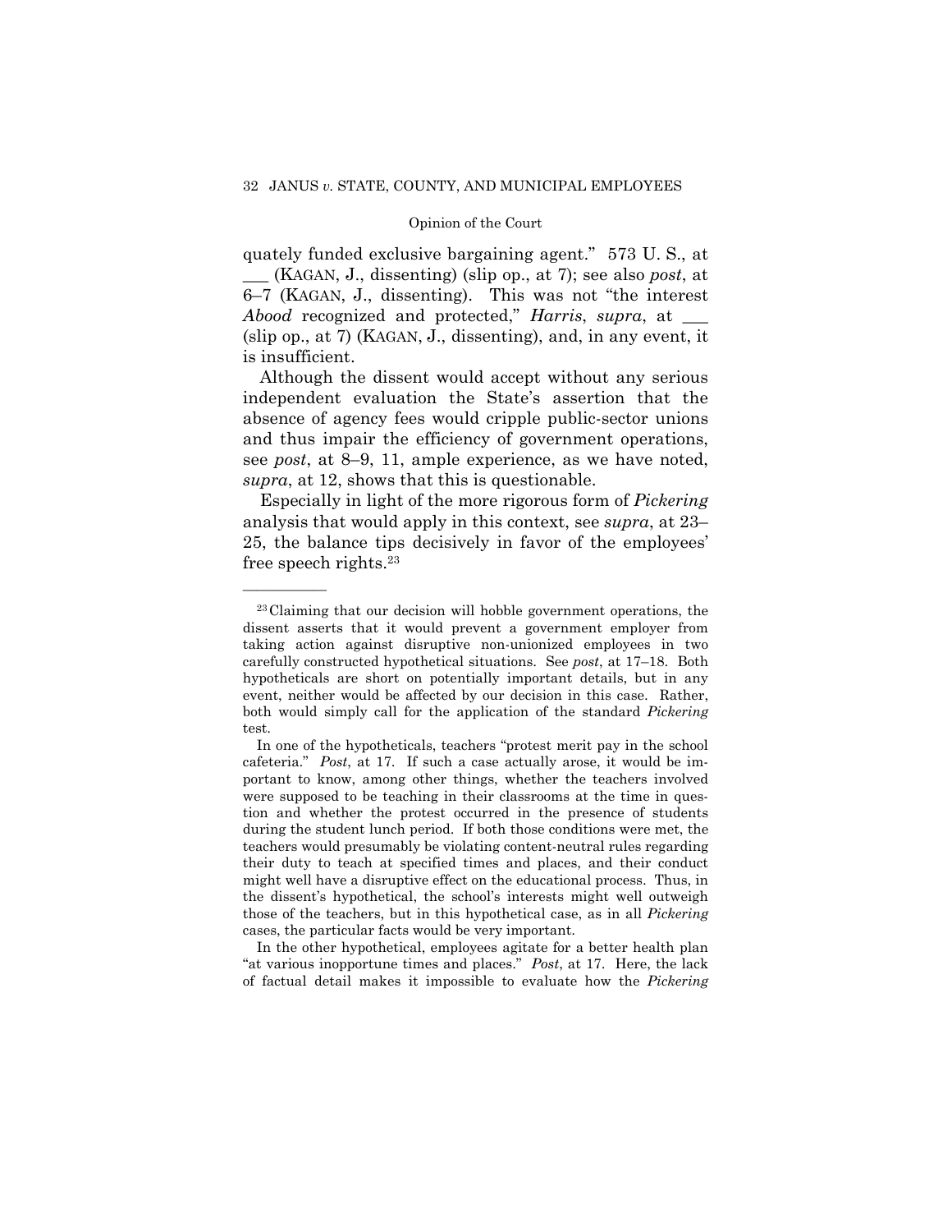quately funded exclusive bargaining agent." 573 U. S., at ___ (KAGAN, J., dissenting) (slip op., at 7); see also *post*, at 6–7 (KAGAN, J., dissenting). This was not "the interest *Abood* recognized and protected," *Harris*, *supra*, at ___ (slip op., at 7) (KAGAN, J., dissenting), and, in any event, it is insufficient.

Although the dissent would accept without any serious independent evaluation the State's assertion that the absence of agency fees would cripple public-sector unions and thus impair the efficiency of government operations, see *post*, at 8–9, 11, ample experience, as we have noted, *supra*, at 12, shows that this is questionable.

Especially in light of the more rigorous form of *Pickering* analysis that would apply in this context, see *supra*, at 23–25, the balance tips decisively in favor of the employees' free speech rights.[23]

---

[23] Claiming that our decision will hobble government operations, the dissent asserts that it would prevent a government employer from taking action against disruptive non-unionized employees in two carefully constructed hypothetical situations. See *post*, at 17–18. Both hypotheticals are short on potentially important details, but in any event, neither would be affected by our decision in this case. Rather, both would simply call for the application of the standard *Pickering* test.

In one of the hypotheticals, teachers "protest merit pay in the school cafeteria." *Post*, at 17. If such a case actually arose, it would be important to know, among other things, whether the teachers involved were supposed to be teaching in their classrooms at the time in question and whether the protest occurred in the presence of students during the student lunch period. If both those conditions were met, the teachers would presumably be violating content-neutral rules regarding their duty to teach at specified times and places, and their conduct might well have a disruptive effect on the educational process. Thus, in the dissent's hypothetical, the school's interests might well outweigh those of the teachers, but in this hypothetical case, as in all *Pickering* cases, the particular facts would be very important.

In the other hypothetical, employees agitate for a better health plan "at various inopportune times and places." *Post*, at 17. Here, the lack of factual detail makes it impossible to evaluate how the *Pickering*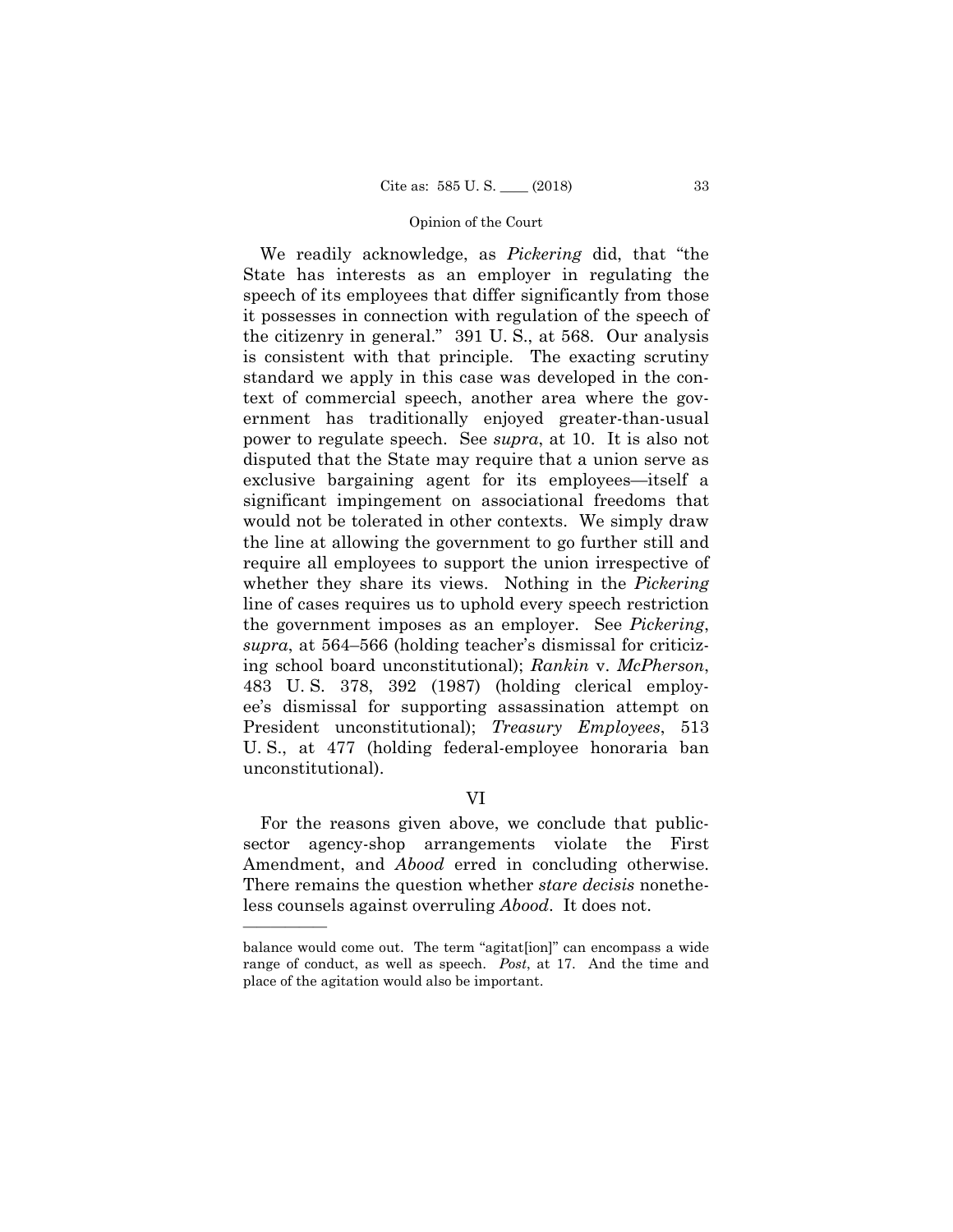We readily acknowledge, as *Pickering* did, that "the State has interests as an employer in regulating the speech of its employees that differ significantly from those it possesses in connection with regulation of the speech of the citizenry in general." 391 U. S., at 568. Our analysis is consistent with that principle. The exacting scrutiny standard we apply in this case was developed in the context of commercial speech, another area where the government has traditionally enjoyed greater-than-usual power to regulate speech. See *supra*, at 10. It is also not disputed that the State may require that a union serve as exclusive bargaining agent for its employees—itself a significant impingement on associational freedoms that would not be tolerated in other contexts. We simply draw the line at allowing the government to go further still and require all employees to support the union irrespective of whether they share its views. Nothing in the *Pickering* line of cases requires us to uphold every speech restriction the government imposes as an employer. See *Pickering*, *supra*, at 564–566 (holding teacher's dismissal for criticizing school board unconstitutional); *Rankin* v. *McPherson*, 483 U. S. 378, 392 (1987) (holding clerical employee's dismissal for supporting assassination attempt on President unconstitutional); *Treasury Employees*, 513 U. S., at 477 (holding federal-employee honoraria ban unconstitutional).

## VI

For the reasons given above, we conclude that public-sector agency-shop arrangements violate the First Amendment, and *Abood* erred in concluding otherwise. There remains the question whether *stare decisis* nonetheless counsels against overruling *Abood*. It does not.

---

balance would come out. The term "agitat[ion]" can encompass a wide range of conduct, as well as speech. *Post*, at 17. And the time and place of the agitation would also be important.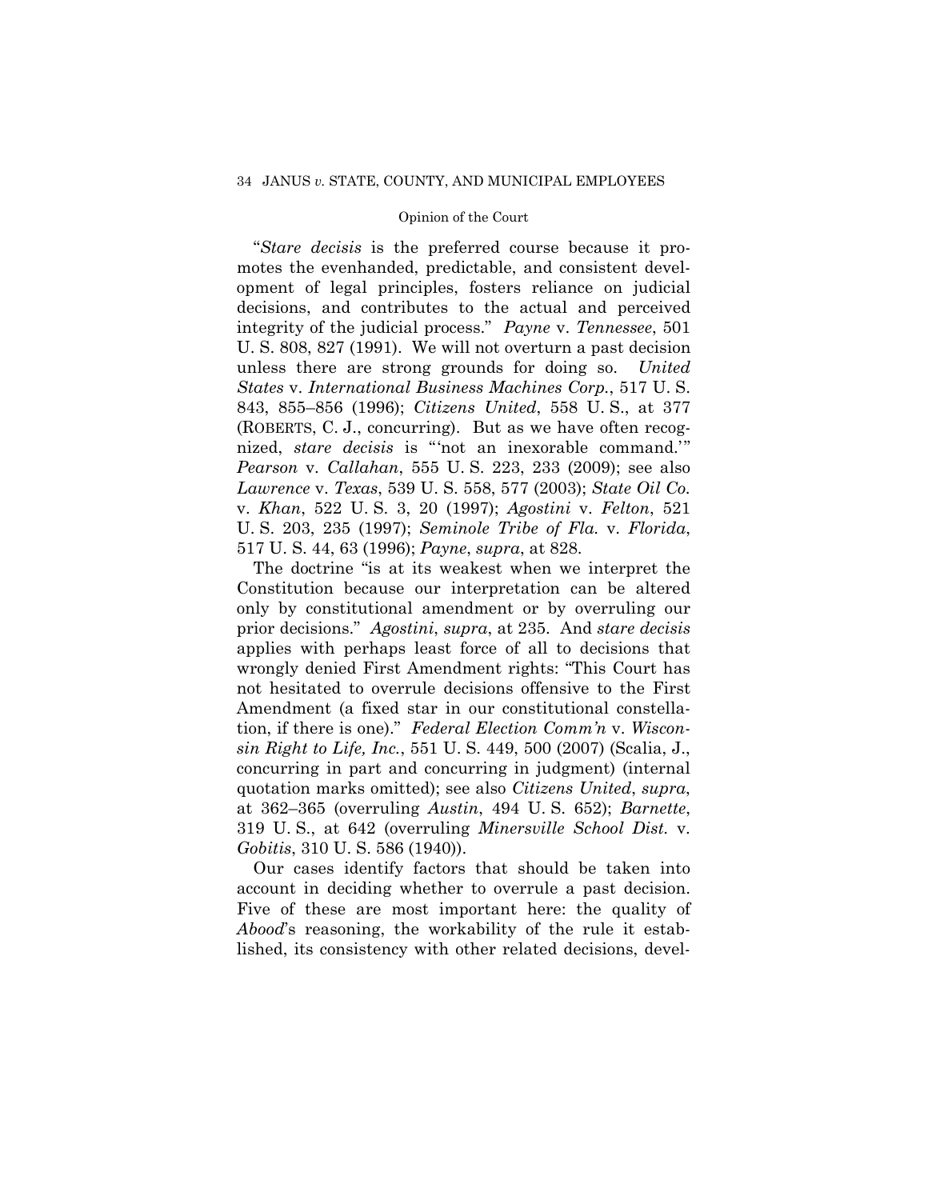"*Stare decisis* is the preferred course because it promotes the evenhanded, predictable, and consistent development of legal principles, fosters reliance on judicial decisions, and contributes to the actual and perceived integrity of the judicial process." *Payne* v. *Tennessee*, 501 U. S. 808, 827 (1991). We will not overturn a past decision unless there are strong grounds for doing so. *United States* v. *International Business Machines Corp.*, 517 U. S. 843, 855–856 (1996); *Citizens United*, 558 U. S., at 377 (ROBERTS, C. J., concurring). But as we have often recognized, *stare decisis* is "'not an inexorable command.'" *Pearson* v. *Callahan*, 555 U. S. 223, 233 (2009); see also *Lawrence* v. *Texas*, 539 U. S. 558, 577 (2003); *State Oil Co.* v. *Khan*, 522 U. S. 3, 20 (1997); *Agostini* v. *Felton*, 521 U. S. 203, 235 (1997); *Seminole Tribe of Fla.* v. *Florida*, 517 U. S. 44, 63 (1996); *Payne*, *supra*, at 828.

The doctrine "is at its weakest when we interpret the Constitution because our interpretation can be altered only by constitutional amendment or by overruling our prior decisions." *Agostini*, *supra*, at 235. And *stare decisis* applies with perhaps least force of all to decisions that wrongly denied First Amendment rights: "This Court has not hesitated to overrule decisions offensive to the First Amendment (a fixed star in our constitutional constellation, if there is one)." *Federal Election Comm'n* v. *Wisconsin Right to Life, Inc.*, 551 U. S. 449, 500 (2007) (Scalia, J., concurring in part and concurring in judgment) (internal quotation marks omitted); see also *Citizens United*, *supra*, at 362–365 (overruling *Austin*, 494 U. S. 652); *Barnette*, 319 U. S., at 642 (overruling *Minersville School Dist.* v. *Gobitis*, 310 U. S. 586 (1940)).

Our cases identify factors that should be taken into account in deciding whether to overrule a past decision. Five of these are most important here: the quality of *Abood*'s reasoning, the workability of the rule it established, its consistency with other related decisions, devel-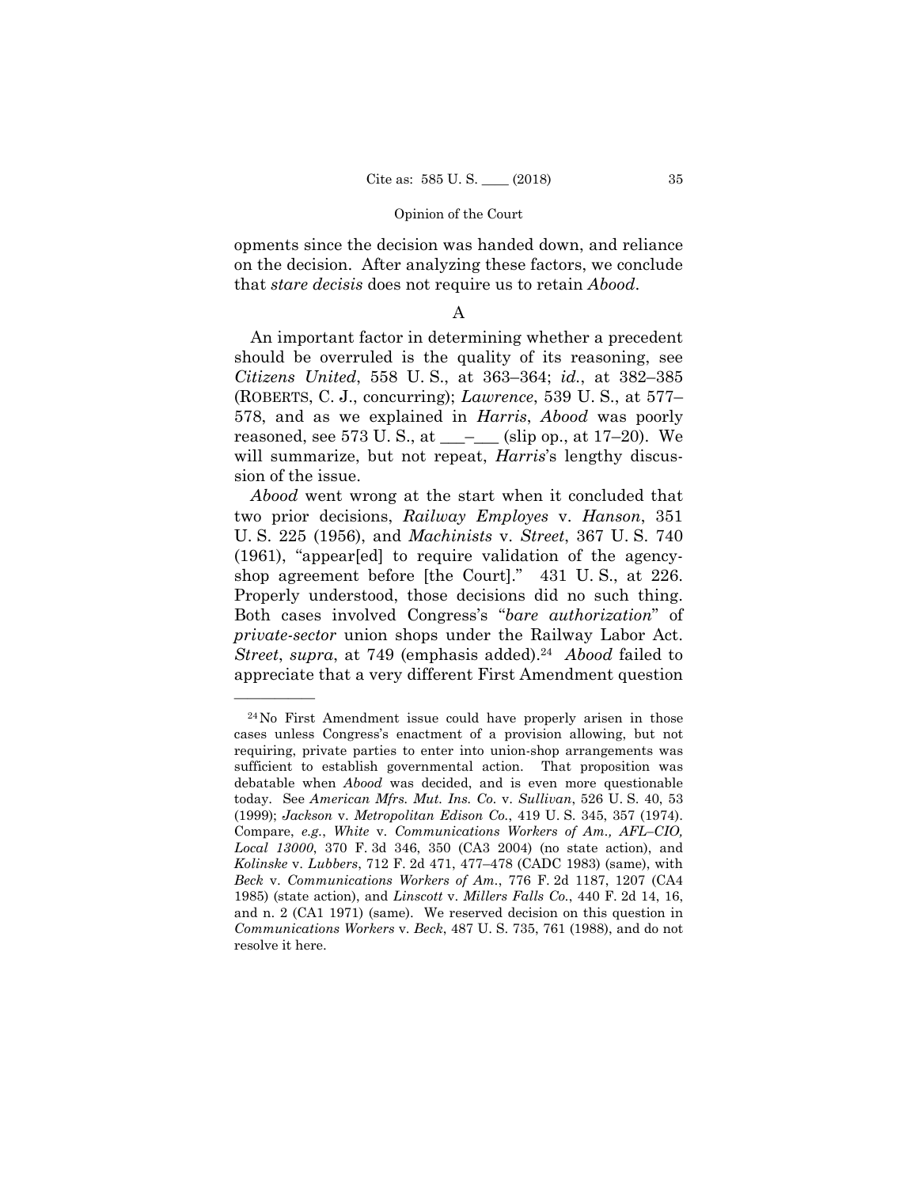opments since the decision was handed down, and reliance on the decision. After analyzing these factors, we conclude that *stare decisis* does not require us to retain *Abood*.

### A

An important factor in determining whether a precedent should be overruled is the quality of its reasoning, see *Citizens United*, 558 U. S., at 363–364; *id.*, at 382–385 (ROBERTS, C. J., concurring); *Lawrence*, 539 U. S., at 577–578, and as we explained in *Harris*, *Abood* was poorly reasoned, see 573 U. S., at \_\_\_–\_\_\_ (slip op., at 17–20). We will summarize, but not repeat, *Harris*'s lengthy discussion of the issue.

*Abood* went wrong at the start when it concluded that two prior decisions, *Railway Employes* v. *Hanson*, 351 U. S. 225 (1956), and *Machinists* v. *Street*, 367 U. S. 740 (1961), "appear[ed] to require validation of the agency-shop agreement before [the Court]." 431 U. S., at 226. Properly understood, those decisions did no such thing. Both cases involved Congress's "*bare authorization*" of *private-sector* union shops under the Railway Labor Act. *Street*, *supra*, at 749 (emphasis added).[24] *Abood* failed to appreciate that a very different First Amendment question

---

[24] No First Amendment issue could have properly arisen in those cases unless Congress's enactment of a provision allowing, but not requiring, private parties to enter into union-shop arrangements was sufficient to establish governmental action. That proposition was debatable when *Abood* was decided, and is even more questionable today. See *American Mfrs. Mut. Ins. Co.* v. *Sullivan*, 526 U. S. 40, 53 (1999); *Jackson* v. *Metropolitan Edison Co.*, 419 U. S. 345, 357 (1974). Compare, *e.g.*, *White* v. *Communications Workers of Am., AFL–CIO, Local 13000*, 370 F. 3d 346, 350 (CA3 2004) (no state action), and *Kolinske* v. *Lubbers*, 712 F. 2d 471, 477–478 (CADC 1983) (same), with *Beck* v. *Communications Workers of Am.*, 776 F. 2d 1187, 1207 (CA4 1985) (state action), and *Linscott* v. *Millers Falls Co.*, 440 F. 2d 14, 16, and n. 2 (CA1 1971) (same). We reserved decision on this question in *Communications Workers* v. *Beck*, 487 U. S. 735, 761 (1988), and do not resolve it here.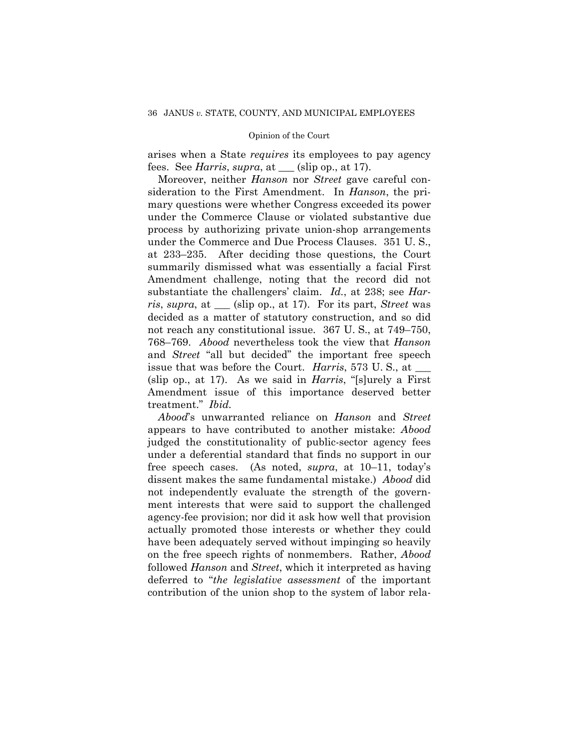arises when a State *requires* its employees to pay agency fees. See *Harris*, *supra*, at ___ (slip op., at 17).

Moreover, neither *Hanson* nor *Street* gave careful consideration to the First Amendment. In *Hanson*, the primary questions were whether Congress exceeded its power under the Commerce Clause or violated substantive due process by authorizing private union-shop arrangements under the Commerce and Due Process Clauses. 351 U. S., at 233–235. After deciding those questions, the Court summarily dismissed what was essentially a facial First Amendment challenge, noting that the record did not substantiate the challengers' claim. *Id.*, at 238; see *Harris*, *supra*, at ___ (slip op., at 17). For its part, *Street* was decided as a matter of statutory construction, and so did not reach any constitutional issue. 367 U. S., at 749–750, 768–769. *Abood* nevertheless took the view that *Hanson* and *Street* "all but decided" the important free speech issue that was before the Court. *Harris*, 573 U. S., at ___ (slip op., at 17). As we said in *Harris*, "[s]urely a First Amendment issue of this importance deserved better treatment." *Ibid.*

*Abood*'s unwarranted reliance on *Hanson* and *Street* appears to have contributed to another mistake: *Abood* judged the constitutionality of public-sector agency fees under a deferential standard that finds no support in our free speech cases. (As noted, *supra*, at 10–11, today's dissent makes the same fundamental mistake.) *Abood* did not independently evaluate the strength of the government interests that were said to support the challenged agency-fee provision; nor did it ask how well that provision actually promoted those interests or whether they could have been adequately served without impinging so heavily on the free speech rights of nonmembers. Rather, *Abood* followed *Hanson* and *Street*, which it interpreted as having deferred to "*the legislative assessment* of the important contribution of the union shop to the system of labor rela-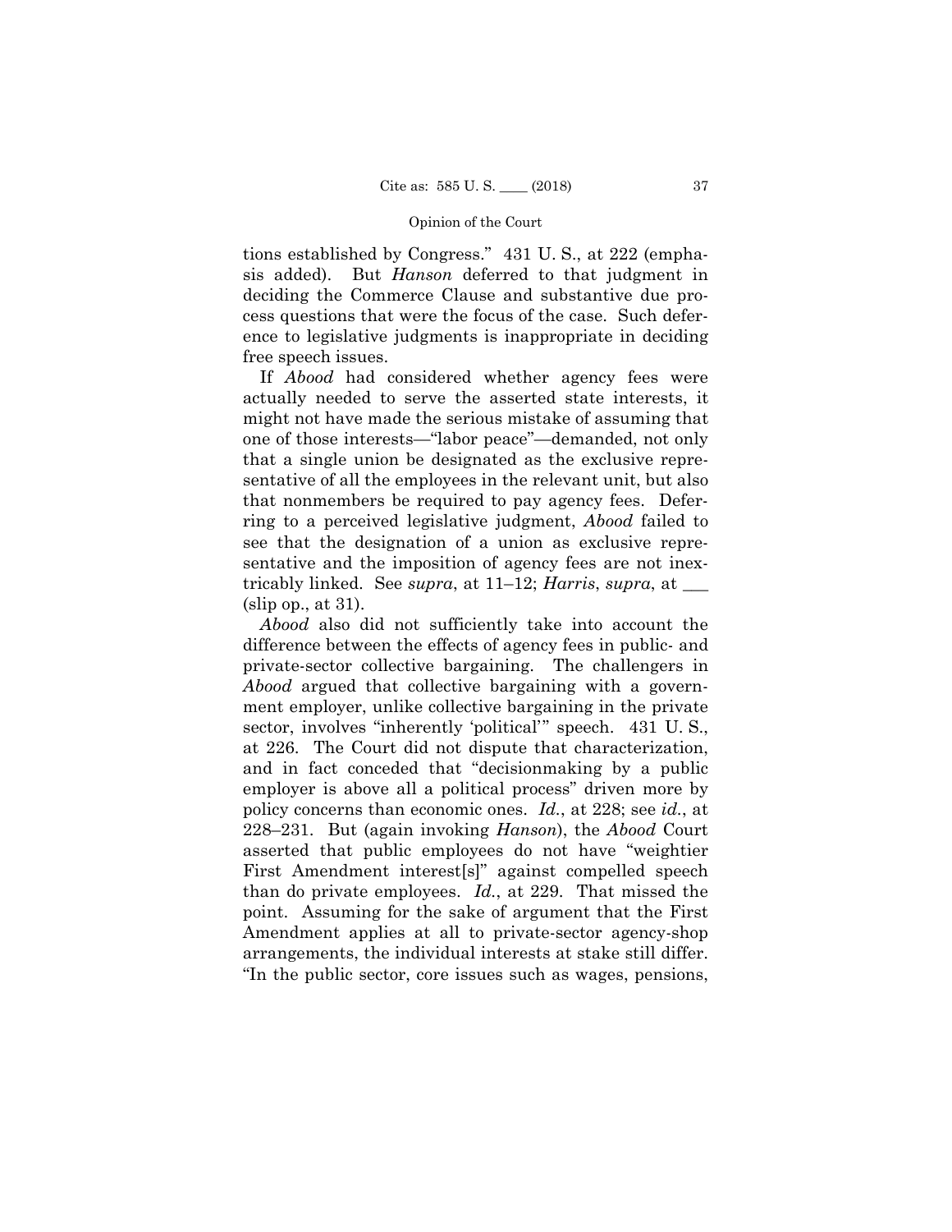tions established by Congress." 431 U. S., at 222 (emphasis added). But *Hanson* deferred to that judgment in deciding the Commerce Clause and substantive due process questions that were the focus of the case. Such deference to legislative judgments is inappropriate in deciding free speech issues.

If *Abood* had considered whether agency fees were actually needed to serve the asserted state interests, it might not have made the serious mistake of assuming that one of those interests—"labor peace"—demanded, not only that a single union be designated as the exclusive representative of all the employees in the relevant unit, but also that nonmembers be required to pay agency fees. Deferring to a perceived legislative judgment, *Abood* failed to see that the designation of a union as exclusive representative and the imposition of agency fees are not inextricably linked. See *supra*, at 11–12; *Harris*, *supra*, at ___ (slip op., at 31).

*Abood* also did not sufficiently take into account the difference between the effects of agency fees in public- and private-sector collective bargaining. The challengers in *Abood* argued that collective bargaining with a government employer, unlike collective bargaining in the private sector, involves "inherently 'political'" speech. 431 U. S., at 226. The Court did not dispute that characterization, and in fact conceded that "decisionmaking by a public employer is above all a political process" driven more by policy concerns than economic ones. *Id.*, at 228; see *id.*, at 228–231. But (again invoking *Hanson*), the *Abood* Court asserted that public employees do not have "weightier First Amendment interest[s]" against compelled speech than do private employees. *Id.*, at 229. That missed the point. Assuming for the sake of argument that the First Amendment applies at all to private-sector agency-shop arrangements, the individual interests at stake still differ. "In the public sector, core issues such as wages, pensions,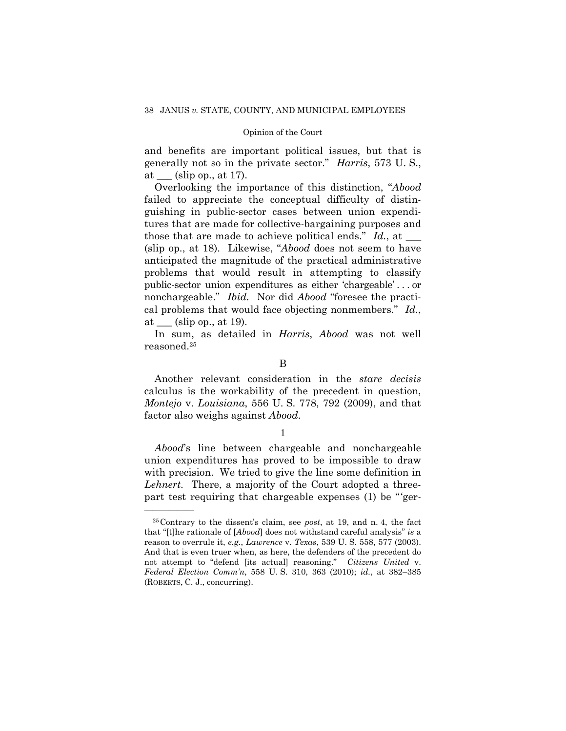and benefits are important political issues, but that is generally not so in the private sector." *Harris*, 573 U. S., at ___ (slip op., at 17).

Overlooking the importance of this distinction, "*Abood* failed to appreciate the conceptual difficulty of distinguishing in public-sector cases between union expenditures that are made for collective-bargaining purposes and those that are made to achieve political ends." *Id.*, at ___ (slip op., at 18). Likewise, "*Abood* does not seem to have anticipated the magnitude of the practical administrative problems that would result in attempting to classify public-sector union expenditures as either 'chargeable' . . . or nonchargeable." *Ibid.* Nor did *Abood* "foresee the practical problems that would face objecting nonmembers." *Id.*, at ___ (slip op., at 19).

In sum, as detailed in *Harris*, *Abood* was not well reasoned.[25]

B

Another relevant consideration in the *stare decisis* calculus is the workability of the precedent in question, *Montejo* v. *Louisiana*, 556 U. S. 778, 792 (2009), and that factor also weighs against *Abood*.

1

*Abood*'s line between chargeable and nonchargeable union expenditures has proved to be impossible to draw with precision. We tried to give the line some definition in *Lehnert*. There, a majority of the Court adopted a three-part test requiring that chargeable expenses (1) be "'ger-

---

[25] Contrary to the dissent's claim, see *post*, at 19, and n. 4, the fact that "[t]he rationale of [*Abood*] does not withstand careful analysis" *is* a reason to overrule it, *e.g.*, *Lawrence* v. *Texas*, 539 U. S. 558, 577 (2003). And that is even truer when, as here, the defenders of the precedent do not attempt to "defend [its actual] reasoning." *Citizens United* v. *Federal Election Comm'n*, 558 U. S. 310, 363 (2010); *id.*, at 382–385 (ROBERTS, C. J., concurring).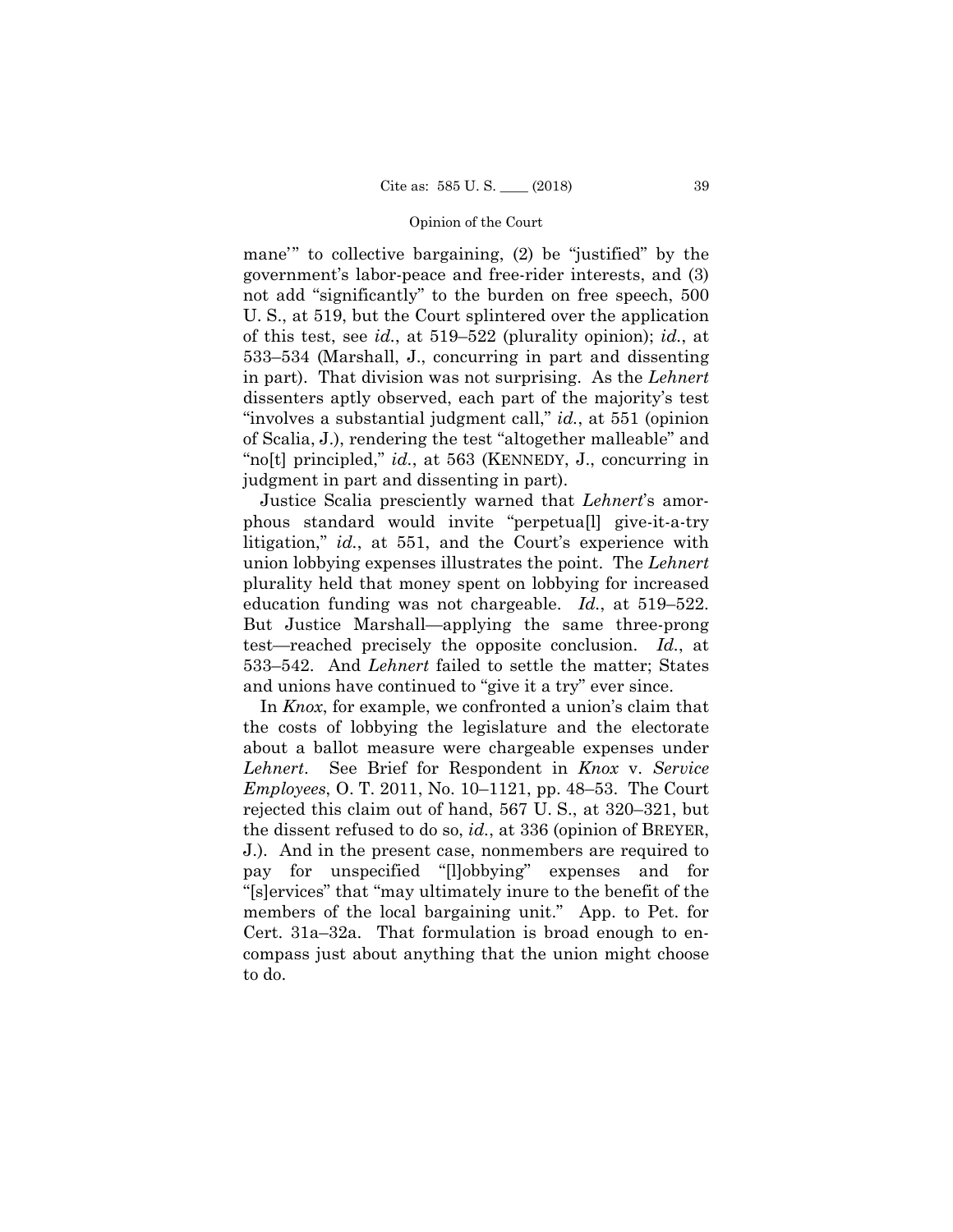mane'" to collective bargaining, (2) be "justified" by the government's labor-peace and free-rider interests, and (3) not add "significantly" to the burden on free speech, 500 U. S., at 519, but the Court splintered over the application of this test, see *id.*, at 519–522 (plurality opinion); *id.*, at 533–534 (Marshall, J., concurring in part and dissenting in part). That division was not surprising. As the *Lehnert* dissenters aptly observed, each part of the majority's test "involves a substantial judgment call," *id.*, at 551 (opinion of Scalia, J.), rendering the test "altogether malleable" and "no[t] principled," *id.*, at 563 (KENNEDY, J., concurring in judgment in part and dissenting in part).

Justice Scalia presciently warned that *Lehnert*'s amorphous standard would invite "perpetua[l] give-it-a-try litigation," *id.*, at 551, and the Court's experience with union lobbying expenses illustrates the point. The *Lehnert* plurality held that money spent on lobbying for increased education funding was not chargeable. *Id.*, at 519–522. But Justice Marshall—applying the same three-prong test—reached precisely the opposite conclusion. *Id.*, at 533–542. And *Lehnert* failed to settle the matter; States and unions have continued to "give it a try" ever since.

In *Knox*, for example, we confronted a union's claim that the costs of lobbying the legislature and the electorate about a ballot measure were chargeable expenses under *Lehnert*. See Brief for Respondent in *Knox* v. *Service Employees*, O. T. 2011, No. 10–1121, pp. 48–53. The Court rejected this claim out of hand, 567 U. S., at 320–321, but the dissent refused to do so, *id.*, at 336 (opinion of BREYER, J.). And in the present case, nonmembers are required to pay for unspecified "[l]obbying" expenses and for "[s]ervices" that "may ultimately inure to the benefit of the members of the local bargaining unit." App. to Pet. for Cert. 31a–32a. That formulation is broad enough to encompass just about anything that the union might choose to do.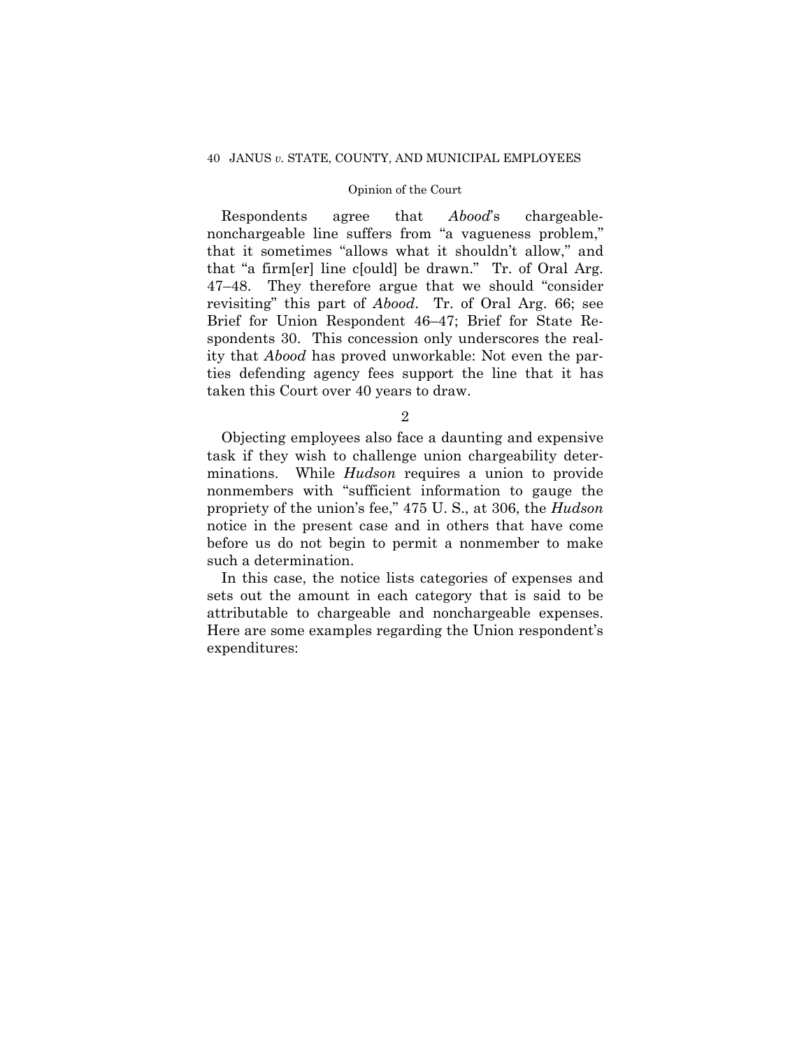Respondents agree that *Abood*'s chargeable-nonchargeable line suffers from "a vagueness problem," that it sometimes "allows what it shouldn't allow," and that "a firm[er] line c[ould] be drawn." Tr. of Oral Arg. 47–48. They therefore argue that we should "consider revisiting" this part of *Abood*. Tr. of Oral Arg. 66; see Brief for Union Respondent 46–47; Brief for State Respondents 30. This concession only underscores the reality that *Abood* has proved unworkable: Not even the parties defending agency fees support the line that it has taken this Court over 40 years to draw.

2

Objecting employees also face a daunting and expensive task if they wish to challenge union chargeability determinations. While *Hudson* requires a union to provide nonmembers with "sufficient information to gauge the propriety of the union's fee," 475 U. S., at 306, the *Hudson* notice in the present case and in others that have come before us do not begin to permit a nonmember to make such a determination.

In this case, the notice lists categories of expenses and sets out the amount in each category that is said to be attributable to chargeable and nonchargeable expenses. Here are some examples regarding the Union respondent's expenditures: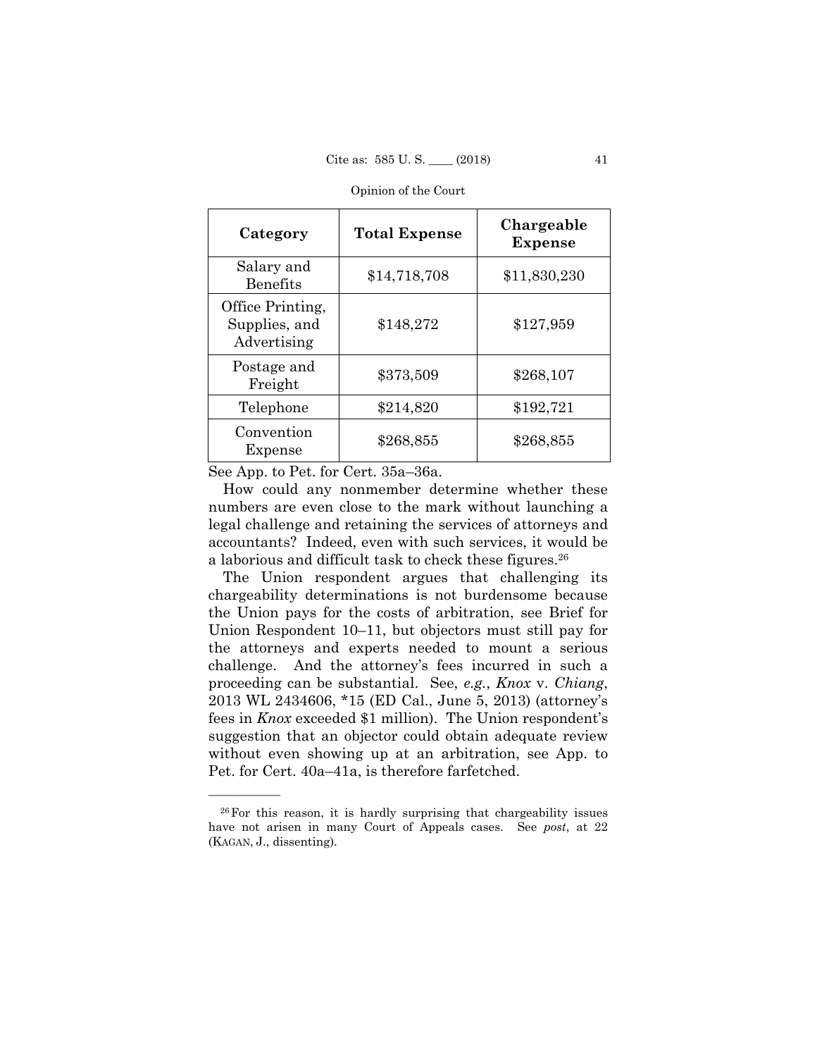| Category | Total Expense | Chargeable Expense |
|---|---|---|
| Salary and Benefits | $14,718,708 | $11,830,230 |
| Office Printing, Supplies, and Advertising | $148,272 | $127,959 |
| Postage and Freight | $373,509 | $268,107 |
| Telephone | $214,820 | $192,721 |
| Convention Expense | $268,855 | $268,855 |

See App. to Pet. for Cert. 35a–36a.

How could any nonmember determine whether these numbers are even close to the mark without launching a legal challenge and retaining the services of attorneys and accountants? Indeed, even with such services, it would be a laborious and difficult task to check these figures.[26]

The Union respondent argues that challenging its chargeability determinations is not burdensome because the Union pays for the costs of arbitration, see Brief for Union Respondent 10–11, but objectors must still pay for the attorneys and experts needed to mount a serious challenge. And the attorney's fees incurred in such a proceeding can be substantial. See, *e.g.*, *Knox* v. *Chiang*, 2013 WL 2434606, *15 (ED Cal., June 5, 2013) (attorney's fees in *Knox* exceeded $1 million). The Union respondent's suggestion that an objector could obtain adequate review without even showing up at an arbitration, see App. to Pet. for Cert. 40a–41a, is therefore farfetched.

---

[26] For this reason, it is hardly surprising that chargeability issues have not arisen in many Court of Appeals cases. See *post*, at 22 (KAGAN, J., dissenting).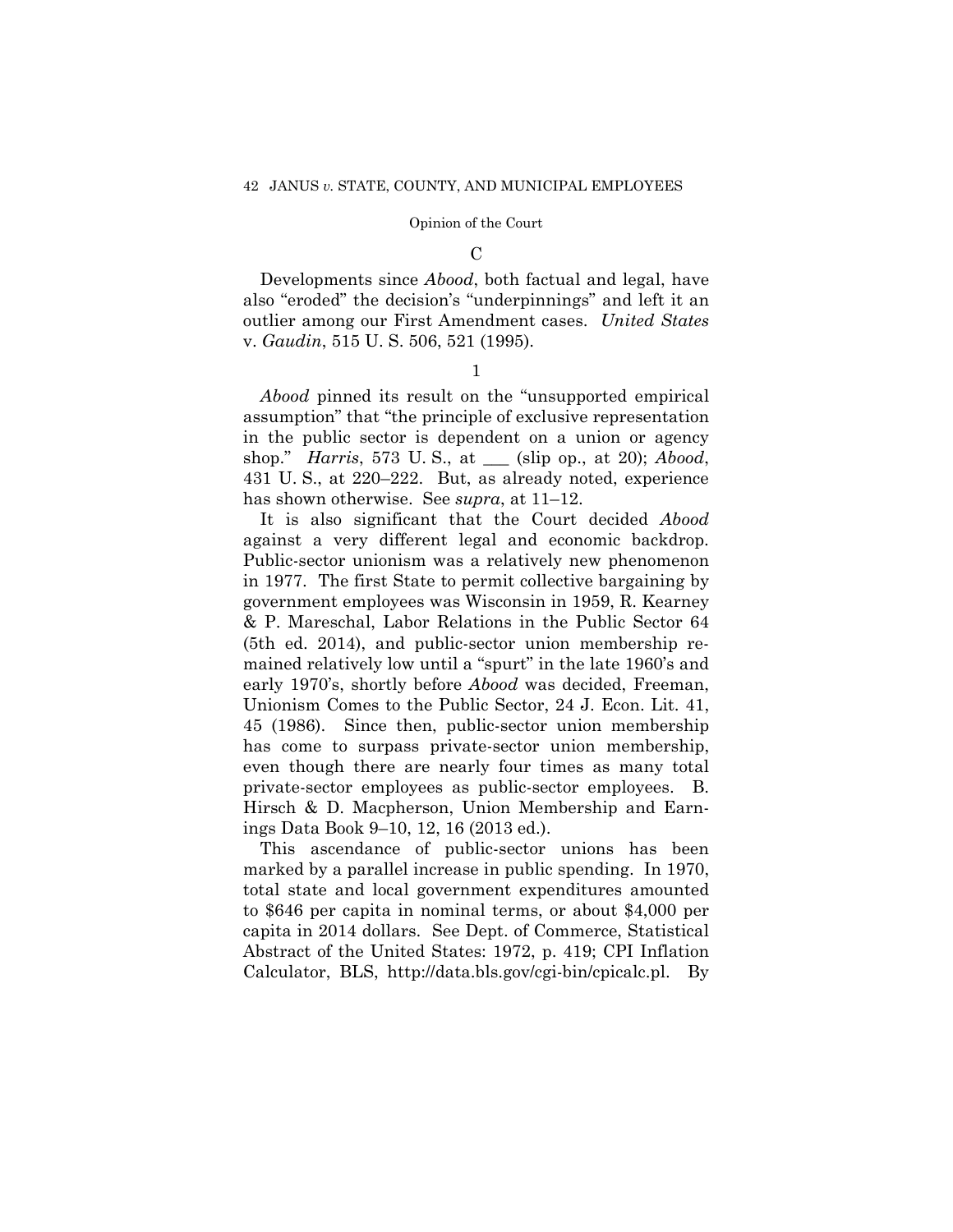C

Developments since *Abood*, both factual and legal, have also "eroded" the decision's "underpinnings" and left it an outlier among our First Amendment cases. *United States* v. *Gaudin*, 515 U. S. 506, 521 (1995).

1

*Abood* pinned its result on the "unsupported empirical assumption" that "the principle of exclusive representation in the public sector is dependent on a union or agency shop." *Harris*, 573 U. S., at ___ (slip op., at 20); *Abood*, 431 U. S., at 220–222. But, as already noted, experience has shown otherwise. See *supra*, at 11–12.

It is also significant that the Court decided *Abood* against a very different legal and economic backdrop. Public-sector unionism was a relatively new phenomenon in 1977. The first State to permit collective bargaining by government employees was Wisconsin in 1959, R. Kearney & P. Mareschal, Labor Relations in the Public Sector 64 (5th ed. 2014), and public-sector union membership remained relatively low until a "spurt" in the late 1960's and early 1970's, shortly before *Abood* was decided, Freeman, Unionism Comes to the Public Sector, 24 J. Econ. Lit. 41, 45 (1986). Since then, public-sector union membership has come to surpass private-sector union membership, even though there are nearly four times as many total private-sector employees as public-sector employees. B. Hirsch & D. Macpherson, Union Membership and Earnings Data Book 9–10, 12, 16 (2013 ed.).

This ascendance of public-sector unions has been marked by a parallel increase in public spending. In 1970, total state and local government expenditures amounted to $646 per capita in nominal terms, or about $4,000 per capita in 2014 dollars. See Dept. of Commerce, Statistical Abstract of the United States: 1972, p. 419; CPI Inflation Calculator, BLS, http://data.bls.gov/cgi-bin/cpicalc.pl. By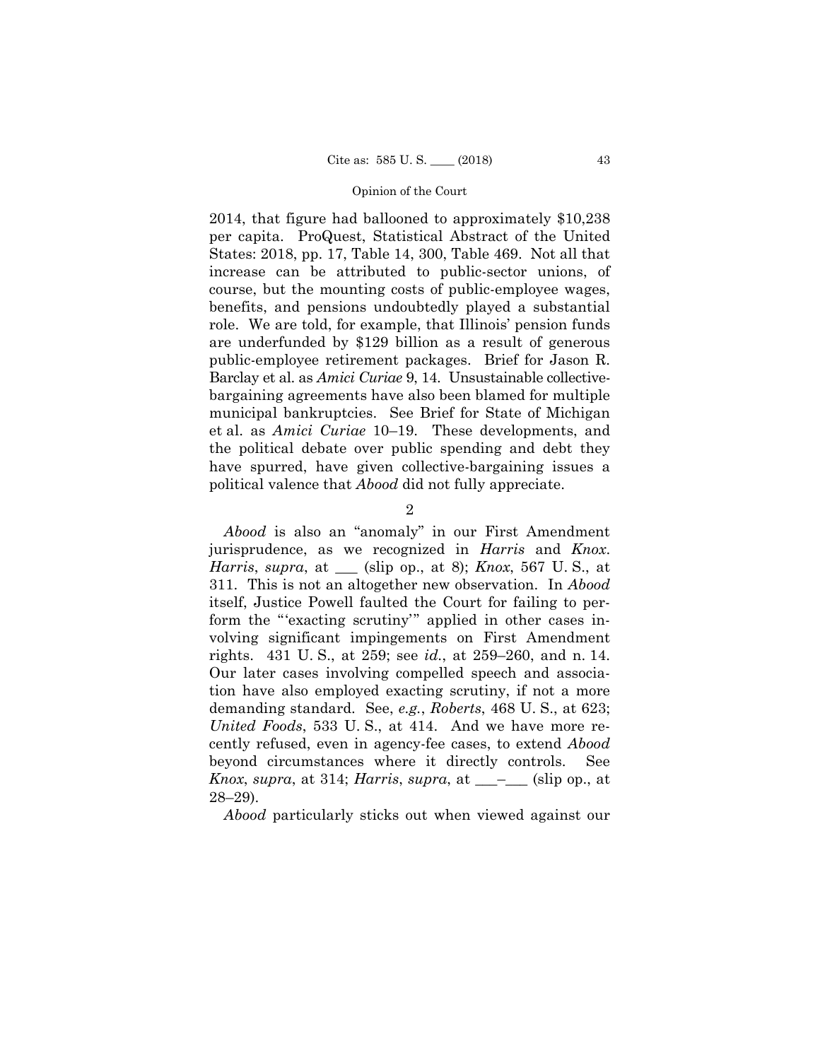2014, that figure had ballooned to approximately $10,238 per capita. ProQuest, Statistical Abstract of the United States: 2018, pp. 17, Table 14, 300, Table 469. Not all that increase can be attributed to public-sector unions, of course, but the mounting costs of public-employee wages, benefits, and pensions undoubtedly played a substantial role. We are told, for example, that Illinois' pension funds are underfunded by $129 billion as a result of generous public-employee retirement packages. Brief for Jason R. Barclay et al. as *Amici Curiae* 9, 14. Unsustainable collective-bargaining agreements have also been blamed for multiple municipal bankruptcies. See Brief for State of Michigan et al. as *Amici Curiae* 10–19. These developments, and the political debate over public spending and debt they have spurred, have given collective-bargaining issues a political valence that *Abood* did not fully appreciate.

2

*Abood* is also an "anomaly" in our First Amendment jurisprudence, as we recognized in *Harris* and *Knox*. *Harris*, *supra*, at ___ (slip op., at 8); *Knox*, 567 U. S., at 311. This is not an altogether new observation. In *Abood* itself, Justice Powell faulted the Court for failing to perform the "'exacting scrutiny'" applied in other cases involving significant impingements on First Amendment rights. 431 U. S., at 259; see *id.*, at 259–260, and n. 14. Our later cases involving compelled speech and association have also employed exacting scrutiny, if not a more demanding standard. See, *e.g.*, *Roberts*, 468 U. S., at 623; *United Foods*, 533 U. S., at 414. And we have more recently refused, even in agency-fee cases, to extend *Abood* beyond circumstances where it directly controls. See *Knox*, *supra*, at 314; *Harris*, *supra*, at ___–___ (slip op., at 28–29).

*Abood* particularly sticks out when viewed against our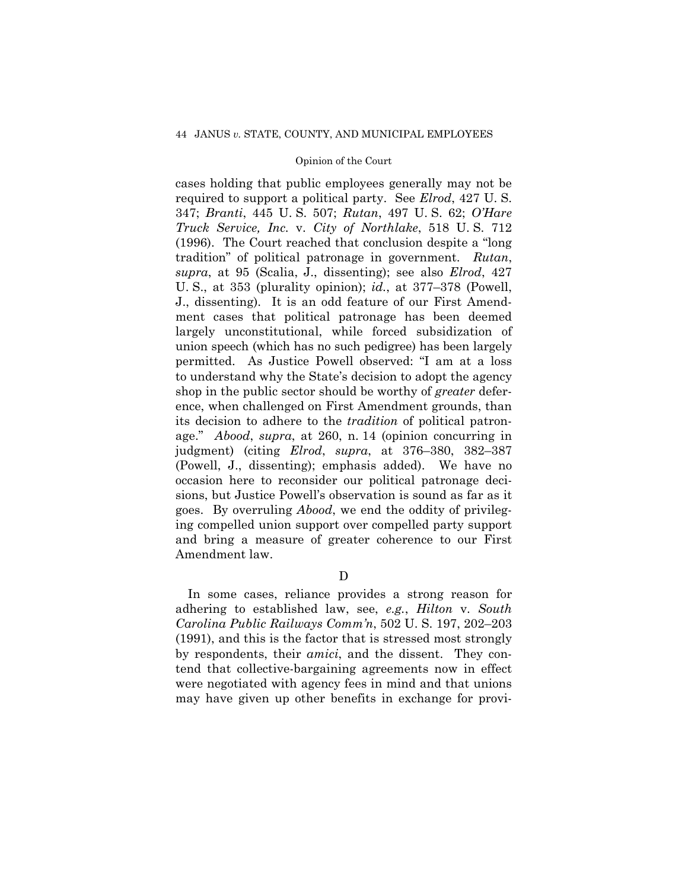cases holding that public employees generally may not be required to support a political party. See *Elrod*, 427 U. S. 347; *Branti*, 445 U. S. 507; *Rutan*, 497 U. S. 62; *O'Hare Truck Service, Inc.* v. *City of Northlake*, 518 U. S. 712 (1996). The Court reached that conclusion despite a "long tradition" of political patronage in government. *Rutan*, *supra*, at 95 (Scalia, J., dissenting); see also *Elrod*, 427 U. S., at 353 (plurality opinion); *id.*, at 377–378 (Powell, J., dissenting). It is an odd feature of our First Amendment cases that political patronage has been deemed largely unconstitutional, while forced subsidization of union speech (which has no such pedigree) has been largely permitted. As Justice Powell observed: "I am at a loss to understand why the State's decision to adopt the agency shop in the public sector should be worthy of *greater* deference, when challenged on First Amendment grounds, than its decision to adhere to the *tradition* of political patronage." *Abood*, *supra*, at 260, n. 14 (opinion concurring in judgment) (citing *Elrod*, *supra*, at 376–380, 382–387 (Powell, J., dissenting); emphasis added). We have no occasion here to reconsider our political patronage decisions, but Justice Powell's observation is sound as far as it goes. By overruling *Abood*, we end the oddity of privileging compelled union support over compelled party support and bring a measure of greater coherence to our First Amendment law.

D

In some cases, reliance provides a strong reason for adhering to established law, see, *e.g.*, *Hilton* v. *South Carolina Public Railways Comm'n*, 502 U. S. 197, 202–203 (1991), and this is the factor that is stressed most strongly by respondents, their *amici*, and the dissent. They contend that collective-bargaining agreements now in effect were negotiated with agency fees in mind and that unions may have given up other benefits in exchange for provi-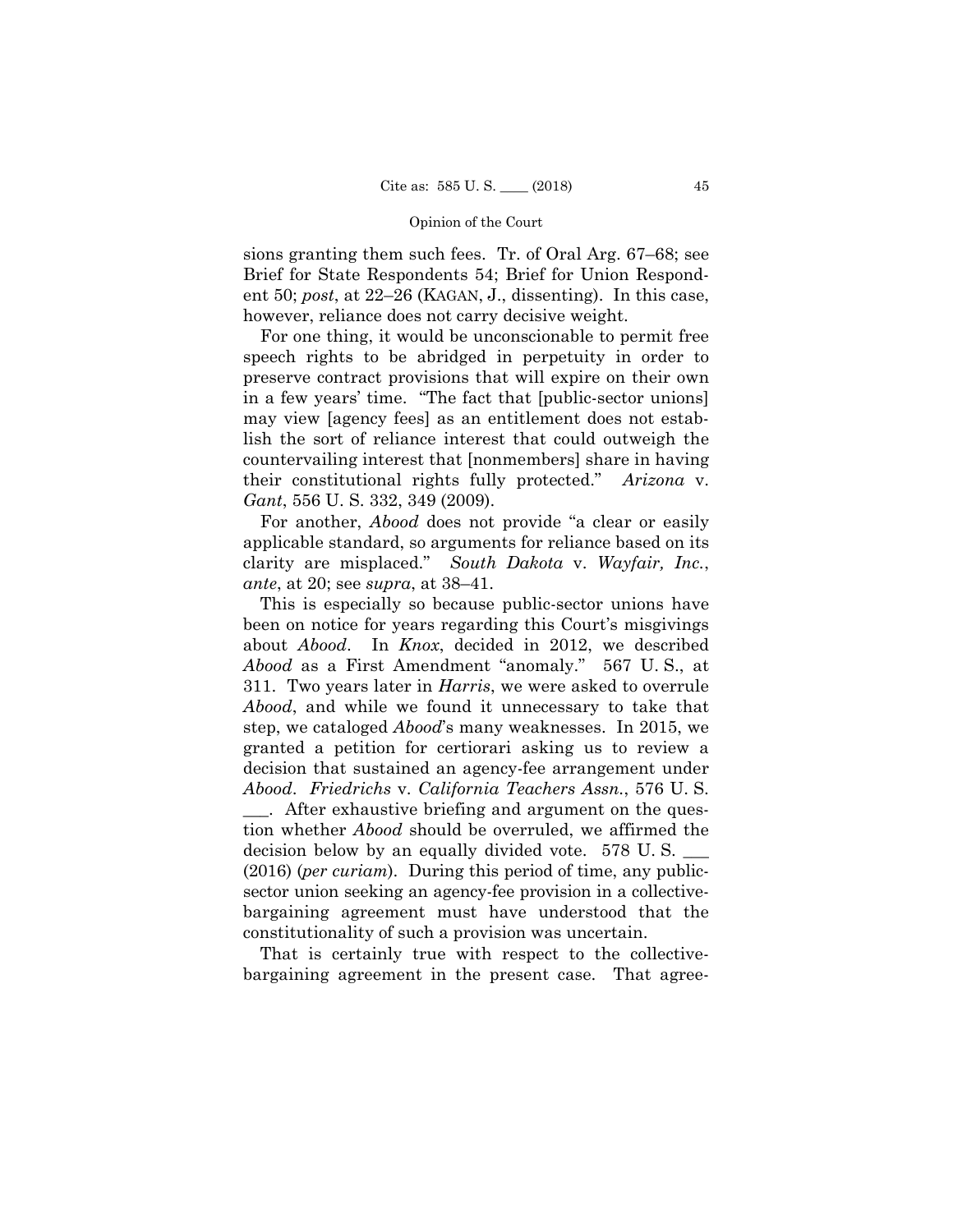sions granting them such fees. Tr. of Oral Arg. 67–68; see Brief for State Respondents 54; Brief for Union Respondent 50; *post*, at 22–26 (KAGAN, J., dissenting). In this case, however, reliance does not carry decisive weight.

For one thing, it would be unconscionable to permit free speech rights to be abridged in perpetuity in order to preserve contract provisions that will expire on their own in a few years' time. "The fact that [public-sector unions] may view [agency fees] as an entitlement does not establish the sort of reliance interest that could outweigh the countervailing interest that [nonmembers] share in having their constitutional rights fully protected." *Arizona* v. *Gant*, 556 U. S. 332, 349 (2009).

For another, *Abood* does not provide "a clear or easily applicable standard, so arguments for reliance based on its clarity are misplaced." *South Dakota* v. *Wayfair, Inc.*, *ante*, at 20; see *supra*, at 38–41.

This is especially so because public-sector unions have been on notice for years regarding this Court's misgivings about *Abood*. In *Knox*, decided in 2012, we described *Abood* as a First Amendment "anomaly." 567 U. S., at 311. Two years later in *Harris*, we were asked to overrule *Abood*, and while we found it unnecessary to take that step, we cataloged *Abood*'s many weaknesses. In 2015, we granted a petition for certiorari asking us to review a decision that sustained an agency-fee arrangement under *Abood*. *Friedrichs* v. *California Teachers Assn.*, 576 U. S. ___. After exhaustive briefing and argument on the question whether *Abood* should be overruled, we affirmed the decision below by an equally divided vote. 578 U. S. ___ (2016) (*per curiam*). During this period of time, any public-sector union seeking an agency-fee provision in a collective-bargaining agreement must have understood that the constitutionality of such a provision was uncertain.

That is certainly true with respect to the collective-bargaining agreement in the present case. That agree-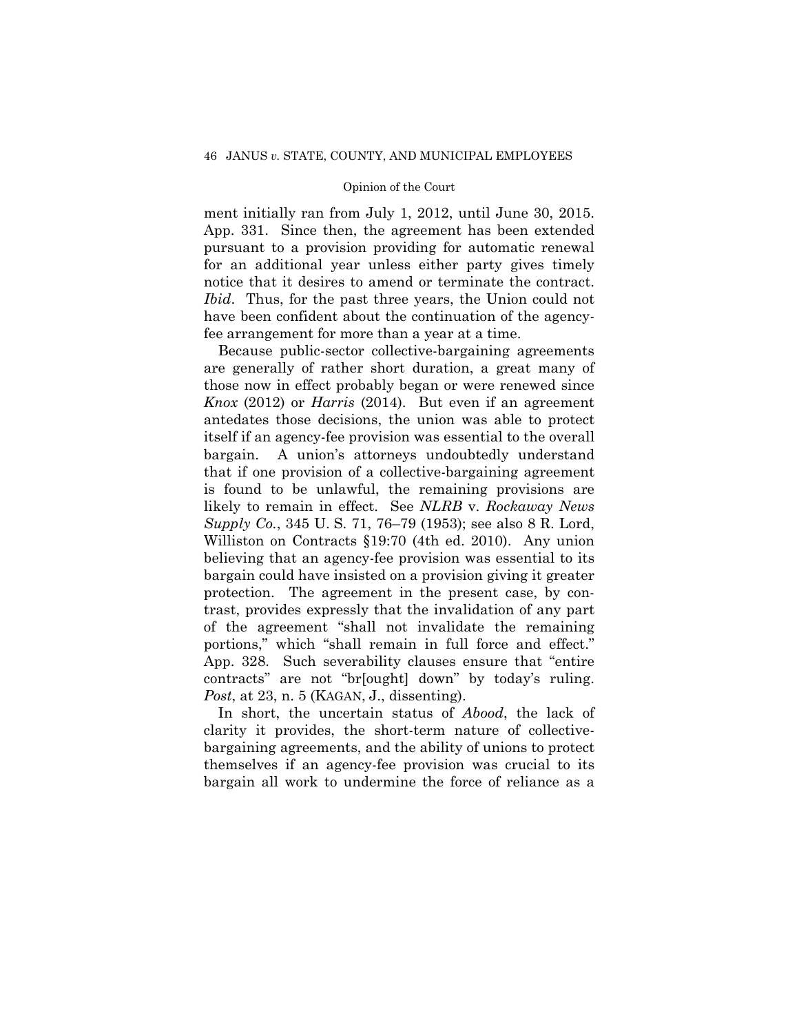ment initially ran from July 1, 2012, until June 30, 2015. App. 331. Since then, the agreement has been extended pursuant to a provision providing for automatic renewal for an additional year unless either party gives timely notice that it desires to amend or terminate the contract. *Ibid*. Thus, for the past three years, the Union could not have been confident about the continuation of the agency-fee arrangement for more than a year at a time.

Because public-sector collective-bargaining agreements are generally of rather short duration, a great many of those now in effect probably began or were renewed since *Knox* (2012) or *Harris* (2014). But even if an agreement antedates those decisions, the union was able to protect itself if an agency-fee provision was essential to the overall bargain. A union's attorneys undoubtedly understand that if one provision of a collective-bargaining agreement is found to be unlawful, the remaining provisions are likely to remain in effect. See *NLRB* v. *Rockaway News Supply Co.*, 345 U. S. 71, 76–79 (1953); see also 8 R. Lord, Williston on Contracts §19:70 (4th ed. 2010). Any union believing that an agency-fee provision was essential to its bargain could have insisted on a provision giving it greater protection. The agreement in the present case, by contrast, provides expressly that the invalidation of any part of the agreement "shall not invalidate the remaining portions," which "shall remain in full force and effect." App. 328. Such severability clauses ensure that "entire contracts" are not "br[ought] down" by today's ruling. *Post*, at 23, n. 5 (KAGAN, J., dissenting).

In short, the uncertain status of *Abood*, the lack of clarity it provides, the short-term nature of collective-bargaining agreements, and the ability of unions to protect themselves if an agency-fee provision was crucial to its bargain all work to undermine the force of reliance as a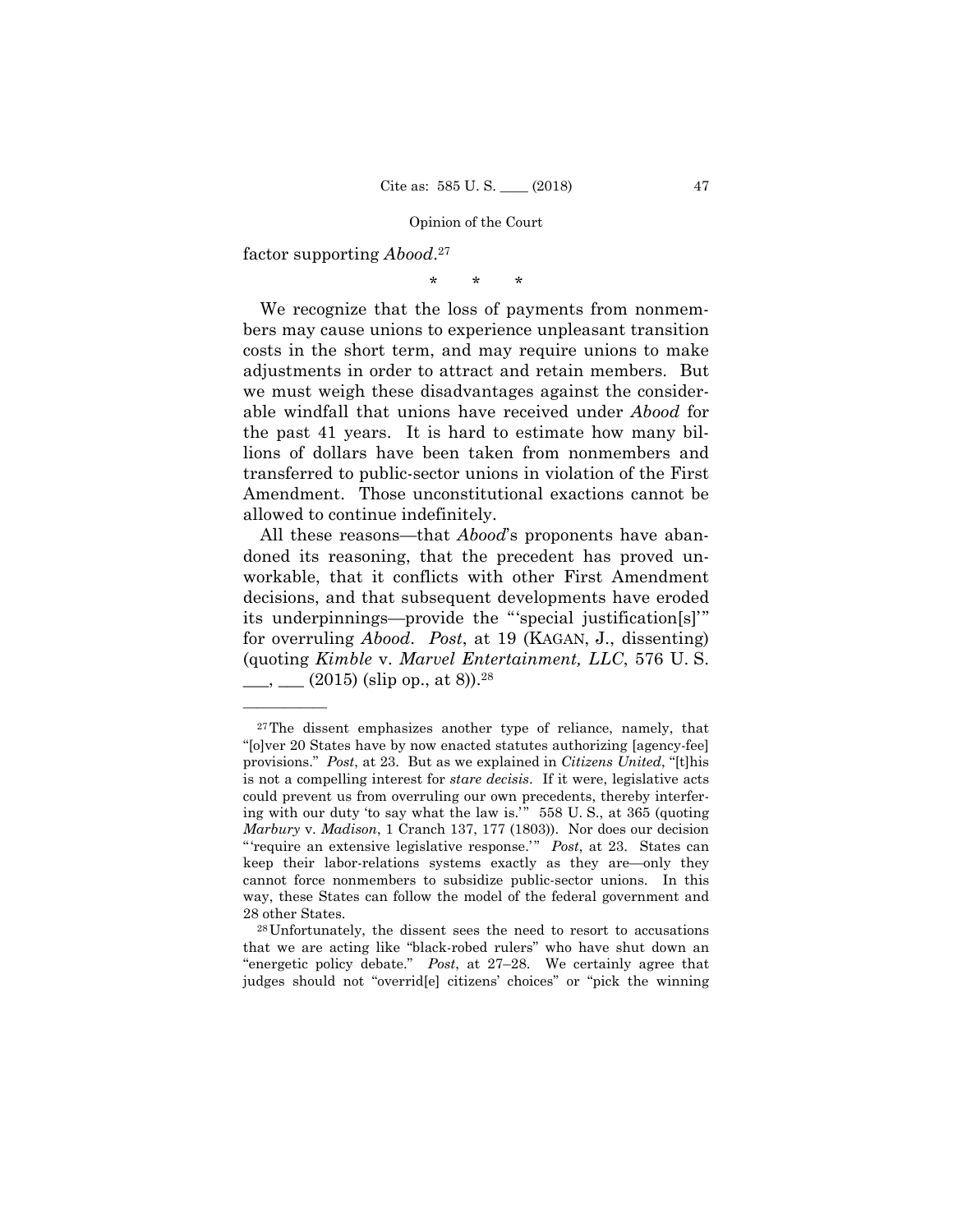factor supporting *Abood*.[27]

\* \* \*

We recognize that the loss of payments from nonmembers may cause unions to experience unpleasant transition costs in the short term, and may require unions to make adjustments in order to attract and retain members. But we must weigh these disadvantages against the considerable windfall that unions have received under *Abood* for the past 41 years. It is hard to estimate how many billions of dollars have been taken from nonmembers and transferred to public-sector unions in violation of the First Amendment. Those unconstitutional exactions cannot be allowed to continue indefinitely.

All these reasons—that *Abood*'s proponents have abandoned its reasoning, that the precedent has proved unworkable, that it conflicts with other First Amendment decisions, and that subsequent developments have eroded its underpinnings—provide the "'special justification[s]'" for overruling *Abood*. *Post*, at 19 (KAGAN, J., dissenting) (quoting *Kimble* v. *Marvel Entertainment, LLC*, 576 U. S. ___, ___ (2015) (slip op., at 8)).[28]

---

[27] The dissent emphasizes another type of reliance, namely, that "[o]ver 20 States have by now enacted statutes authorizing [agency-fee] provisions." *Post*, at 23. But as we explained in *Citizens United*, "[t]his is not a compelling interest for *stare decisis*. If it were, legislative acts could prevent us from overruling our own precedents, thereby interfering with our duty 'to say what the law is.'" 558 U. S., at 365 (quoting *Marbury* v. *Madison*, 1 Cranch 137, 177 (1803)). Nor does our decision "'require an extensive legislative response.'" *Post*, at 23. States can keep their labor-relations systems exactly as they are—only they cannot force nonmembers to subsidize public-sector unions. In this way, these States can follow the model of the federal government and 28 other States.

[28] Unfortunately, the dissent sees the need to resort to accusations that we are acting like "black-robed rulers" who have shut down an "energetic policy debate." *Post*, at 27–28. We certainly agree that judges should not "overrid[e] citizens' choices" or "pick the winning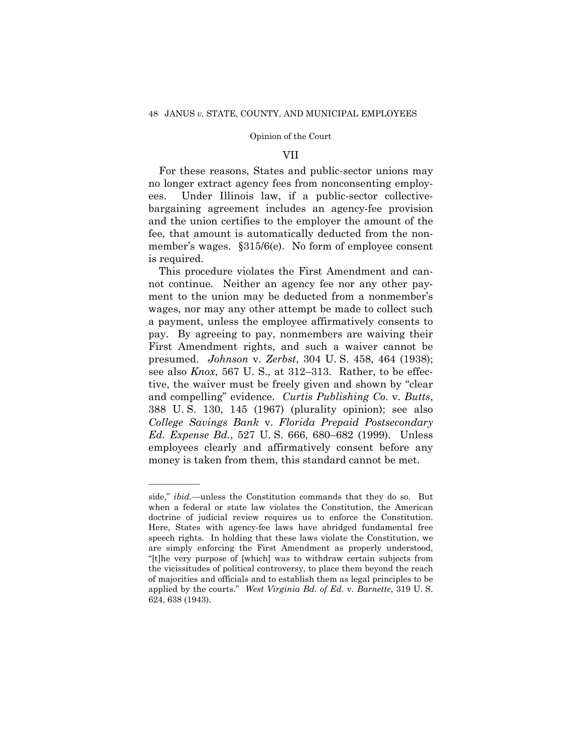## VII

For these reasons, States and public-sector unions may no longer extract agency fees from nonconsenting employees. Under Illinois law, if a public-sector collective-bargaining agreement includes an agency-fee provision and the union certifies to the employer the amount of the fee, that amount is automatically deducted from the nonmember's wages. §315/6(e). No form of employee consent is required.

This procedure violates the First Amendment and cannot continue. Neither an agency fee nor any other payment to the union may be deducted from a nonmember's wages, nor may any other attempt be made to collect such a payment, unless the employee affirmatively consents to pay. By agreeing to pay, nonmembers are waiving their First Amendment rights, and such a waiver cannot be presumed. *Johnson* v. *Zerbst*, 304 U. S. 458, 464 (1938); see also *Knox*, 567 U. S., at 312–313. Rather, to be effective, the waiver must be freely given and shown by "clear and compelling" evidence. *Curtis Publishing Co.* v. *Butts*, 388 U. S. 130, 145 (1967) (plurality opinion); see also *College Savings Bank* v. *Florida Prepaid Postsecondary Ed. Expense Bd.*, 527 U. S. 666, 680–682 (1999). Unless employees clearly and affirmatively consent before any money is taken from them, this standard cannot be met.

---

side," *ibid.*—unless the Constitution commands that they do so. But when a federal or state law violates the Constitution, the American doctrine of judicial review requires us to enforce the Constitution. Here, States with agency-fee laws have abridged fundamental free speech rights. In holding that these laws violate the Constitution, we are simply enforcing the First Amendment as properly understood, "[t]he very purpose of [which] was to withdraw certain subjects from the vicissitudes of political controversy, to place them beyond the reach of majorities and officials and to establish them as legal principles to be applied by the courts." *West Virginia Bd. of Ed.* v. *Barnette*, 319 U. S. 624, 638 (1943).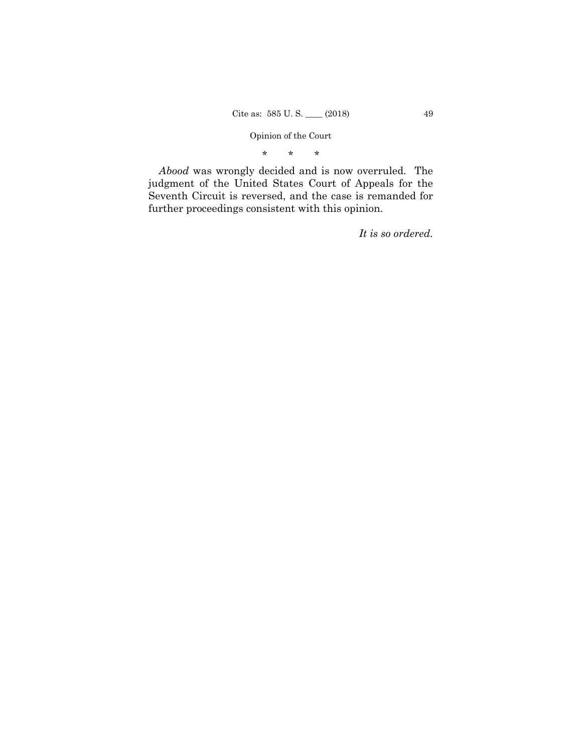\*        \*        \*

*Abood* was wrongly decided and is now overruled. The judgment of the United States Court of Appeals for the Seventh Circuit is reversed, and the case is remanded for further proceedings consistent with this opinion.

*It is so ordered.*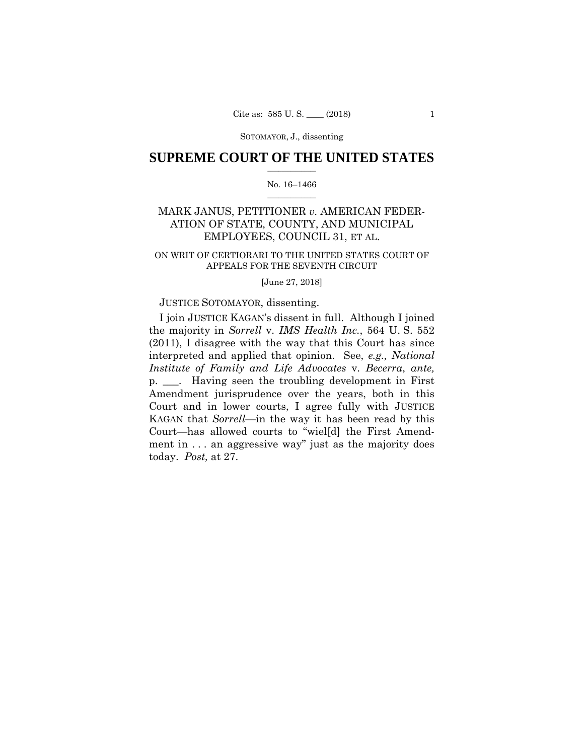# SUPREME COURT OF THE UNITED STATES

No. 16–1466

MARK JANUS, PETITIONER *v.* AMERICAN FEDERATION OF STATE, COUNTY, AND MUNICIPAL EMPLOYEES, COUNCIL 31, ET AL.

ON WRIT OF CERTIORARI TO THE UNITED STATES COURT OF APPEALS FOR THE SEVENTH CIRCUIT

[June 27, 2018]

JUSTICE SOTOMAYOR, dissenting.

I join JUSTICE KAGAN's dissent in full. Although I joined the majority in *Sorrell* v. *IMS Health Inc.*, 564 U. S. 552 (2011), I disagree with the way that this Court has since interpreted and applied that opinion. See, *e.g., National Institute of Family and Life Advocates* v. *Becerra*, *ante,* p. \_\_\_. Having seen the troubling development in First Amendment jurisprudence over the years, both in this Court and in lower courts, I agree fully with JUSTICE KAGAN that *Sorrell*—in the way it has been read by this Court—has allowed courts to "wiel[d] the First Amendment in . . . an aggressive way" just as the majority does today. *Post,* at 27.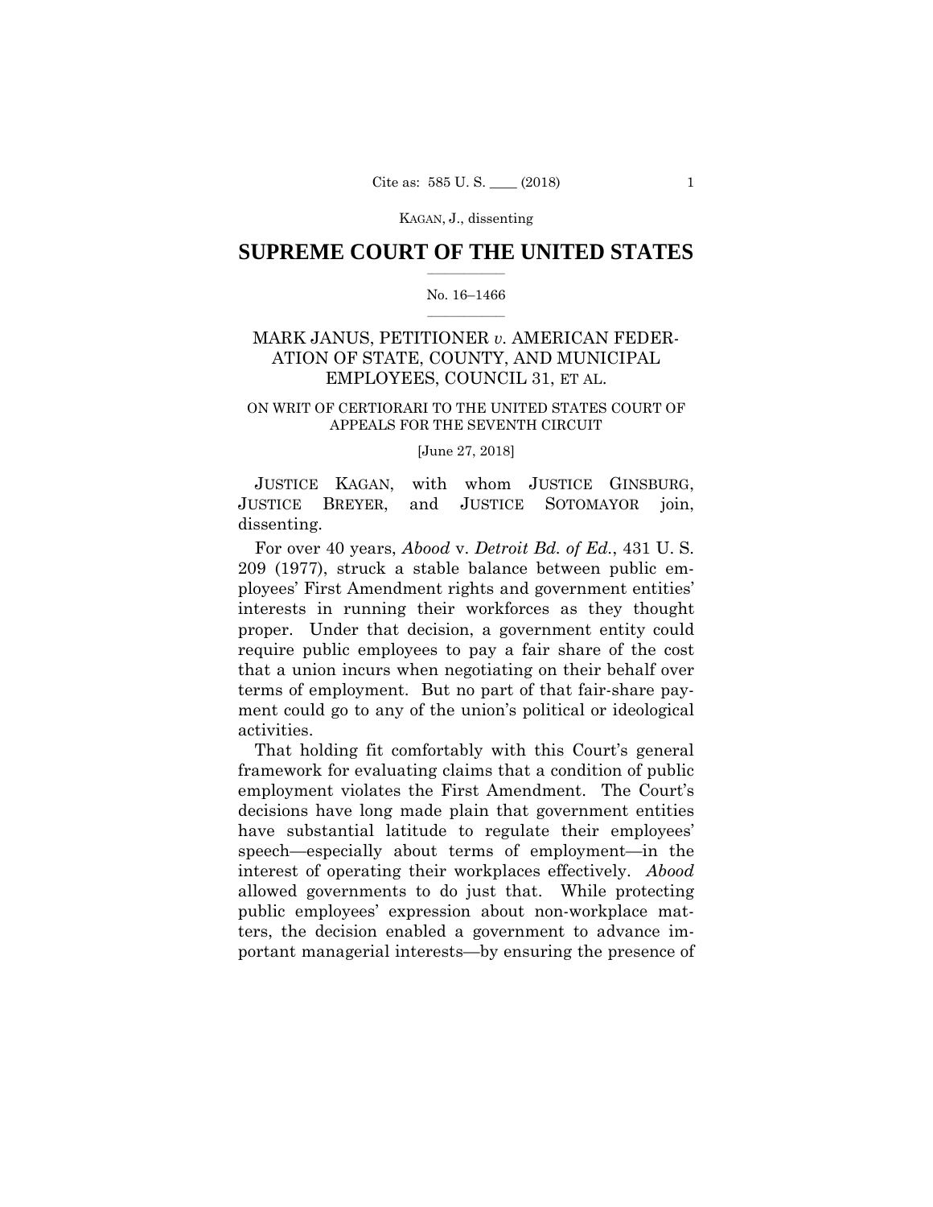# SUPREME COURT OF THE UNITED STATES

No. 16–1466

MARK JANUS, PETITIONER *v.* AMERICAN FEDERATION OF STATE, COUNTY, AND MUNICIPAL EMPLOYEES, COUNCIL 31, ET AL.

ON WRIT OF CERTIORARI TO THE UNITED STATES COURT OF APPEALS FOR THE SEVENTH CIRCUIT

[June 27, 2018]

JUSTICE KAGAN, with whom JUSTICE GINSBURG, JUSTICE BREYER, and JUSTICE SOTOMAYOR join, dissenting.

For over 40 years, *Abood* v. *Detroit Bd. of Ed.*, 431 U. S. 209 (1977), struck a stable balance between public employees' First Amendment rights and government entities' interests in running their workforces as they thought proper. Under that decision, a government entity could require public employees to pay a fair share of the cost that a union incurs when negotiating on their behalf over terms of employment. But no part of that fair-share payment could go to any of the union's political or ideological activities.

That holding fit comfortably with this Court's general framework for evaluating claims that a condition of public employment violates the First Amendment. The Court's decisions have long made plain that government entities have substantial latitude to regulate their employees' speech—especially about terms of employment—in the interest of operating their workplaces effectively. *Abood* allowed governments to do just that. While protecting public employees' expression about non-workplace matters, the decision enabled a government to advance important managerial interests—by ensuring the presence of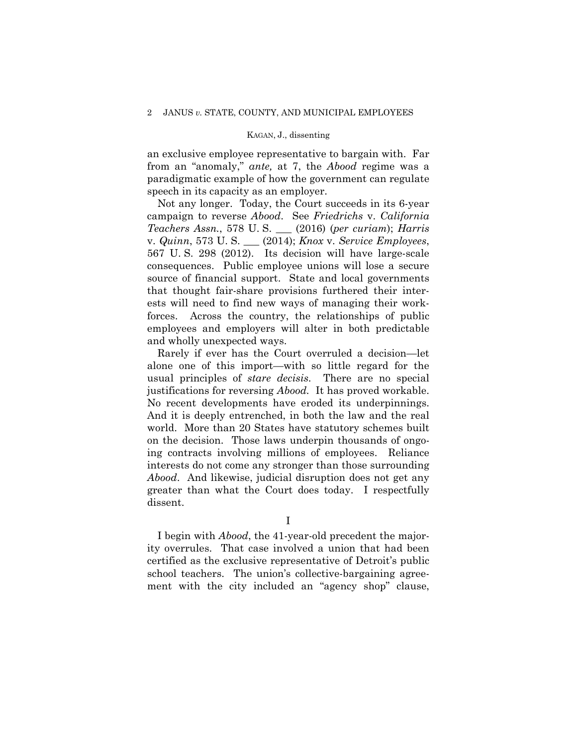an exclusive employee representative to bargain with. Far from an "anomaly," *ante,* at 7, the *Abood* regime was a paradigmatic example of how the government can regulate speech in its capacity as an employer.

Not any longer. Today, the Court succeeds in its 6-year campaign to reverse *Abood*. See *Friedrichs* v. *California Teachers Assn.*, 578 U. S. ___ (2016) (*per curiam*); *Harris* v. *Quinn*, 573 U. S. ___ (2014); *Knox* v. *Service Employees*, 567 U. S. 298 (2012). Its decision will have large-scale consequences. Public employee unions will lose a secure source of financial support. State and local governments that thought fair-share provisions furthered their interests will need to find new ways of managing their workforces. Across the country, the relationships of public employees and employers will alter in both predictable and wholly unexpected ways.

Rarely if ever has the Court overruled a decision—let alone one of this import—with so little regard for the usual principles of *stare decisis*. There are no special justifications for reversing *Abood*. It has proved workable. No recent developments have eroded its underpinnings. And it is deeply entrenched, in both the law and the real world. More than 20 States have statutory schemes built on the decision. Those laws underpin thousands of ongoing contracts involving millions of employees. Reliance interests do not come any stronger than those surrounding *Abood*. And likewise, judicial disruption does not get any greater than what the Court does today. I respectfully dissent.

## I

I begin with *Abood*, the 41-year-old precedent the majority overrules. That case involved a union that had been certified as the exclusive representative of Detroit's public school teachers. The union's collective-bargaining agreement with the city included an "agency shop" clause,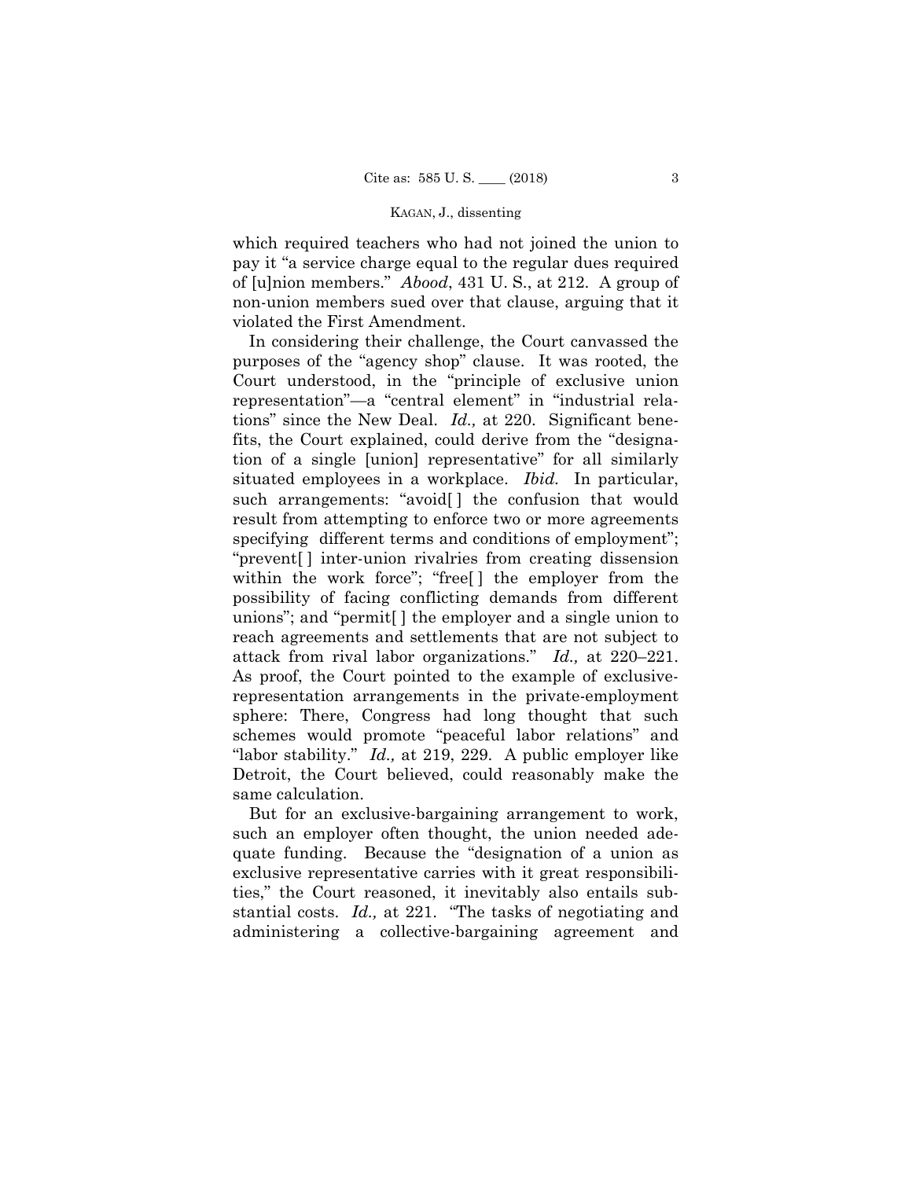which required teachers who had not joined the union to pay it "a service charge equal to the regular dues required of [u]nion members." *Abood*, 431 U. S., at 212. A group of non-union members sued over that clause, arguing that it violated the First Amendment.

In considering their challenge, the Court canvassed the purposes of the "agency shop" clause. It was rooted, the Court understood, in the "principle of exclusive union representation"—a "central element" in "industrial relations" since the New Deal. *Id.,* at 220. Significant benefits, the Court explained, could derive from the "designation of a single [union] representative" for all similarly situated employees in a workplace. *Ibid.* In particular, such arrangements: "avoid[ ] the confusion that would result from attempting to enforce two or more agreements specifying different terms and conditions of employment"; "prevent[ ] inter-union rivalries from creating dissension within the work force"; "free[ ] the employer from the possibility of facing conflicting demands from different unions"; and "permit[ ] the employer and a single union to reach agreements and settlements that are not subject to attack from rival labor organizations." *Id.,* at 220–221. As proof, the Court pointed to the example of exclusive-representation arrangements in the private-employment sphere: There, Congress had long thought that such schemes would promote "peaceful labor relations" and "labor stability." *Id.,* at 219, 229. A public employer like Detroit, the Court believed, could reasonably make the same calculation.

But for an exclusive-bargaining arrangement to work, such an employer often thought, the union needed adequate funding. Because the "designation of a union as exclusive representative carries with it great responsibilities," the Court reasoned, it inevitably also entails substantial costs. *Id.,* at 221. "The tasks of negotiating and administering a collective-bargaining agreement and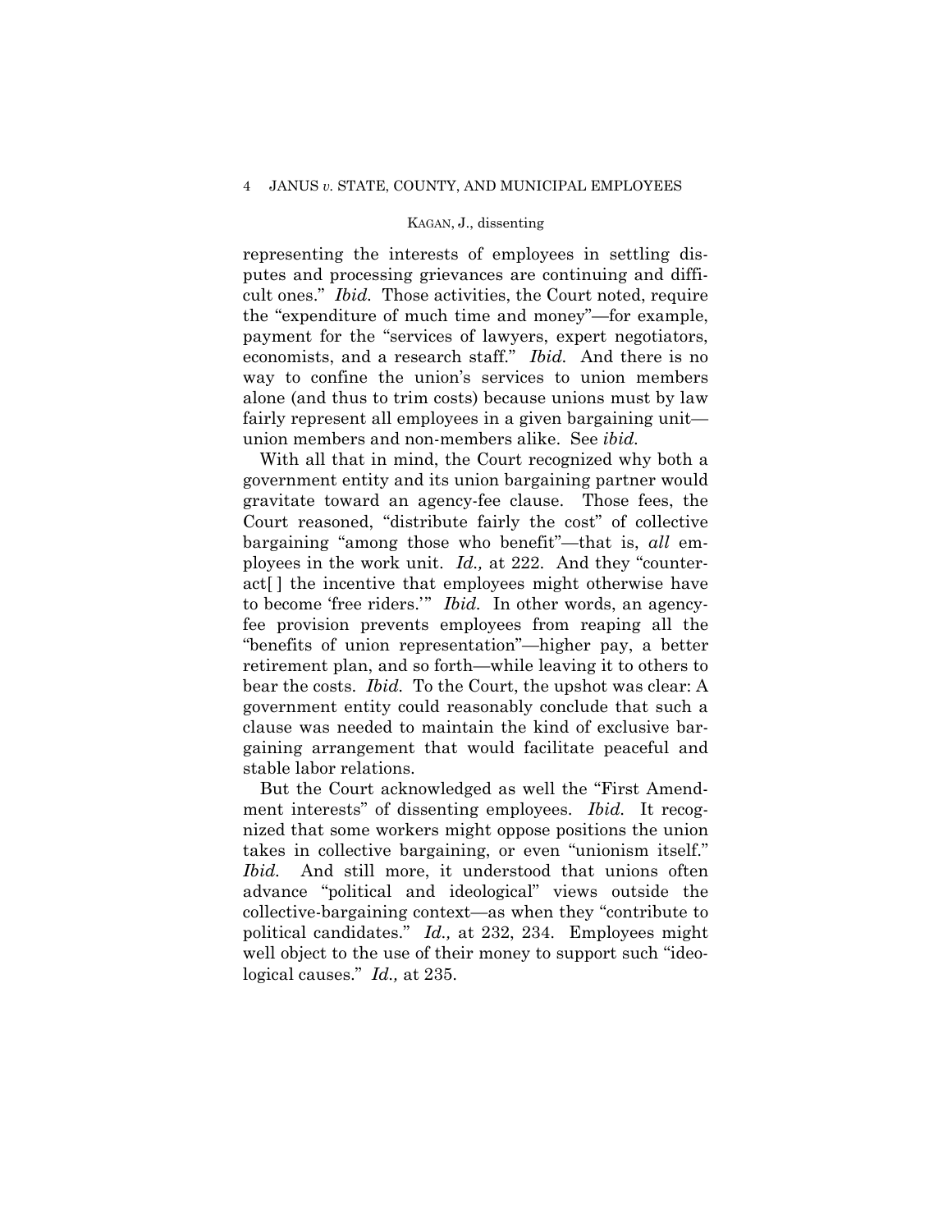representing the interests of employees in settling disputes and processing grievances are continuing and difficult ones." *Ibid.* Those activities, the Court noted, require the "expenditure of much time and money"—for example, payment for the "services of lawyers, expert negotiators, economists, and a research staff." *Ibid.* And there is no way to confine the union's services to union members alone (and thus to trim costs) because unions must by law fairly represent all employees in a given bargaining unit—union members and non-members alike. See *ibid.*

With all that in mind, the Court recognized why both a government entity and its union bargaining partner would gravitate toward an agency-fee clause. Those fees, the Court reasoned, "distribute fairly the cost" of collective bargaining "among those who benefit"—that is, *all* employees in the work unit. *Id.,* at 222. And they "counteract[ ] the incentive that employees might otherwise have to become 'free riders.'" *Ibid.* In other words, an agency-fee provision prevents employees from reaping all the "benefits of union representation"—higher pay, a better retirement plan, and so forth—while leaving it to others to bear the costs. *Ibid.* To the Court, the upshot was clear: A government entity could reasonably conclude that such a clause was needed to maintain the kind of exclusive bargaining arrangement that would facilitate peaceful and stable labor relations.

But the Court acknowledged as well the "First Amendment interests" of dissenting employees. *Ibid.* It recognized that some workers might oppose positions the union takes in collective bargaining, or even "unionism itself." *Ibid.* And still more, it understood that unions often advance "political and ideological" views outside the collective-bargaining context—as when they "contribute to political candidates." *Id.,* at 232, 234. Employees might well object to the use of their money to support such "ideological causes." *Id.,* at 235.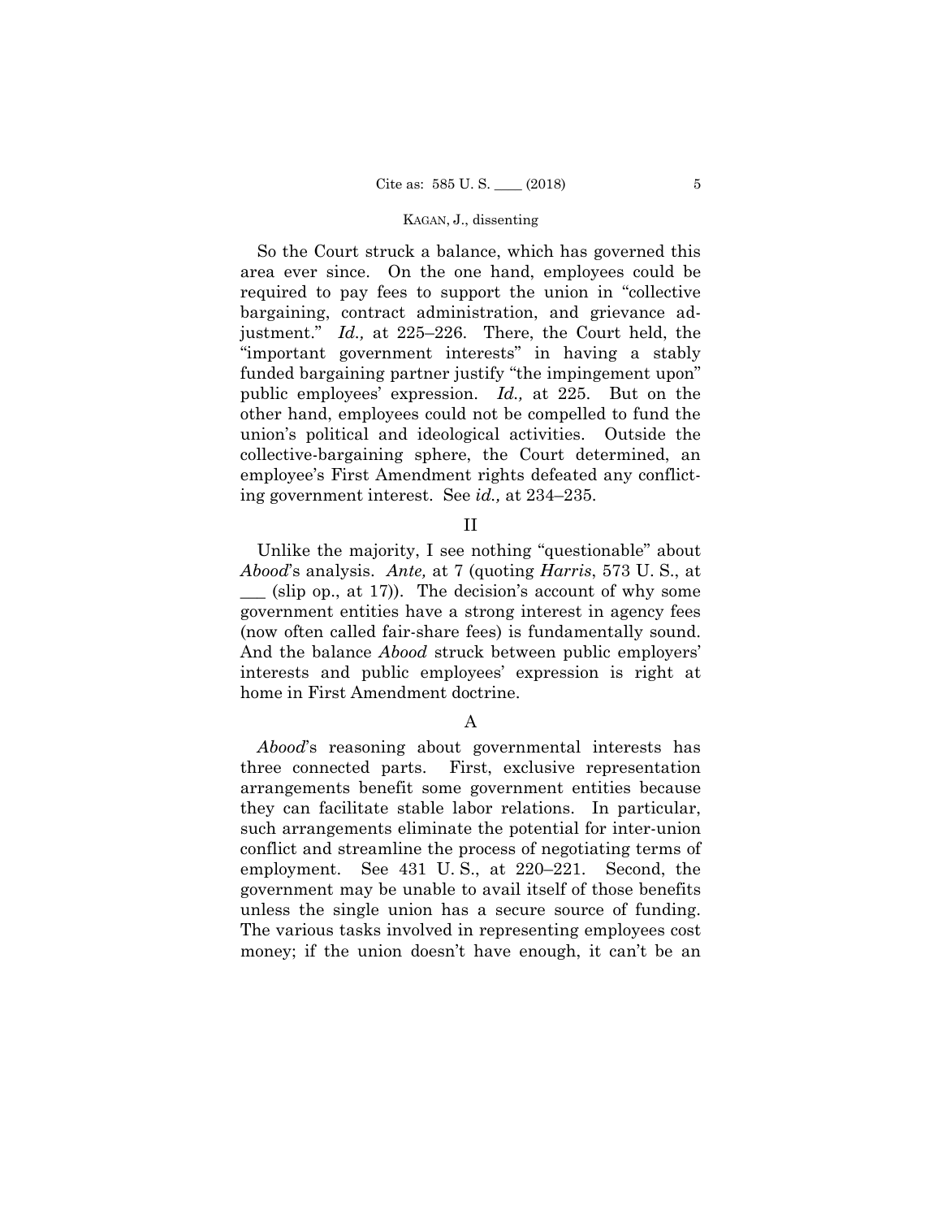So the Court struck a balance, which has governed this area ever since. On the one hand, employees could be required to pay fees to support the union in "collective bargaining, contract administration, and grievance adjustment." *Id.,* at 225–226. There, the Court held, the "important government interests" in having a stably funded bargaining partner justify "the impingement upon" public employees' expression. *Id.,* at 225. But on the other hand, employees could not be compelled to fund the union's political and ideological activities. Outside the collective-bargaining sphere, the Court determined, an employee's First Amendment rights defeated any conflicting government interest. See *id.,* at 234–235.

## II

Unlike the majority, I see nothing "questionable" about *Abood*'s analysis. *Ante,* at 7 (quoting *Harris*, 573 U. S., at ___ (slip op., at 17)). The decision's account of why some government entities have a strong interest in agency fees (now often called fair-share fees) is fundamentally sound. And the balance *Abood* struck between public employers' interests and public employees' expression is right at home in First Amendment doctrine.

### A

*Abood*'s reasoning about governmental interests has three connected parts. First, exclusive representation arrangements benefit some government entities because they can facilitate stable labor relations. In particular, such arrangements eliminate the potential for inter-union conflict and streamline the process of negotiating terms of employment. See 431 U. S., at 220–221. Second, the government may be unable to avail itself of those benefits unless the single union has a secure source of funding. The various tasks involved in representing employees cost money; if the union doesn't have enough, it can't be an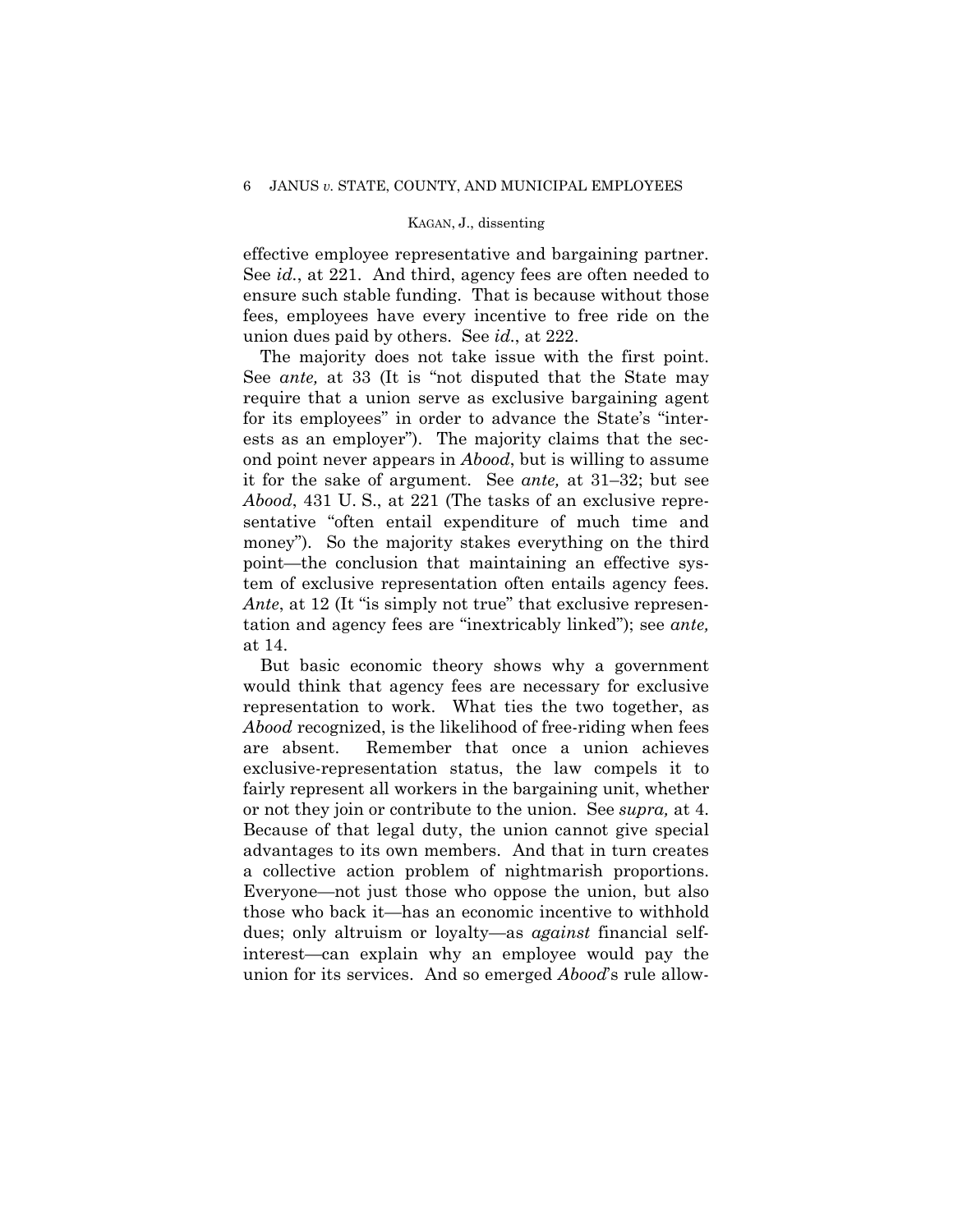effective employee representative and bargaining partner. See *id.*, at 221. And third, agency fees are often needed to ensure such stable funding. That is because without those fees, employees have every incentive to free ride on the union dues paid by others. See *id.*, at 222.

The majority does not take issue with the first point. See *ante,* at 33 (It is "not disputed that the State may require that a union serve as exclusive bargaining agent for its employees" in order to advance the State's "interests as an employer"). The majority claims that the second point never appears in *Abood*, but is willing to assume it for the sake of argument. See *ante,* at 31–32; but see *Abood*, 431 U. S., at 221 (The tasks of an exclusive representative "often entail expenditure of much time and money"). So the majority stakes everything on the third point—the conclusion that maintaining an effective system of exclusive representation often entails agency fees. *Ante*, at 12 (It "is simply not true" that exclusive representation and agency fees are "inextricably linked"); see *ante,* at 14.

But basic economic theory shows why a government would think that agency fees are necessary for exclusive representation to work. What ties the two together, as *Abood* recognized, is the likelihood of free-riding when fees are absent. Remember that once a union achieves exclusive-representation status, the law compels it to fairly represent all workers in the bargaining unit, whether or not they join or contribute to the union. See *supra,* at 4. Because of that legal duty, the union cannot give special advantages to its own members. And that in turn creates a collective action problem of nightmarish proportions. Everyone—not just those who oppose the union, but also those who back it—has an economic incentive to withhold dues; only altruism or loyalty—as *against* financial self-interest—can explain why an employee would pay the union for its services. And so emerged *Abood*'s rule allow-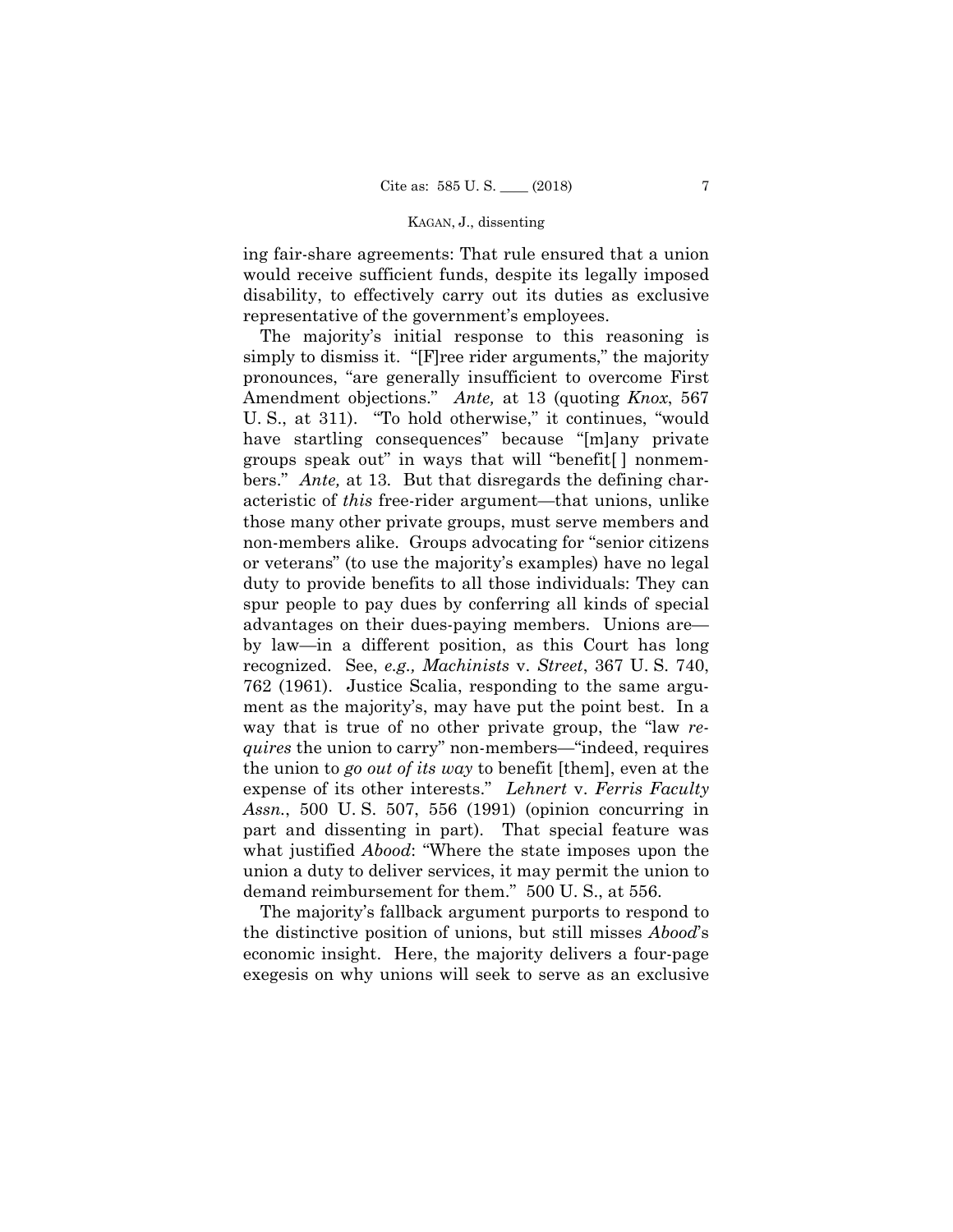ing fair-share agreements: That rule ensured that a union would receive sufficient funds, despite its legally imposed disability, to effectively carry out its duties as exclusive representative of the government's employees.

The majority's initial response to this reasoning is simply to dismiss it. "[F]ree rider arguments," the majority pronounces, "are generally insufficient to overcome First Amendment objections." *Ante,* at 13 (quoting *Knox*, 567 U. S., at 311). "To hold otherwise," it continues, "would have startling consequences" because "[m]any private groups speak out" in ways that will "benefit[ ] nonmembers." *Ante,* at 13. But that disregards the defining characteristic of *this* free-rider argument—that unions, unlike those many other private groups, must serve members and non-members alike. Groups advocating for "senior citizens or veterans" (to use the majority's examples) have no legal duty to provide benefits to all those individuals: They can spur people to pay dues by conferring all kinds of special advantages on their dues-paying members. Unions are—by law—in a different position, as this Court has long recognized. See, *e.g., Machinists* v. *Street*, 367 U. S. 740, 762 (1961). Justice Scalia, responding to the same argument as the majority's, may have put the point best. In a way that is true of no other private group, the "law *requires* the union to carry" non-members—"indeed, requires the union to *go out of its way* to benefit [them], even at the expense of its other interests." *Lehnert* v. *Ferris Faculty Assn.*, 500 U. S. 507, 556 (1991) (opinion concurring in part and dissenting in part). That special feature was what justified *Abood*: "Where the state imposes upon the union a duty to deliver services, it may permit the union to demand reimbursement for them." 500 U. S., at 556.

The majority's fallback argument purports to respond to the distinctive position of unions, but still misses *Abood*'s economic insight. Here, the majority delivers a four-page exegesis on why unions will seek to serve as an exclusive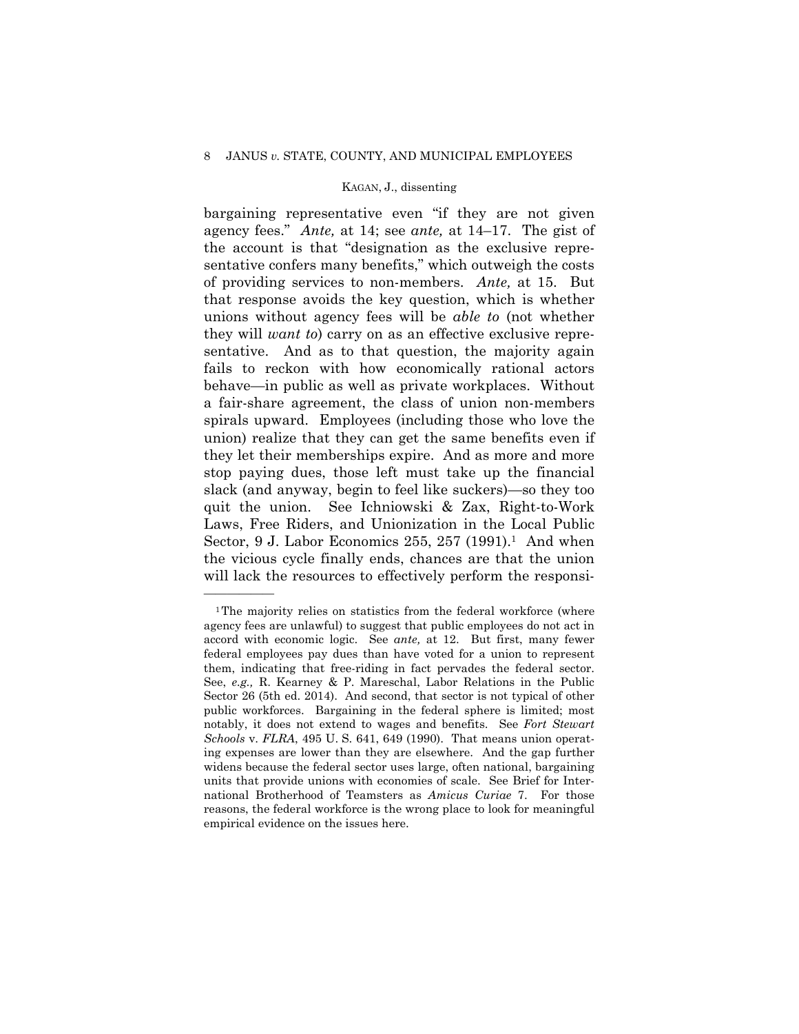bargaining representative even "if they are not given agency fees." *Ante,* at 14; see *ante,* at 14–17. The gist of the account is that "designation as the exclusive representative confers many benefits," which outweigh the costs of providing services to non-members. *Ante,* at 15. But that response avoids the key question, which is whether unions without agency fees will be *able to* (not whether they will *want to*) carry on as an effective exclusive representative. And as to that question, the majority again fails to reckon with how economically rational actors behave—in public as well as private workplaces. Without a fair-share agreement, the class of union non-members spirals upward. Employees (including those who love the union) realize that they can get the same benefits even if they let their memberships expire. And as more and more stop paying dues, those left must take up the financial slack (and anyway, begin to feel like suckers)—so they too quit the union. See Ichniowski & Zax, Right-to-Work Laws, Free Riders, and Unionization in the Local Public Sector, 9 J. Labor Economics 255, 257 (1991).[1] And when the vicious cycle finally ends, chances are that the union will lack the resources to effectively perform the responsi-

---

[1] The majority relies on statistics from the federal workforce (where agency fees are unlawful) to suggest that public employees do not act in accord with economic logic. See *ante,* at 12. But first, many fewer federal employees pay dues than have voted for a union to represent them, indicating that free-riding in fact pervades the federal sector. See, *e.g.,* R. Kearney & P. Mareschal, Labor Relations in the Public Sector 26 (5th ed. 2014). And second, that sector is not typical of other public workforces. Bargaining in the federal sphere is limited; most notably, it does not extend to wages and benefits. See *Fort Stewart Schools* v. *FLRA*, 495 U. S. 641, 649 (1990). That means union operating expenses are lower than they are elsewhere. And the gap further widens because the federal sector uses large, often national, bargaining units that provide unions with economies of scale. See Brief for International Brotherhood of Teamsters as *Amicus Curiae* 7. For those reasons, the federal workforce is the wrong place to look for meaningful empirical evidence on the issues here.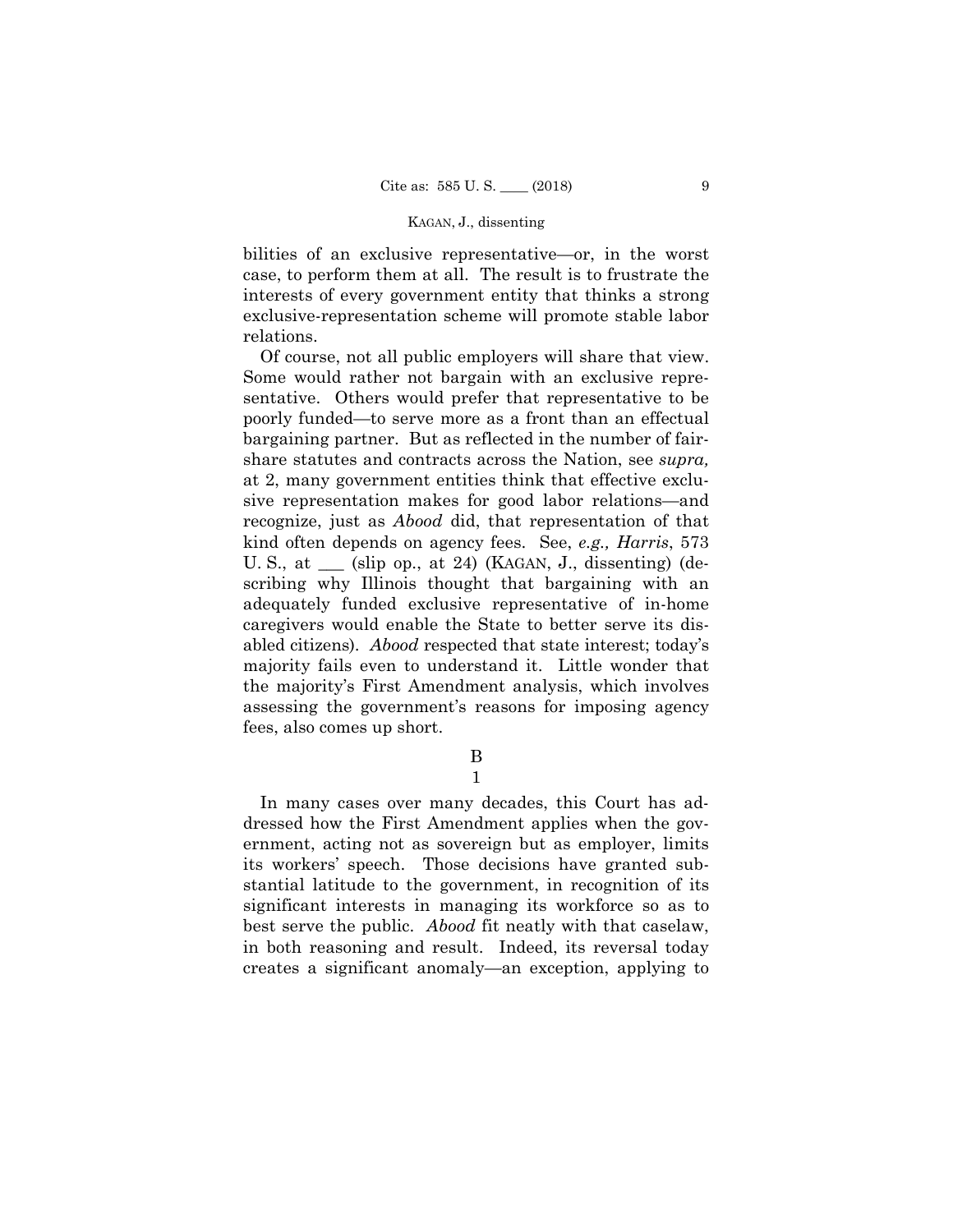bilities of an exclusive representative—or, in the worst case, to perform them at all. The result is to frustrate the interests of every government entity that thinks a strong exclusive-representation scheme will promote stable labor relations.

Of course, not all public employers will share that view. Some would rather not bargain with an exclusive representative. Others would prefer that representative to be poorly funded—to serve more as a front than an effectual bargaining partner. But as reflected in the number of fair-share statutes and contracts across the Nation, see *supra,* at 2, many government entities think that effective exclusive representation makes for good labor relations—and recognize, just as *Abood* did, that representation of that kind often depends on agency fees. See, *e.g., Harris*, 573 U. S., at ___ (slip op., at 24) (KAGAN, J., dissenting) (describing why Illinois thought that bargaining with an adequately funded exclusive representative of in-home caregivers would enable the State to better serve its disabled citizens). *Abood* respected that state interest; today's majority fails even to understand it. Little wonder that the majority's First Amendment analysis, which involves assessing the government's reasons for imposing agency fees, also comes up short.

## B

### 1

In many cases over many decades, this Court has addressed how the First Amendment applies when the government, acting not as sovereign but as employer, limits its workers' speech. Those decisions have granted substantial latitude to the government, in recognition of its significant interests in managing its workforce so as to best serve the public. *Abood* fit neatly with that caselaw, in both reasoning and result. Indeed, its reversal today creates a significant anomaly—an exception, applying to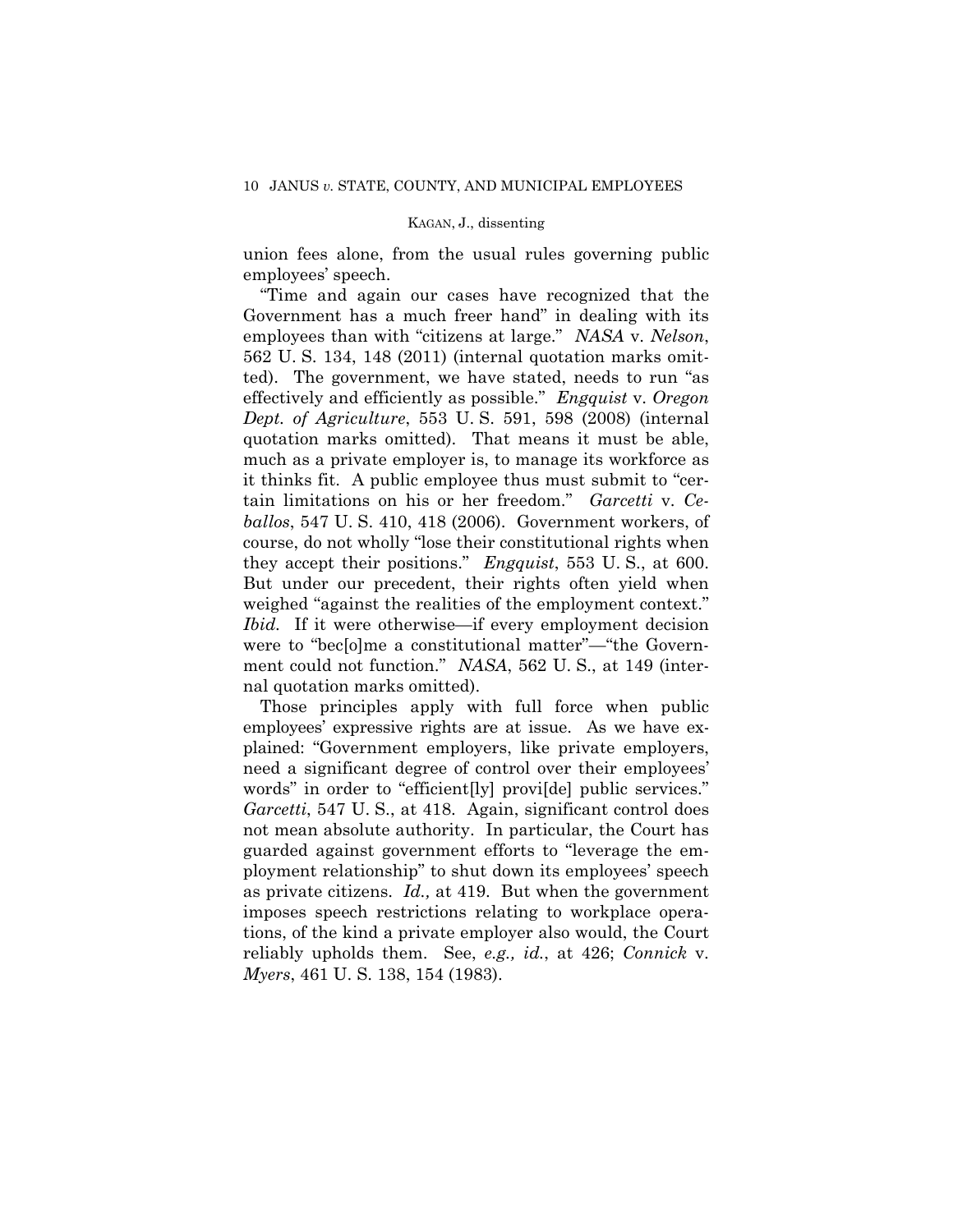union fees alone, from the usual rules governing public employees' speech.

"Time and again our cases have recognized that the Government has a much freer hand" in dealing with its employees than with "citizens at large." *NASA* v. *Nelson*, 562 U. S. 134, 148 (2011) (internal quotation marks omitted). The government, we have stated, needs to run "as effectively and efficiently as possible." *Engquist* v. *Oregon Dept. of Agriculture*, 553 U. S. 591, 598 (2008) (internal quotation marks omitted). That means it must be able, much as a private employer is, to manage its workforce as it thinks fit. A public employee thus must submit to "certain limitations on his or her freedom." *Garcetti* v. *Ceballos*, 547 U. S. 410, 418 (2006). Government workers, of course, do not wholly "lose their constitutional rights when they accept their positions." *Engquist*, 553 U. S., at 600. But under our precedent, their rights often yield when weighed "against the realities of the employment context." *Ibid.* If it were otherwise—if every employment decision were to "bec[o]me a constitutional matter"—"the Government could not function." *NASA*, 562 U. S., at 149 (internal quotation marks omitted).

Those principles apply with full force when public employees' expressive rights are at issue. As we have explained: "Government employers, like private employers, need a significant degree of control over their employees' words" in order to "efficient[ly] provi[de] public services." *Garcetti*, 547 U. S., at 418. Again, significant control does not mean absolute authority. In particular, the Court has guarded against government efforts to "leverage the employment relationship" to shut down its employees' speech as private citizens. *Id.,* at 419. But when the government imposes speech restrictions relating to workplace operations, of the kind a private employer also would, the Court reliably upholds them. See, *e.g., id.*, at 426; *Connick* v. *Myers*, 461 U. S. 138, 154 (1983).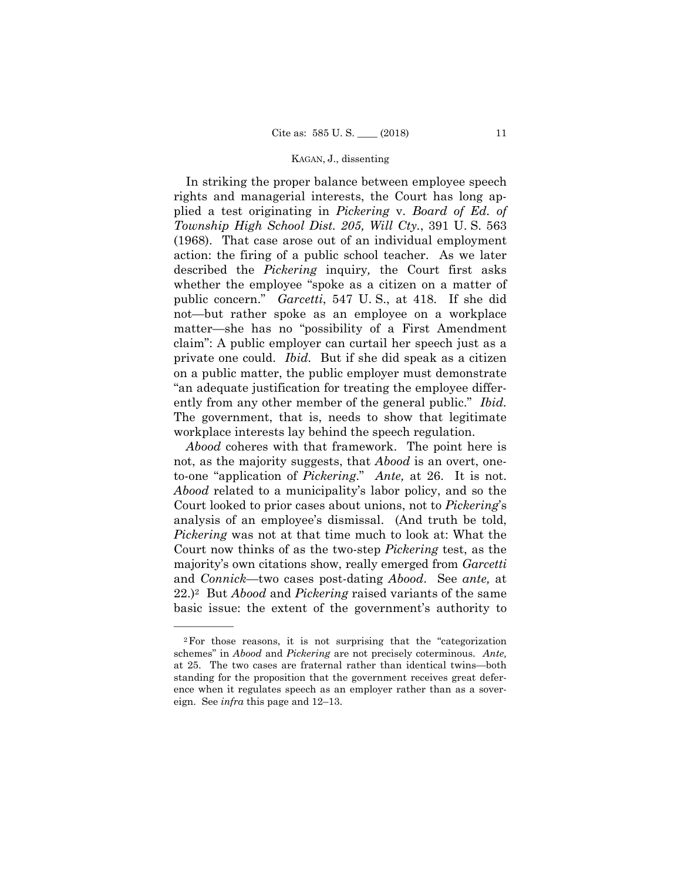In striking the proper balance between employee speech rights and managerial interests, the Court has long applied a test originating in *Pickering* v. *Board of Ed. of Township High School Dist. 205, Will Cty.*, 391 U. S. 563 (1968). That case arose out of an individual employment action: the firing of a public school teacher. As we later described the *Pickering* inquiry, the Court first asks whether the employee "spoke as a citizen on a matter of public concern." *Garcetti*, 547 U. S., at 418. If she did not—but rather spoke as an employee on a workplace matter—she has no "possibility of a First Amendment claim": A public employer can curtail her speech just as a private one could. *Ibid.* But if she did speak as a citizen on a public matter, the public employer must demonstrate "an adequate justification for treating the employee differently from any other member of the general public." *Ibid.* The government, that is, needs to show that legitimate workplace interests lay behind the speech regulation.

*Abood* coheres with that framework. The point here is not, as the majority suggests, that *Abood* is an overt, one-to-one "application of *Pickering*." *Ante,* at 26. It is not. *Abood* related to a municipality's labor policy, and so the Court looked to prior cases about unions, not to *Pickering*'s analysis of an employee's dismissal. (And truth be told, *Pickering* was not at that time much to look at: What the Court now thinks of as the two-step *Pickering* test, as the majority's own citations show, really emerged from *Garcetti* and *Connick*—two cases post-dating *Abood*. See *ante,* at 22.)[2] But *Abood* and *Pickering* raised variants of the same basic issue: the extent of the government's authority to

---

[2] For those reasons, it is not surprising that the "categorization schemes" in *Abood* and *Pickering* are not precisely coterminous. *Ante,* at 25. The two cases are fraternal rather than identical twins—both standing for the proposition that the government receives great deference when it regulates speech as an employer rather than as a sovereign. See *infra* this page and 12–13.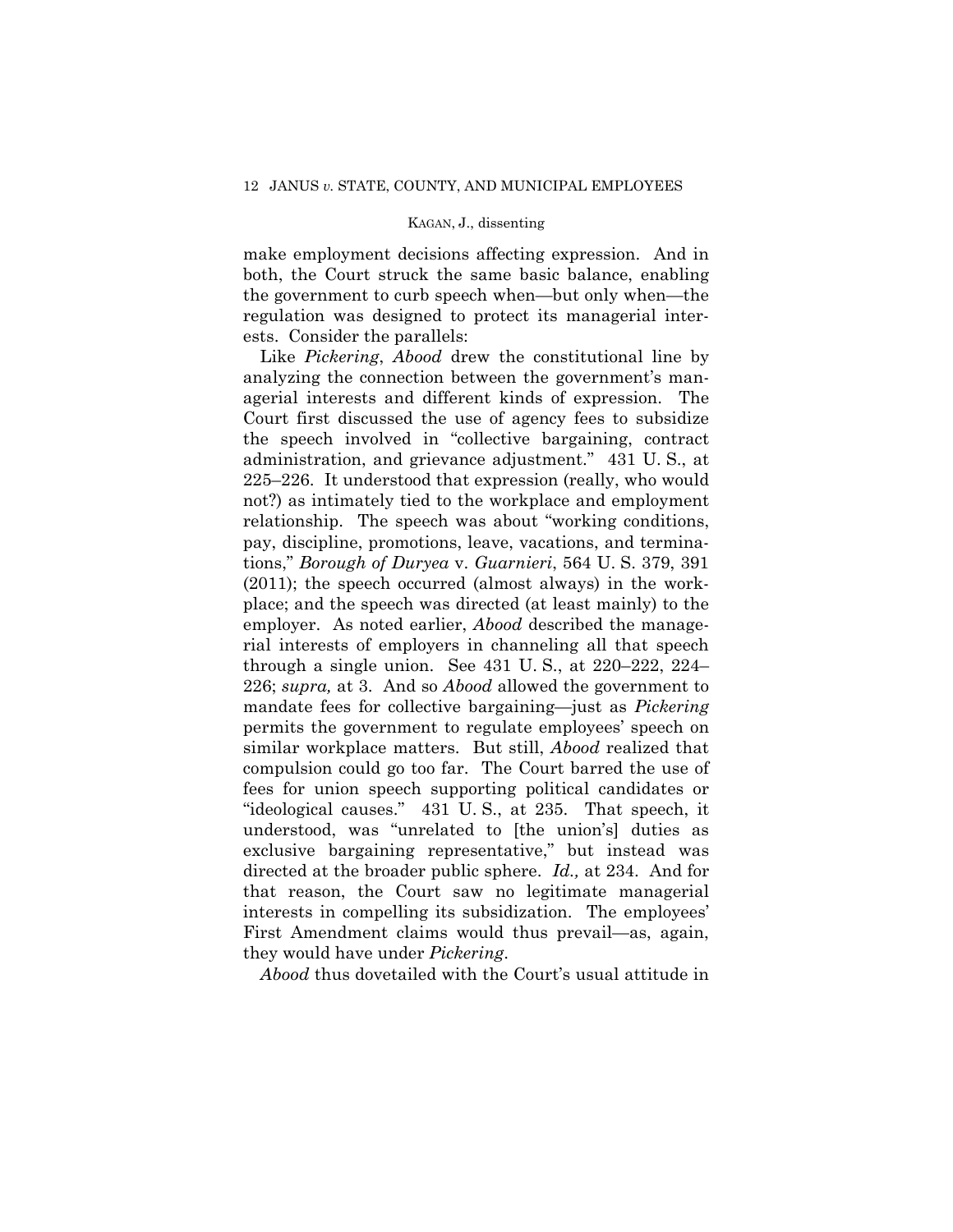make employment decisions affecting expression. And in both, the Court struck the same basic balance, enabling the government to curb speech when—but only when—the regulation was designed to protect its managerial interests. Consider the parallels:

Like *Pickering*, *Abood* drew the constitutional line by analyzing the connection between the government's managerial interests and different kinds of expression. The Court first discussed the use of agency fees to subsidize the speech involved in "collective bargaining, contract administration, and grievance adjustment." 431 U. S., at 225–226. It understood that expression (really, who would not?) as intimately tied to the workplace and employment relationship. The speech was about "working conditions, pay, discipline, promotions, leave, vacations, and terminations," *Borough of Duryea* v. *Guarnieri*, 564 U. S. 379, 391 (2011); the speech occurred (almost always) in the workplace; and the speech was directed (at least mainly) to the employer. As noted earlier, *Abood* described the managerial interests of employers in channeling all that speech through a single union. See 431 U. S., at 220–222, 224–226; *supra,* at 3. And so *Abood* allowed the government to mandate fees for collective bargaining—just as *Pickering* permits the government to regulate employees' speech on similar workplace matters. But still, *Abood* realized that compulsion could go too far. The Court barred the use of fees for union speech supporting political candidates or "ideological causes." 431 U. S., at 235. That speech, it understood, was "unrelated to [the union's] duties as exclusive bargaining representative," but instead was directed at the broader public sphere. *Id.,* at 234. And for that reason, the Court saw no legitimate managerial interests in compelling its subsidization. The employees' First Amendment claims would thus prevail—as, again, they would have under *Pickering*.

*Abood* thus dovetailed with the Court's usual attitude in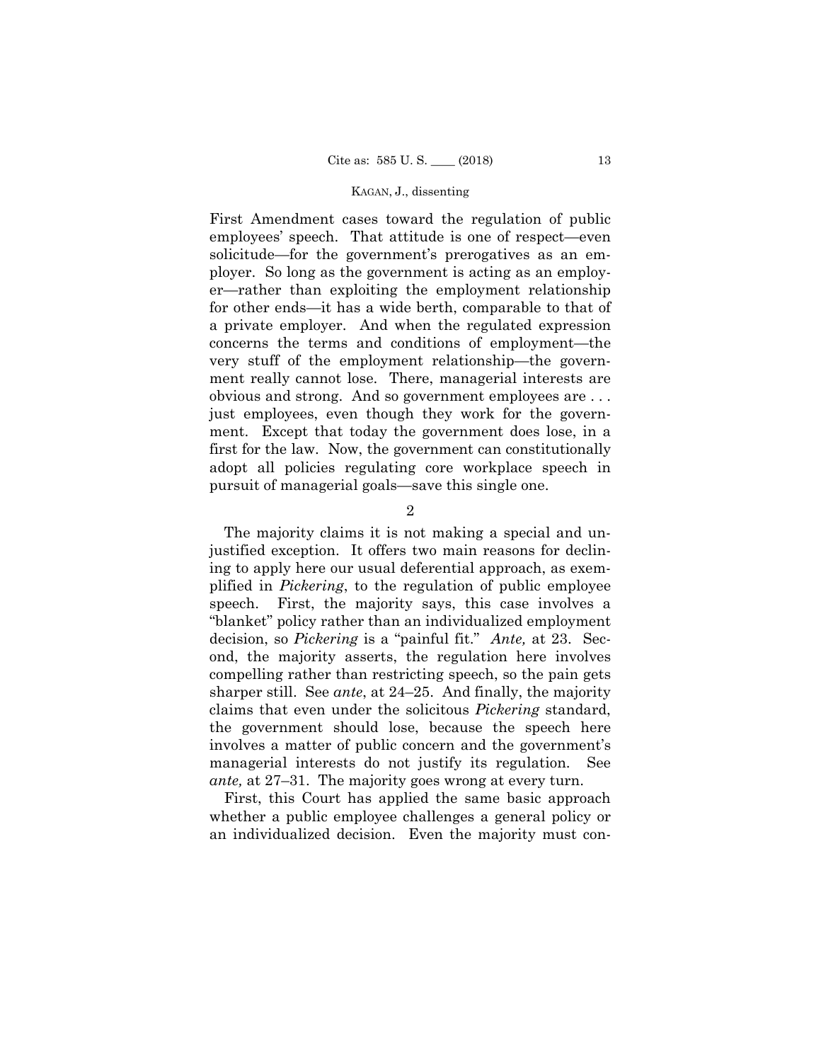First Amendment cases toward the regulation of public employees' speech. That attitude is one of respect—even solicitude—for the government's prerogatives as an employer. So long as the government is acting as an employer—rather than exploiting the employment relationship for other ends—it has a wide berth, comparable to that of a private employer. And when the regulated expression concerns the terms and conditions of employment—the very stuff of the employment relationship—the government really cannot lose. There, managerial interests are obvious and strong. And so government employees are . . . just employees, even though they work for the government. Except that today the government does lose, in a first for the law. Now, the government can constitutionally adopt all policies regulating core workplace speech in pursuit of managerial goals—save this single one.

2

The majority claims it is not making a special and unjustified exception. It offers two main reasons for declining to apply here our usual deferential approach, as exemplified in *Pickering*, to the regulation of public employee speech. First, the majority says, this case involves a "blanket" policy rather than an individualized employment decision, so *Pickering* is a "painful fit." *Ante,* at 23. Second, the majority asserts, the regulation here involves compelling rather than restricting speech, so the pain gets sharper still. See *ante*, at 24–25. And finally, the majority claims that even under the solicitous *Pickering* standard, the government should lose, because the speech here involves a matter of public concern and the government's managerial interests do not justify its regulation. See *ante,* at 27–31. The majority goes wrong at every turn.

First, this Court has applied the same basic approach whether a public employee challenges a general policy or an individualized decision. Even the majority must con-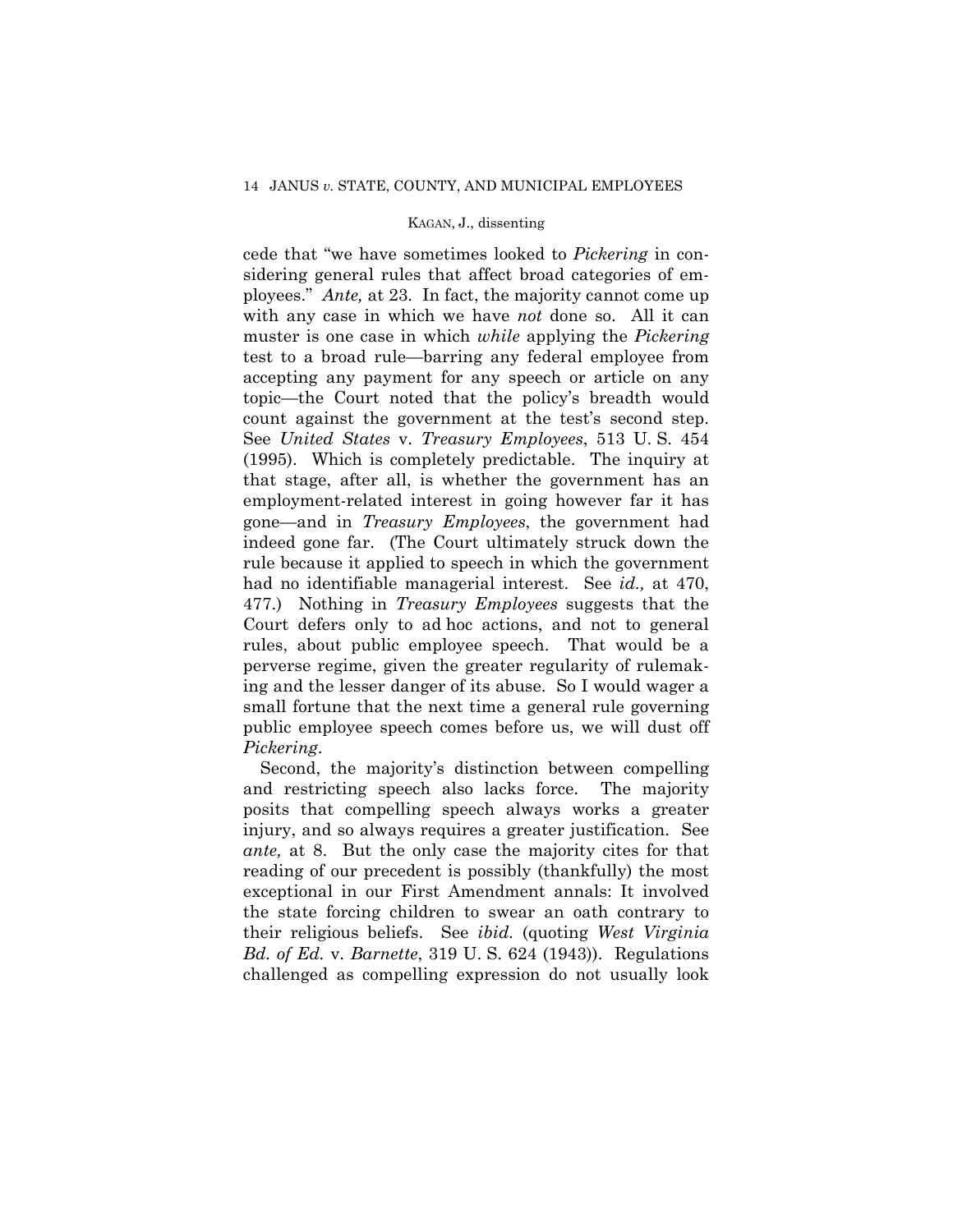cede that "we have sometimes looked to *Pickering* in considering general rules that affect broad categories of employees." *Ante,* at 23. In fact, the majority cannot come up with any case in which we have *not* done so. All it can muster is one case in which *while* applying the *Pickering* test to a broad rule—barring any federal employee from accepting any payment for any speech or article on any topic—the Court noted that the policy's breadth would count against the government at the test's second step. See *United States* v. *Treasury Employees*, 513 U. S. 454 (1995). Which is completely predictable. The inquiry at that stage, after all, is whether the government has an employment-related interest in going however far it has gone—and in *Treasury Employees*, the government had indeed gone far. (The Court ultimately struck down the rule because it applied to speech in which the government had no identifiable managerial interest. See *id.,* at 470, 477.) Nothing in *Treasury Employees* suggests that the Court defers only to ad hoc actions, and not to general rules, about public employee speech. That would be a perverse regime, given the greater regularity of rulemaking and the lesser danger of its abuse. So I would wager a small fortune that the next time a general rule governing public employee speech comes before us, we will dust off *Pickering*.

Second, the majority's distinction between compelling and restricting speech also lacks force. The majority posits that compelling speech always works a greater injury, and so always requires a greater justification. See *ante,* at 8. But the only case the majority cites for that reading of our precedent is possibly (thankfully) the most exceptional in our First Amendment annals: It involved the state forcing children to swear an oath contrary to their religious beliefs. See *ibid.* (quoting *West Virginia Bd. of Ed.* v. *Barnette*, 319 U. S. 624 (1943)). Regulations challenged as compelling expression do not usually look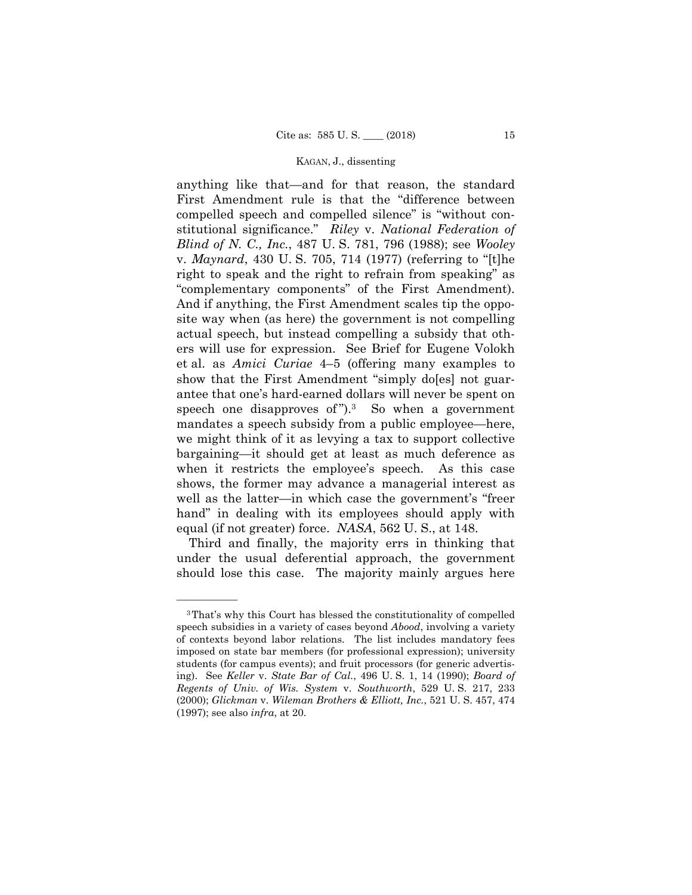anything like that—and for that reason, the standard First Amendment rule is that the "difference between compelled speech and compelled silence" is "without constitutional significance." *Riley* v. *National Federation of Blind of N. C., Inc.*, 487 U. S. 781, 796 (1988); see *Wooley* v. *Maynard*, 430 U. S. 705, 714 (1977) (referring to "[t]he right to speak and the right to refrain from speaking" as "complementary components" of the First Amendment). And if anything, the First Amendment scales tip the opposite way when (as here) the government is not compelling actual speech, but instead compelling a subsidy that others will use for expression. See Brief for Eugene Volokh et al. as *Amici Curiae* 4–5 (offering many examples to show that the First Amendment "simply do[es] not guarantee that one's hard-earned dollars will never be spent on speech one disapproves of").[3] So when a government mandates a speech subsidy from a public employee—here, we might think of it as levying a tax to support collective bargaining—it should get at least as much deference as when it restricts the employee's speech. As this case shows, the former may advance a managerial interest as well as the latter—in which case the government's "freer hand" in dealing with its employees should apply with equal (if not greater) force. *NASA*, 562 U. S., at 148.

Third and finally, the majority errs in thinking that under the usual deferential approach, the government should lose this case. The majority mainly argues here

---

[3] That's why this Court has blessed the constitutionality of compelled speech subsidies in a variety of cases beyond *Abood*, involving a variety of contexts beyond labor relations. The list includes mandatory fees imposed on state bar members (for professional expression); university students (for campus events); and fruit processors (for generic advertising). See *Keller* v. *State Bar of Cal.*, 496 U. S. 1, 14 (1990); *Board of Regents of Univ. of Wis. System* v. *Southworth*, 529 U. S. 217, 233 (2000); *Glickman* v. *Wileman Brothers & Elliott, Inc.*, 521 U. S. 457, 474 (1997); see also *infra*, at 20.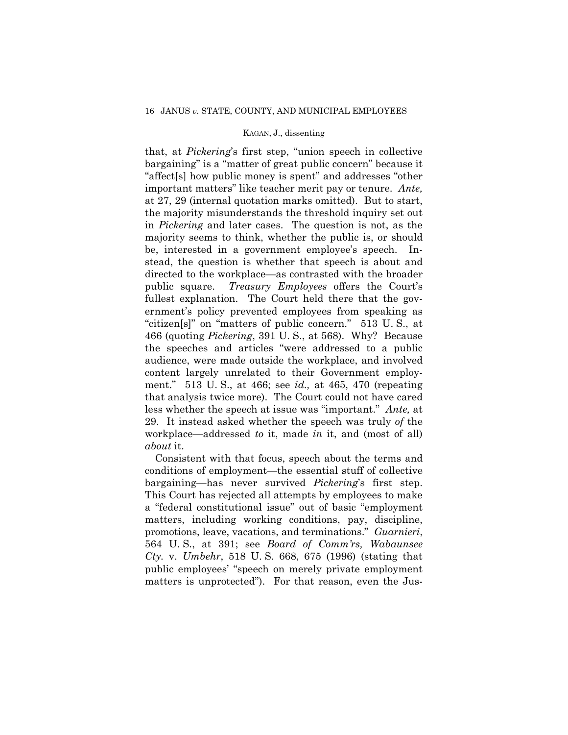that, at *Pickering*'s first step, "union speech in collective bargaining" is a "matter of great public concern" because it "affect[s] how public money is spent" and addresses "other important matters" like teacher merit pay or tenure. *Ante,* at 27, 29 (internal quotation marks omitted). But to start, the majority misunderstands the threshold inquiry set out in *Pickering* and later cases. The question is not, as the majority seems to think, whether the public is, or should be, interested in a government employee's speech. Instead, the question is whether that speech is about and directed to the workplace—as contrasted with the broader public square. *Treasury Employees* offers the Court's fullest explanation. The Court held there that the government's policy prevented employees from speaking as "citizen[s]" on "matters of public concern." 513 U. S., at 466 (quoting *Pickering*, 391 U. S., at 568). Why? Because the speeches and articles "were addressed to a public audience, were made outside the workplace, and involved content largely unrelated to their Government employment." 513 U. S., at 466; see *id.,* at 465, 470 (repeating that analysis twice more). The Court could not have cared less whether the speech at issue was "important." *Ante,* at 29. It instead asked whether the speech was truly *of* the workplace—addressed *to* it, made *in* it, and (most of all) *about* it.

Consistent with that focus, speech about the terms and conditions of employment—the essential stuff of collective bargaining—has never survived *Pickering*'s first step. This Court has rejected all attempts by employees to make a "federal constitutional issue" out of basic "employment matters, including working conditions, pay, discipline, promotions, leave, vacations, and terminations." *Guarnieri*, 564 U. S., at 391; see *Board of Comm'rs, Wabaunsee Cty.* v. *Umbehr*, 518 U. S. 668, 675 (1996) (stating that public employees' "speech on merely private employment matters is unprotected"). For that reason, even the Jus-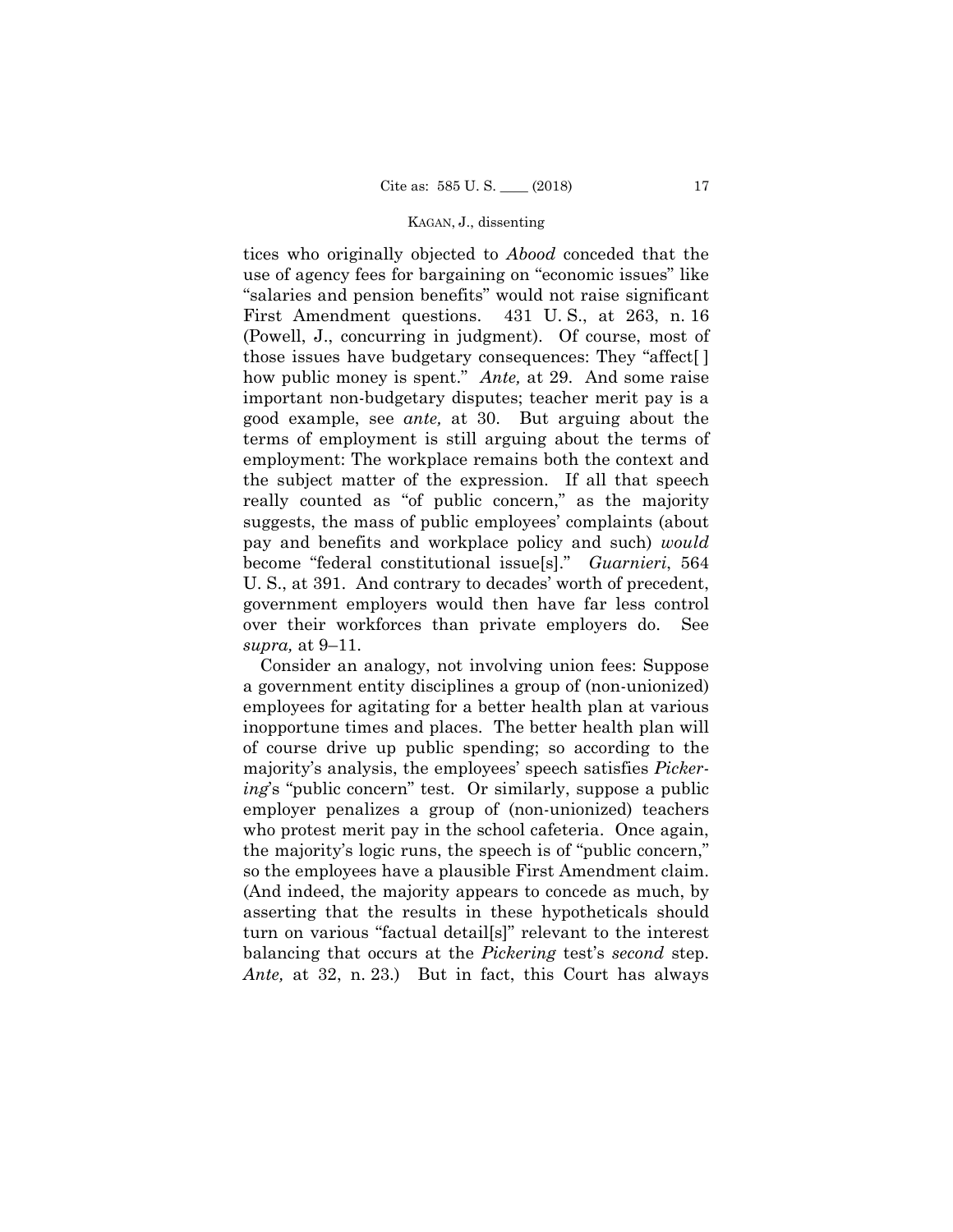tices who originally objected to *Abood* conceded that the use of agency fees for bargaining on "economic issues" like "salaries and pension benefits" would not raise significant First Amendment questions. 431 U. S., at 263, n. 16 (Powell, J., concurring in judgment). Of course, most of those issues have budgetary consequences: They "affect[ ] how public money is spent." *Ante,* at 29. And some raise important non-budgetary disputes; teacher merit pay is a good example, see *ante,* at 30. But arguing about the terms of employment is still arguing about the terms of employment: The workplace remains both the context and the subject matter of the expression. If all that speech really counted as "of public concern," as the majority suggests, the mass of public employees' complaints (about pay and benefits and workplace policy and such) *would* become "federal constitutional issue[s]." *Guarnieri*, 564 U. S., at 391. And contrary to decades' worth of precedent, government employers would then have far less control over their workforces than private employers do. See *supra,* at 9–11.

Consider an analogy, not involving union fees: Suppose a government entity disciplines a group of (non-unionized) employees for agitating for a better health plan at various inopportune times and places. The better health plan will of course drive up public spending; so according to the majority's analysis, the employees' speech satisfies *Pickering*'s "public concern" test. Or similarly, suppose a public employer penalizes a group of (non-unionized) teachers who protest merit pay in the school cafeteria. Once again, the majority's logic runs, the speech is of "public concern," so the employees have a plausible First Amendment claim. (And indeed, the majority appears to concede as much, by asserting that the results in these hypotheticals should turn on various "factual detail[s]" relevant to the interest balancing that occurs at the *Pickering* test's *second* step. *Ante,* at 32, n. 23.) But in fact, this Court has always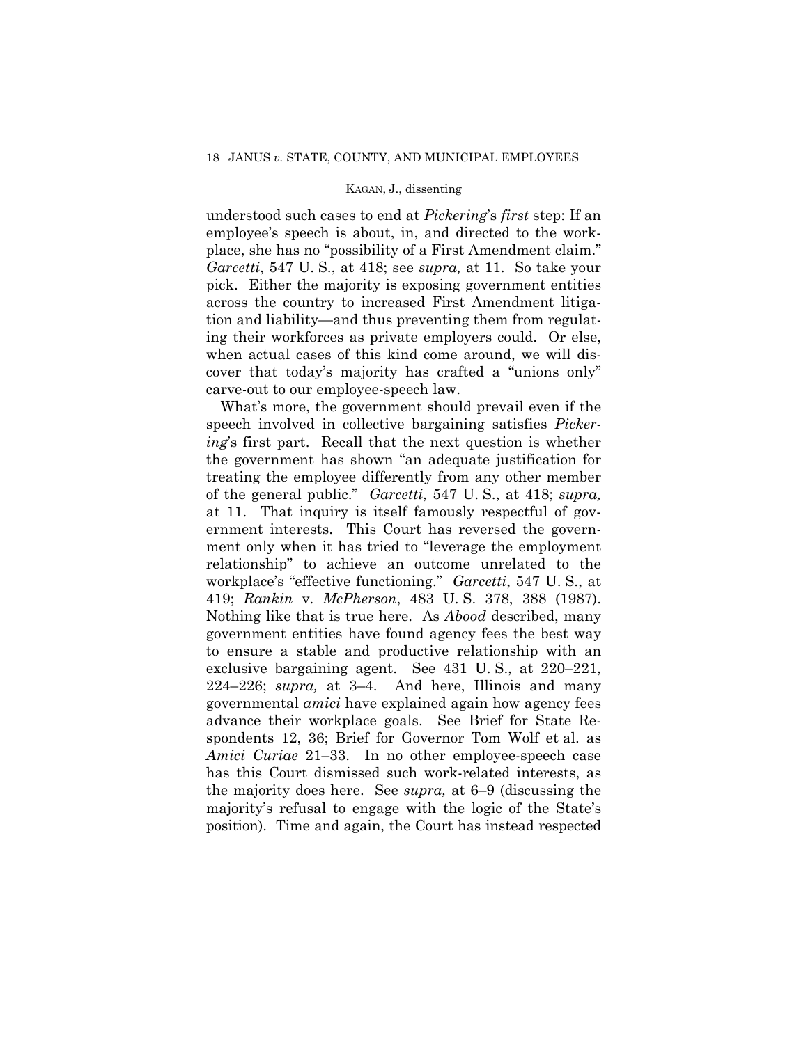understood such cases to end at *Pickering*'s *first* step: If an employee's speech is about, in, and directed to the workplace, she has no "possibility of a First Amendment claim." *Garcetti*, 547 U. S., at 418; see *supra,* at 11. So take your pick. Either the majority is exposing government entities across the country to increased First Amendment litigation and liability—and thus preventing them from regulating their workforces as private employers could. Or else, when actual cases of this kind come around, we will discover that today's majority has crafted a "unions only" carve-out to our employee-speech law.

What's more, the government should prevail even if the speech involved in collective bargaining satisfies *Pickering*'s first part. Recall that the next question is whether the government has shown "an adequate justification for treating the employee differently from any other member of the general public." *Garcetti*, 547 U. S., at 418; *supra,* at 11. That inquiry is itself famously respectful of government interests. This Court has reversed the government only when it has tried to "leverage the employment relationship" to achieve an outcome unrelated to the workplace's "effective functioning." *Garcetti*, 547 U. S., at 419; *Rankin* v. *McPherson*, 483 U. S. 378, 388 (1987). Nothing like that is true here. As *Abood* described, many government entities have found agency fees the best way to ensure a stable and productive relationship with an exclusive bargaining agent. See 431 U. S., at 220–221, 224–226; *supra,* at 3–4. And here, Illinois and many governmental *amici* have explained again how agency fees advance their workplace goals. See Brief for State Respondents 12, 36; Brief for Governor Tom Wolf et al. as *Amici Curiae* 21–33. In no other employee-speech case has this Court dismissed such work-related interests, as the majority does here. See *supra,* at 6–9 (discussing the majority's refusal to engage with the logic of the State's position). Time and again, the Court has instead respected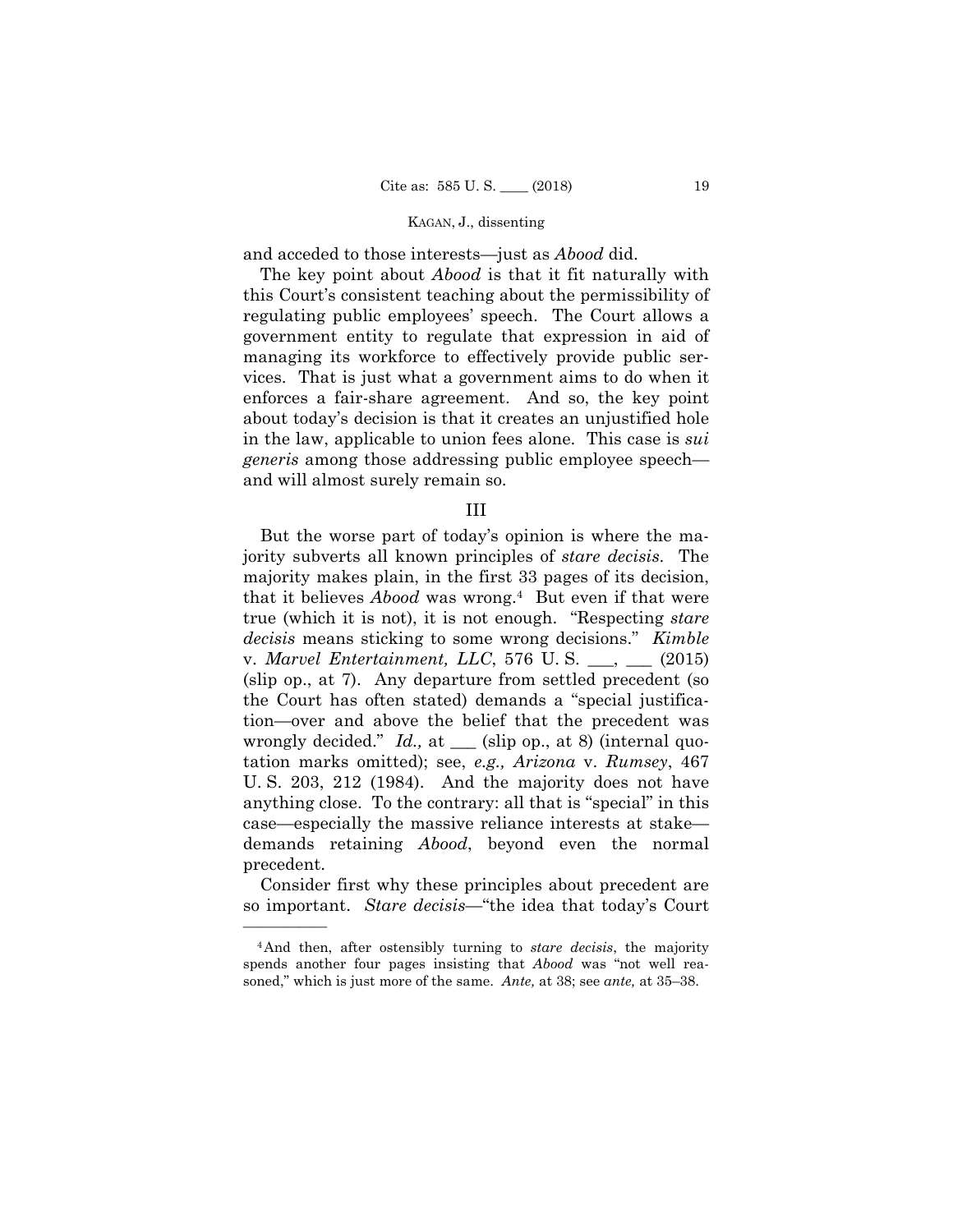and acceded to those interests—just as *Abood* did.

The key point about *Abood* is that it fit naturally with this Court's consistent teaching about the permissibility of regulating public employees' speech. The Court allows a government entity to regulate that expression in aid of managing its workforce to effectively provide public services. That is just what a government aims to do when it enforces a fair-share agreement. And so, the key point about today's decision is that it creates an unjustified hole in the law, applicable to union fees alone. This case is *sui generis* among those addressing public employee speech—and will almost surely remain so.

## III

But the worse part of today's opinion is where the majority subverts all known principles of *stare decisis*. The majority makes plain, in the first 33 pages of its decision, that it believes *Abood* was wrong.[4] But even if that were true (which it is not), it is not enough. "Respecting *stare decisis* means sticking to some wrong decisions." *Kimble* v. *Marvel Entertainment, LLC*, 576 U. S. \_\_\_, \_\_\_ (2015) (slip op., at 7). Any departure from settled precedent (so the Court has often stated) demands a "special justification—over and above the belief that the precedent was wrongly decided." *Id.,* at \_\_\_ (slip op., at 8) (internal quotation marks omitted); see, *e.g., Arizona* v. *Rumsey*, 467 U. S. 203, 212 (1984). And the majority does not have anything close. To the contrary: all that is "special" in this case—especially the massive reliance interests at stake—demands retaining *Abood*, beyond even the normal precedent.

Consider first why these principles about precedent are so important. *Stare decisis*—"the idea that today's Court

---

[4] And then, after ostensibly turning to *stare decisis*, the majority spends another four pages insisting that *Abood* was "not well reasoned," which is just more of the same. *Ante,* at 38; see *ante,* at 35–38.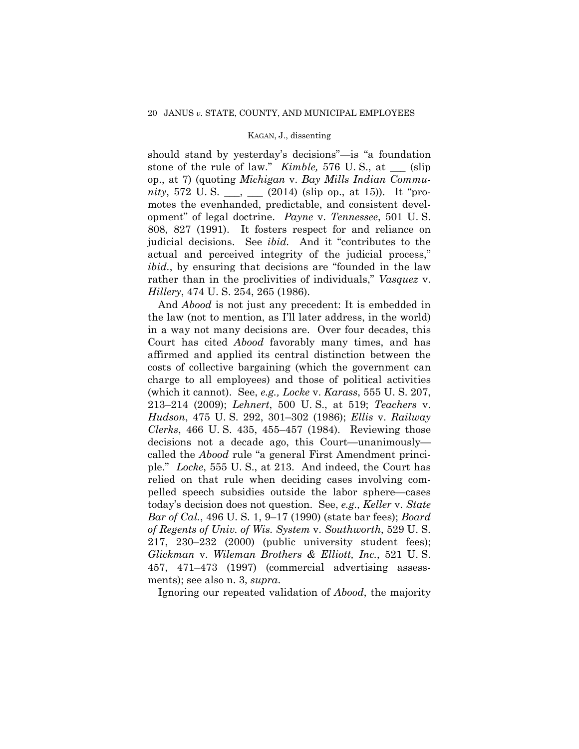should stand by yesterday's decisions"—is "a foundation stone of the rule of law." *Kimble,* 576 U. S., at ___ (slip op., at 7) (quoting *Michigan* v. *Bay Mills Indian Community*, 572 U. S. ___, ___ (2014) (slip op., at 15)). It "promotes the evenhanded, predictable, and consistent development" of legal doctrine. *Payne* v. *Tennessee*, 501 U. S. 808, 827 (1991). It fosters respect for and reliance on judicial decisions. See *ibid.* And it "contributes to the actual and perceived integrity of the judicial process," *ibid.*, by ensuring that decisions are "founded in the law rather than in the proclivities of individuals," *Vasquez* v. *Hillery*, 474 U. S. 254, 265 (1986).

And *Abood* is not just any precedent: It is embedded in the law (not to mention, as I'll later address, in the world) in a way not many decisions are. Over four decades, this Court has cited *Abood* favorably many times, and has affirmed and applied its central distinction between the costs of collective bargaining (which the government can charge to all employees) and those of political activities (which it cannot). See, *e.g., Locke* v. *Karass*, 555 U. S. 207, 213–214 (2009); *Lehnert*, 500 U. S., at 519; *Teachers* v. *Hudson*, 475 U. S. 292, 301–302 (1986); *Ellis* v. *Railway Clerks*, 466 U. S. 435, 455–457 (1984). Reviewing those decisions not a decade ago, this Court—unanimously—called the *Abood* rule "a general First Amendment principle." *Locke*, 555 U. S., at 213. And indeed, the Court has relied on that rule when deciding cases involving compelled speech subsidies outside the labor sphere—cases today's decision does not question. See, *e.g., Keller* v. *State Bar of Cal.*, 496 U. S. 1, 9–17 (1990) (state bar fees); *Board of Regents of Univ. of Wis. System* v. *Southworth*, 529 U. S. 217, 230–232 (2000) (public university student fees); *Glickman* v. *Wileman Brothers & Elliott, Inc.*, 521 U. S. 457, 471–473 (1997) (commercial advertising assessments); see also n. 3, *supra*.

Ignoring our repeated validation of *Abood*, the majority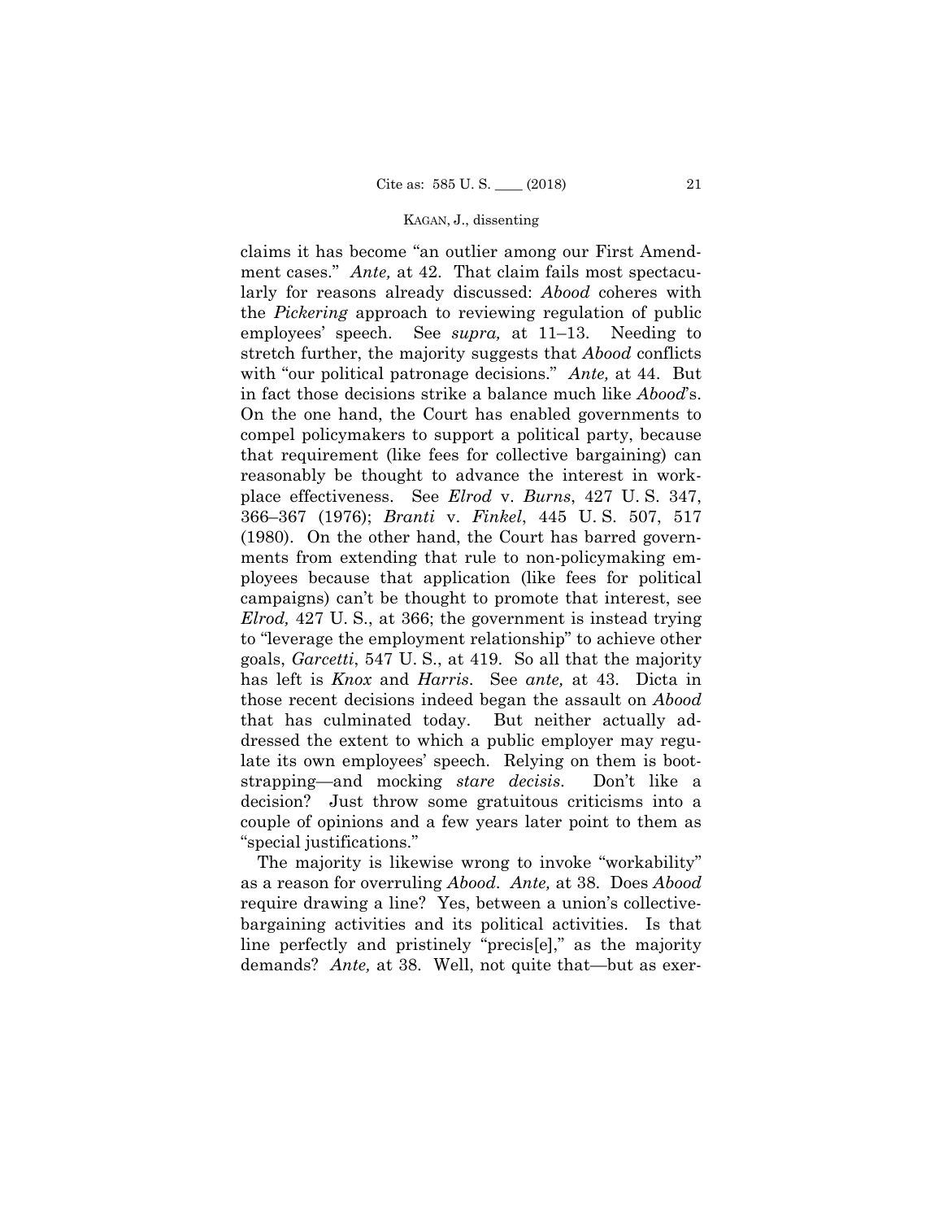claims it has become "an outlier among our First Amendment cases." *Ante,* at 42. That claim fails most spectacularly for reasons already discussed: *Abood* coheres with the *Pickering* approach to reviewing regulation of public employees' speech. See *supra,* at 11–13. Needing to stretch further, the majority suggests that *Abood* conflicts with "our political patronage decisions." *Ante,* at 44. But in fact those decisions strike a balance much like *Abood*'s. On the one hand, the Court has enabled governments to compel policymakers to support a political party, because that requirement (like fees for collective bargaining) can reasonably be thought to advance the interest in workplace effectiveness. See *Elrod* v. *Burns*, 427 U. S. 347, 366–367 (1976); *Branti* v. *Finkel*, 445 U. S. 507, 517 (1980). On the other hand, the Court has barred governments from extending that rule to non-policymaking employees because that application (like fees for political campaigns) can't be thought to promote that interest, see *Elrod,* 427 U. S., at 366; the government is instead trying to "leverage the employment relationship" to achieve other goals, *Garcetti*, 547 U. S., at 419. So all that the majority has left is *Knox* and *Harris*. See *ante,* at 43. Dicta in those recent decisions indeed began the assault on *Abood* that has culminated today. But neither actually addressed the extent to which a public employer may regulate its own employees' speech. Relying on them is bootstrapping—and mocking *stare decisis*. Don't like a decision? Just throw some gratuitous criticisms into a couple of opinions and a few years later point to them as "special justifications."

The majority is likewise wrong to invoke "workability" as a reason for overruling *Abood*. *Ante,* at 38. Does *Abood* require drawing a line? Yes, between a union's collective-bargaining activities and its political activities. Is that line perfectly and pristinely "precis[e]," as the majority demands? *Ante,* at 38. Well, not quite that—but as exer-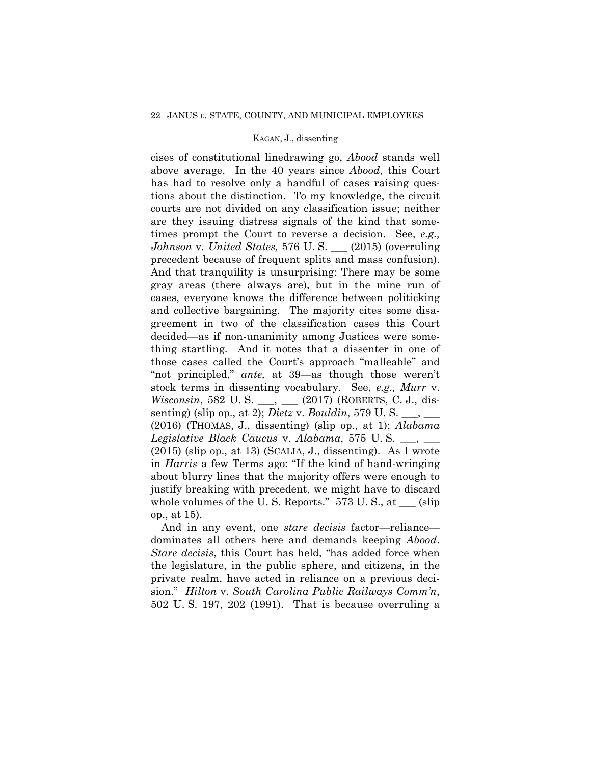cises of constitutional linedrawing go, *Abood* stands well above average. In the 40 years since *Abood*, this Court has had to resolve only a handful of cases raising questions about the distinction. To my knowledge, the circuit courts are not divided on any classification issue; neither are they issuing distress signals of the kind that sometimes prompt the Court to reverse a decision. See, *e.g., Johnson* v. *United States,* 576 U. S. ___ (2015) (overruling precedent because of frequent splits and mass confusion). And that tranquility is unsurprising: There may be some gray areas (there always are), but in the mine run of cases, everyone knows the difference between politicking and collective bargaining. The majority cites some disagreement in two of the classification cases this Court decided—as if non-unanimity among Justices were something startling. And it notes that a dissenter in one of those cases called the Court's approach "malleable" and "not principled," *ante,* at 39—as though those weren't stock terms in dissenting vocabulary. See, *e.g., Murr* v. *Wisconsin*, 582 U. S. ___, ___ (2017) (ROBERTS, C. J., dissenting) (slip op., at 2); *Dietz* v. *Bouldin*, 579 U. S. ___, ___ (2016) (THOMAS, J., dissenting) (slip op., at 1); *Alabama Legislative Black Caucus* v. *Alabama*, 575 U. S. ___, ___ (2015) (slip op., at 13) (SCALIA, J., dissenting). As I wrote in *Harris* a few Terms ago: "If the kind of hand-wringing about blurry lines that the majority offers were enough to justify breaking with precedent, we might have to discard whole volumes of the U. S. Reports." 573 U. S., at ___ (slip op., at 15).

And in any event, one *stare decisis* factor—reliance—dominates all others here and demands keeping *Abood*. *Stare decisis*, this Court has held, "has added force when the legislature, in the public sphere, and citizens, in the private realm, have acted in reliance on a previous decision." *Hilton* v. *South Carolina Public Railways Comm'n*, 502 U. S. 197, 202 (1991). That is because overruling a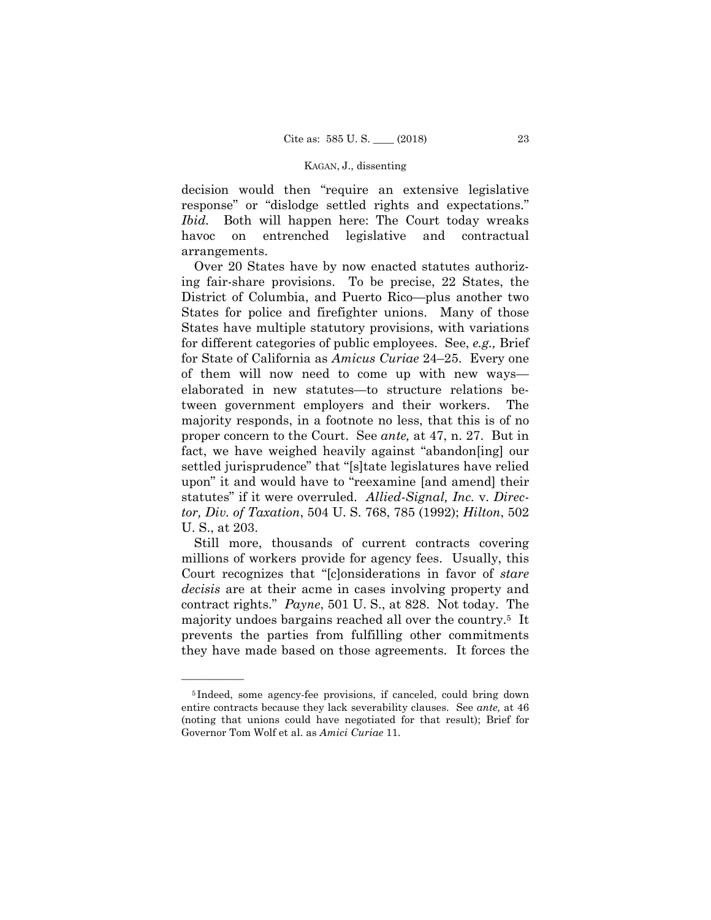decision would then "require an extensive legislative response" or "dislodge settled rights and expectations." *Ibid.* Both will happen here: The Court today wreaks havoc on entrenched legislative and contractual arrangements.

Over 20 States have by now enacted statutes authorizing fair-share provisions. To be precise, 22 States, the District of Columbia, and Puerto Rico—plus another two States for police and firefighter unions. Many of those States have multiple statutory provisions, with variations for different categories of public employees. See, *e.g.,* Brief for State of California as *Amicus Curiae* 24–25. Every one of them will now need to come up with new ways—elaborated in new statutes—to structure relations between government employers and their workers. The majority responds, in a footnote no less, that this is of no proper concern to the Court. See *ante,* at 47, n. 27. But in fact, we have weighed heavily against "abandon[ing] our settled jurisprudence" that "[s]tate legislatures have relied upon" it and would have to "reexamine [and amend] their statutes" if it were overruled. *Allied-Signal, Inc.* v. *Director, Div. of Taxation*, 504 U. S. 768, 785 (1992); *Hilton*, 502 U. S., at 203.

Still more, thousands of current contracts covering millions of workers provide for agency fees. Usually, this Court recognizes that "[c]onsiderations in favor of *stare decisis* are at their acme in cases involving property and contract rights." *Payne*, 501 U. S., at 828. Not today. The majority undoes bargains reached all over the country.[5] It prevents the parties from fulfilling other commitments they have made based on those agreements. It forces the

———————

[5] Indeed, some agency-fee provisions, if canceled, could bring down entire contracts because they lack severability clauses. See *ante,* at 46 (noting that unions could have negotiated for that result); Brief for Governor Tom Wolf et al. as *Amici Curiae* 11.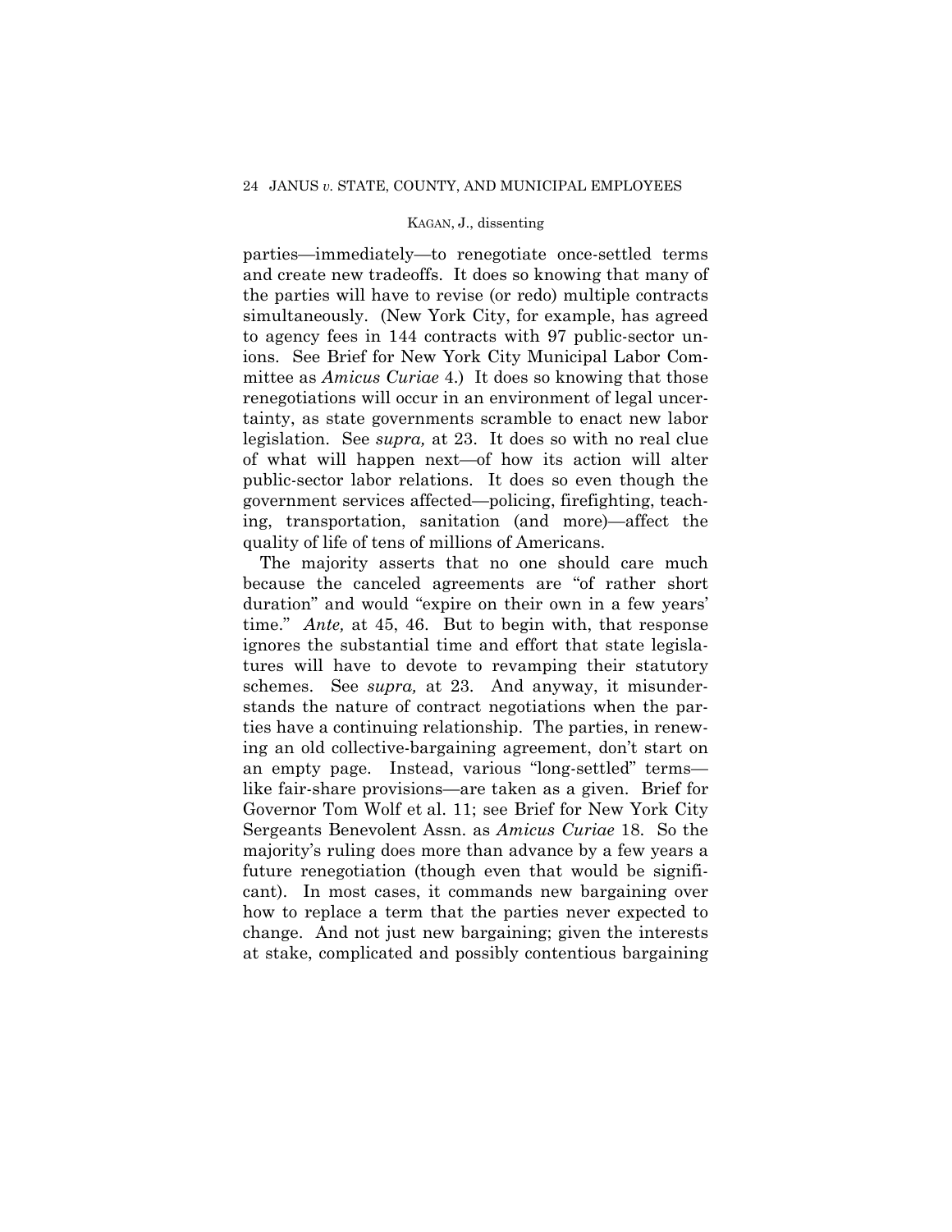parties—immediately—to renegotiate once-settled terms and create new tradeoffs. It does so knowing that many of the parties will have to revise (or redo) multiple contracts simultaneously. (New York City, for example, has agreed to agency fees in 144 contracts with 97 public-sector unions. See Brief for New York City Municipal Labor Committee as *Amicus Curiae* 4.) It does so knowing that those renegotiations will occur in an environment of legal uncertainty, as state governments scramble to enact new labor legislation. See *supra,* at 23. It does so with no real clue of what will happen next—of how its action will alter public-sector labor relations. It does so even though the government services affected—policing, firefighting, teaching, transportation, sanitation (and more)—affect the quality of life of tens of millions of Americans.

The majority asserts that no one should care much because the canceled agreements are "of rather short duration" and would "expire on their own in a few years' time." *Ante,* at 45, 46. But to begin with, that response ignores the substantial time and effort that state legislatures will have to devote to revamping their statutory schemes. See *supra,* at 23. And anyway, it misunderstands the nature of contract negotiations when the parties have a continuing relationship. The parties, in renewing an old collective-bargaining agreement, don't start on an empty page. Instead, various "long-settled" terms—like fair-share provisions—are taken as a given. Brief for Governor Tom Wolf et al. 11; see Brief for New York City Sergeants Benevolent Assn. as *Amicus Curiae* 18. So the majority's ruling does more than advance by a few years a future renegotiation (though even that would be significant). In most cases, it commands new bargaining over how to replace a term that the parties never expected to change. And not just new bargaining; given the interests at stake, complicated and possibly contentious bargaining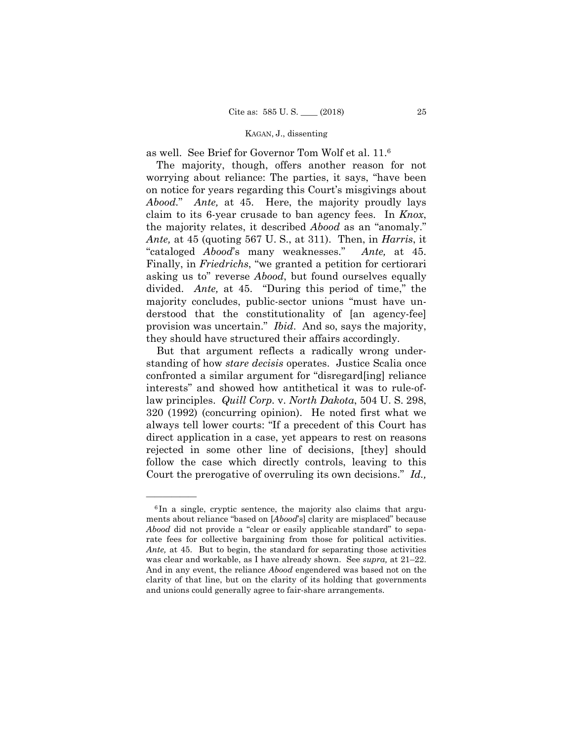as well. See Brief for Governor Tom Wolf et al. 11.[6]

The majority, though, offers another reason for not worrying about reliance: The parties, it says, "have been on notice for years regarding this Court's misgivings about *Abood*." *Ante,* at 45. Here, the majority proudly lays claim to its 6-year crusade to ban agency fees. In *Knox*, the majority relates, it described *Abood* as an "anomaly." *Ante,* at 45 (quoting 567 U. S., at 311). Then, in *Harris*, it "cataloged *Abood*'s many weaknesses." *Ante,* at 45. Finally, in *Friedrichs*, "we granted a petition for certiorari asking us to" reverse *Abood*, but found ourselves equally divided. *Ante,* at 45. "During this period of time," the majority concludes, public-sector unions "must have understood that the constitutionality of [an agency-fee] provision was uncertain." *Ibid*. And so, says the majority, they should have structured their affairs accordingly.

But that argument reflects a radically wrong understanding of how *stare decisis* operates. Justice Scalia once confronted a similar argument for "disregard[ing] reliance interests" and showed how antithetical it was to rule-of-law principles. *Quill Corp.* v. *North Dakota*, 504 U. S. 298, 320 (1992) (concurring opinion). He noted first what we always tell lower courts: "If a precedent of this Court has direct application in a case, yet appears to rest on reasons rejected in some other line of decisions, [they] should follow the case which directly controls, leaving to this Court the prerogative of overruling its own decisions." *Id.,*

---

[6] In a single, cryptic sentence, the majority also claims that arguments about reliance "based on [*Abood*'s] clarity are misplaced" because *Abood* did not provide a "clear or easily applicable standard" to separate fees for collective bargaining from those for political activities. *Ante,* at 45. But to begin, the standard for separating those activities was clear and workable, as I have already shown. See *supra,* at 21–22. And in any event, the reliance *Abood* engendered was based not on the clarity of that line, but on the clarity of its holding that governments and unions could generally agree to fair-share arrangements.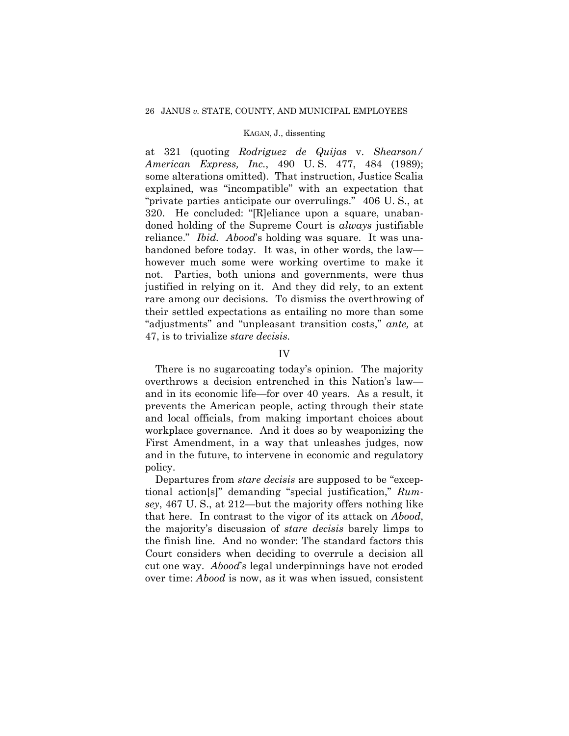at 321 (quoting *Rodriguez de Quijas* v. *Shearson/ American Express, Inc.*, 490 U. S. 477, 484 (1989); some alterations omitted). That instruction, Justice Scalia explained, was "incompatible" with an expectation that "private parties anticipate our overrulings." 406 U. S., at 320. He concluded: "[R]eliance upon a square, unabandoned holding of the Supreme Court is *always* justifiable reliance." *Ibid. Abood*'s holding was square. It was unabandoned before today. It was, in other words, the law—however much some were working overtime to make it not. Parties, both unions and governments, were thus justified in relying on it. And they did rely, to an extent rare among our decisions. To dismiss the overthrowing of their settled expectations as entailing no more than some "adjustments" and "unpleasant transition costs," *ante,* at 47, is to trivialize *stare decisis.*

## IV

There is no sugarcoating today's opinion. The majority overthrows a decision entrenched in this Nation's law—and in its economic life—for over 40 years. As a result, it prevents the American people, acting through their state and local officials, from making important choices about workplace governance. And it does so by weaponizing the First Amendment, in a way that unleashes judges, now and in the future, to intervene in economic and regulatory policy.

Departures from *stare decisis* are supposed to be "exceptional action[s]" demanding "special justification," *Rumsey*, 467 U. S., at 212—but the majority offers nothing like that here. In contrast to the vigor of its attack on *Abood*, the majority's discussion of *stare decisis* barely limps to the finish line. And no wonder: The standard factors this Court considers when deciding to overrule a decision all cut one way. *Abood*'s legal underpinnings have not eroded over time: *Abood* is now, as it was when issued, consistent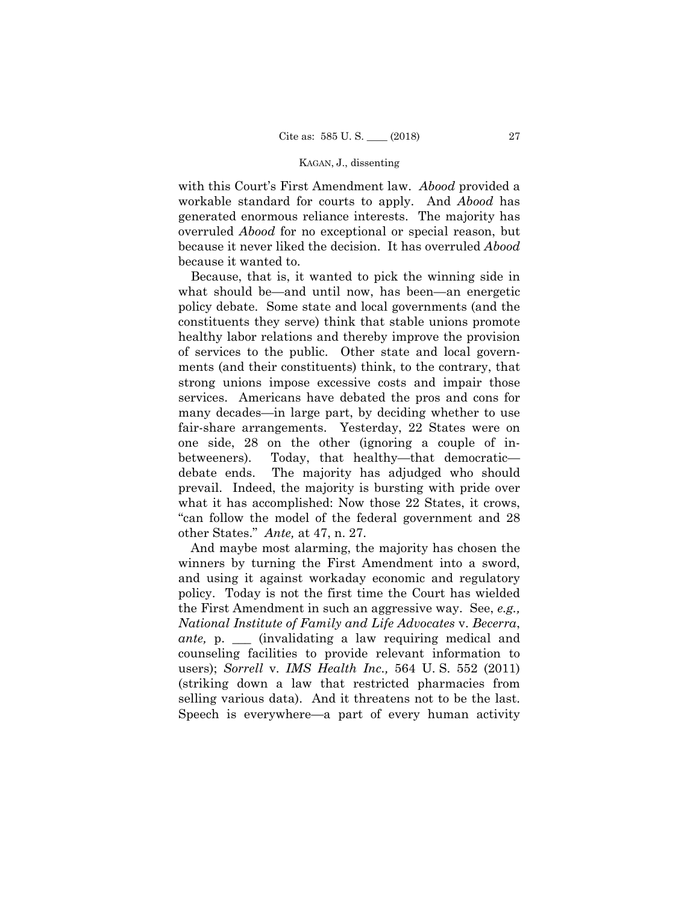with this Court's First Amendment law. *Abood* provided a workable standard for courts to apply. And *Abood* has generated enormous reliance interests. The majority has overruled *Abood* for no exceptional or special reason, but because it never liked the decision. It has overruled *Abood* because it wanted to.

Because, that is, it wanted to pick the winning side in what should be—and until now, has been—an energetic policy debate. Some state and local governments (and the constituents they serve) think that stable unions promote healthy labor relations and thereby improve the provision of services to the public. Other state and local governments (and their constituents) think, to the contrary, that strong unions impose excessive costs and impair those services. Americans have debated the pros and cons for many decades—in large part, by deciding whether to use fair-share arrangements. Yesterday, 22 States were on one side, 28 on the other (ignoring a couple of in-betweeners). Today, that healthy—that democratic—debate ends. The majority has adjudged who should prevail. Indeed, the majority is bursting with pride over what it has accomplished: Now those 22 States, it crows, "can follow the model of the federal government and 28 other States." *Ante,* at 47, n. 27.

And maybe most alarming, the majority has chosen the winners by turning the First Amendment into a sword, and using it against workaday economic and regulatory policy. Today is not the first time the Court has wielded the First Amendment in such an aggressive way. See, *e.g., National Institute of Family and Life Advocates* v. *Becerra*, *ante,* p. ___ (invalidating a law requiring medical and counseling facilities to provide relevant information to users); *Sorrell* v. *IMS Health Inc.,* 564 U. S. 552 (2011) (striking down a law that restricted pharmacies from selling various data). And it threatens not to be the last. Speech is everywhere—a part of every human activity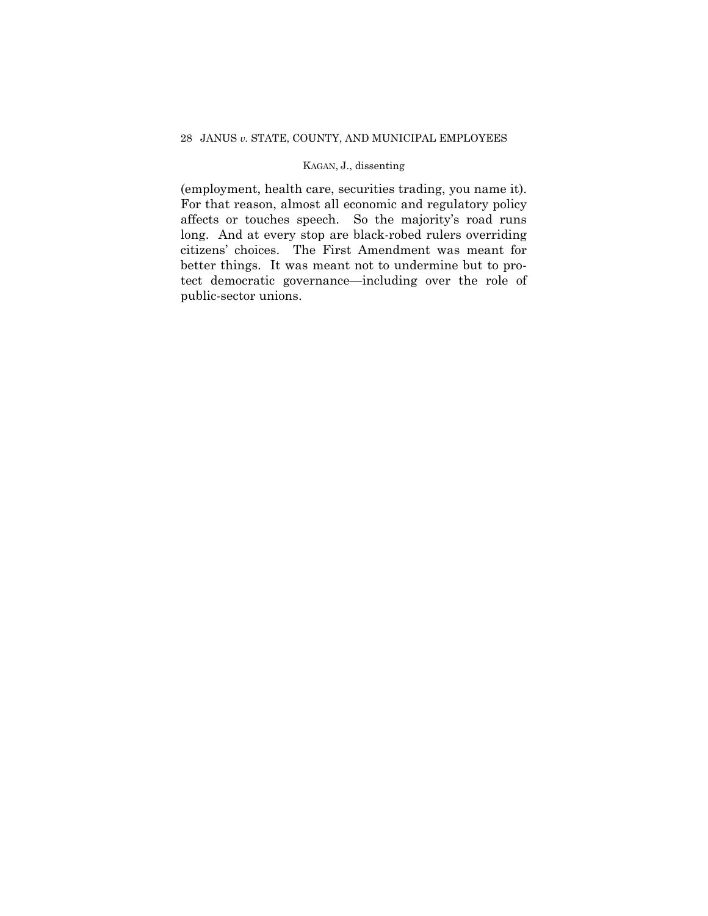(employment, health care, securities trading, you name it). For that reason, almost all economic and regulatory policy affects or touches speech. So the majority's road runs long. And at every stop are black-robed rulers overriding citizens' choices. The First Amendment was meant for better things. It was meant not to undermine but to protect democratic governance—including over the role of public-sector unions.